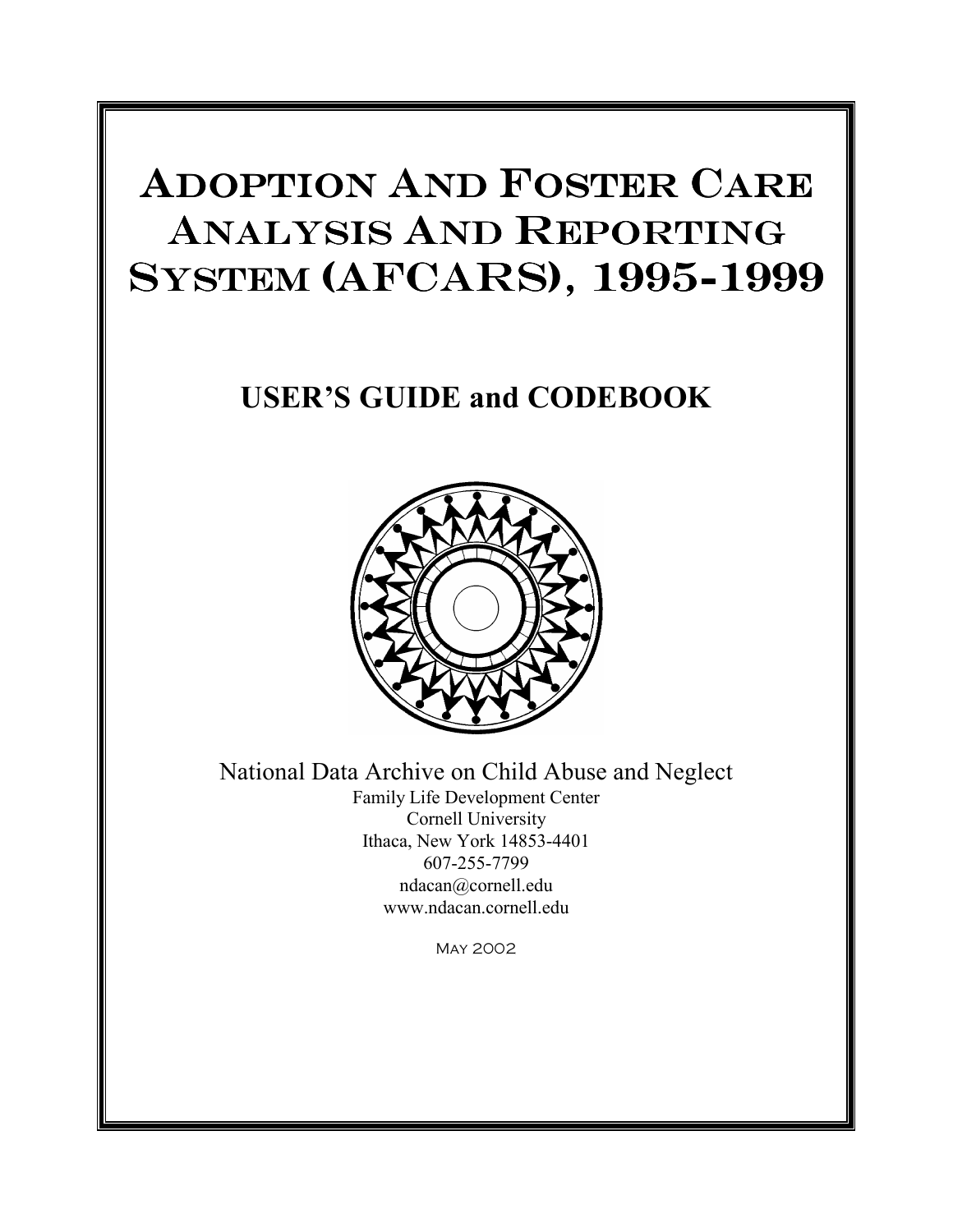# Adoption And Foster Care Analysis And Reporting System (AFCARS), 1995-1999

## USER'S GUIDE and CODEBOOK

National Data Archive on Child Abuse and Neglect

Family Life Development Center
Cornell University
Ithaca, New York 14853-4401
607-255-7799
ndacan@cornell.edu
www.ndacan.cornell.edu

May 2002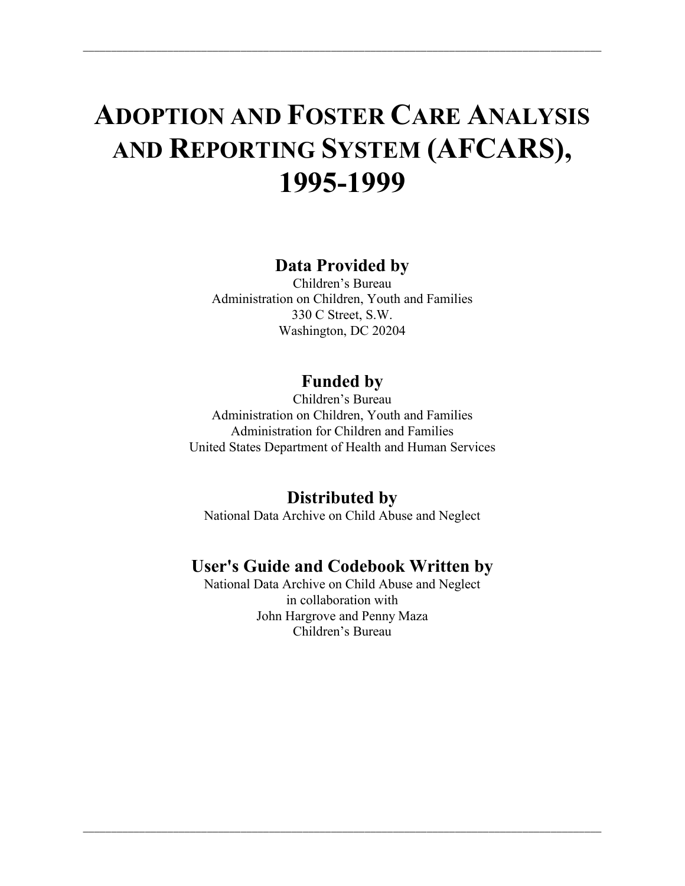# ADOPTION AND FOSTER CARE ANALYSIS AND REPORTING SYSTEM (AFCARS), 1995-1999

## Data Provided by

Children's Bureau
Administration on Children, Youth and Families
330 C Street, S.W.
Washington, DC 20204

## Funded by

Children's Bureau
Administration on Children, Youth and Families
Administration for Children and Families
United States Department of Health and Human Services

## Distributed by

National Data Archive on Child Abuse and Neglect

## User's Guide and Codebook Written by

National Data Archive on Child Abuse and Neglect
in collaboration with
John Hargrove and Penny Maza
Children's Bureau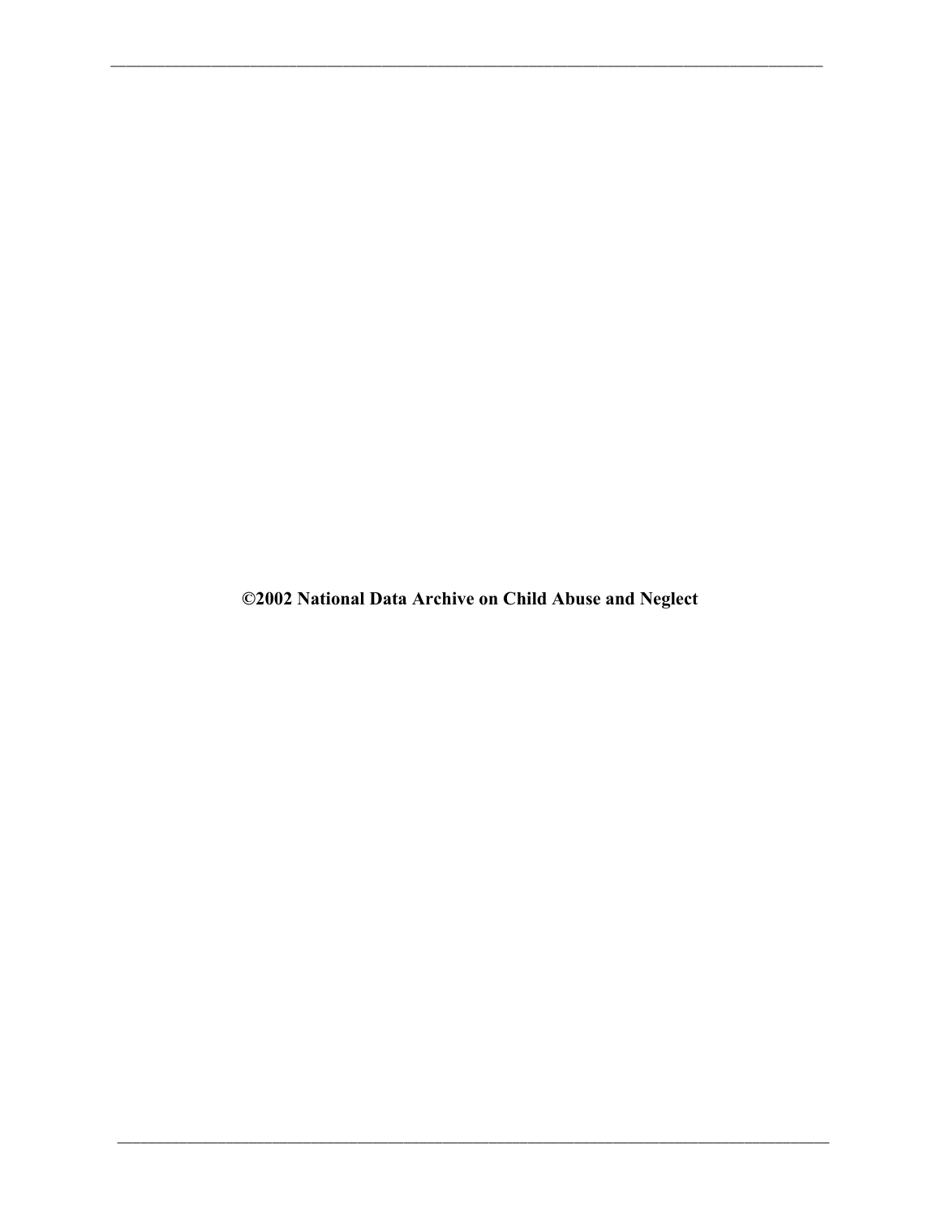**©2002 National Data Archive on Child Abuse and Neglect**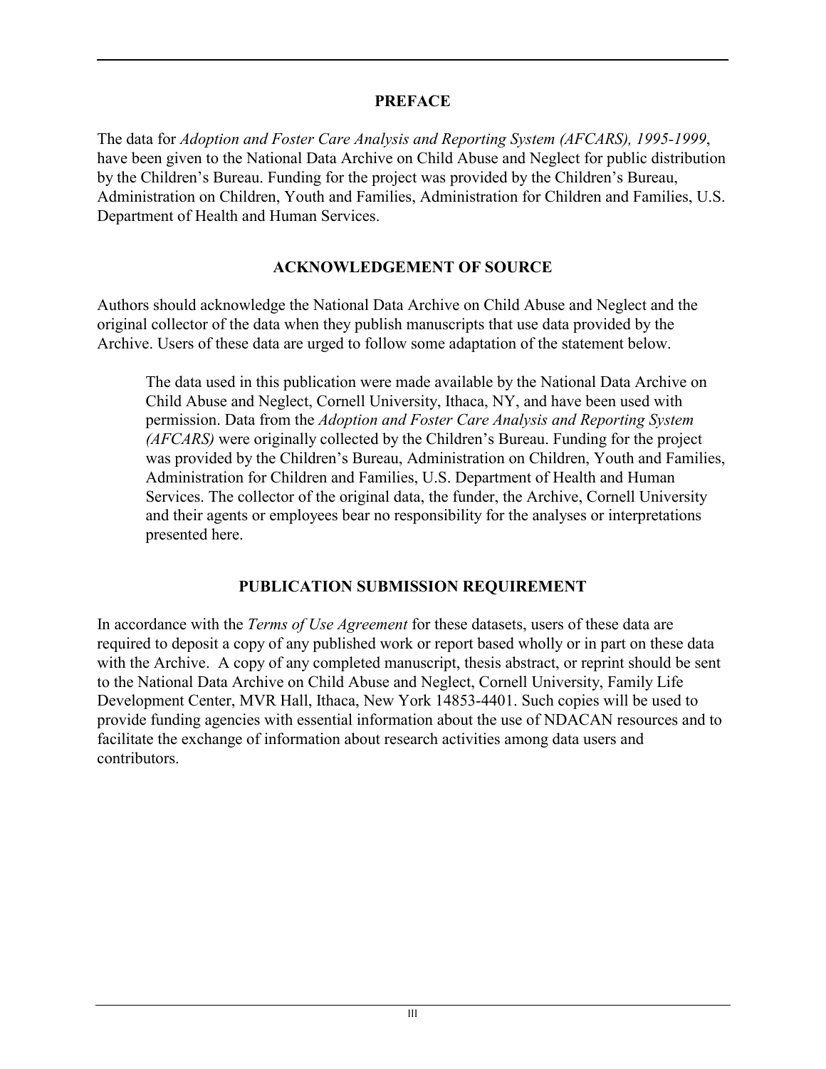## PREFACE

The data for *Adoption and Foster Care Analysis and Reporting System (AFCARS), 1995-1999*, have been given to the National Data Archive on Child Abuse and Neglect for public distribution by the Children's Bureau. Funding for the project was provided by the Children's Bureau, Administration on Children, Youth and Families, Administration for Children and Families, U.S. Department of Health and Human Services.

## ACKNOWLEDGEMENT OF SOURCE

Authors should acknowledge the National Data Archive on Child Abuse and Neglect and the original collector of the data when they publish manuscripts that use data provided by the Archive. Users of these data are urged to follow some adaptation of the statement below.

> The data used in this publication were made available by the National Data Archive on Child Abuse and Neglect, Cornell University, Ithaca, NY, and have been used with permission. Data from the *Adoption and Foster Care Analysis and Reporting System (AFCARS)* were originally collected by the Children's Bureau. Funding for the project was provided by the Children's Bureau, Administration on Children, Youth and Families, Administration for Children and Families, U.S. Department of Health and Human Services. The collector of the original data, the funder, the Archive, Cornell University and their agents or employees bear no responsibility for the analyses or interpretations presented here.

## PUBLICATION SUBMISSION REQUIREMENT

In accordance with the *Terms of Use Agreement* for these datasets, users of these data are required to deposit a copy of any published work or report based wholly or in part on these data with the Archive. A copy of any completed manuscript, thesis abstract, or reprint should be sent to the National Data Archive on Child Abuse and Neglect, Cornell University, Family Life Development Center, MVR Hall, Ithaca, New York 14853-4401. Such copies will be used to provide funding agencies with essential information about the use of NDACAN resources and to facilitate the exchange of information about research activities among data users and contributors.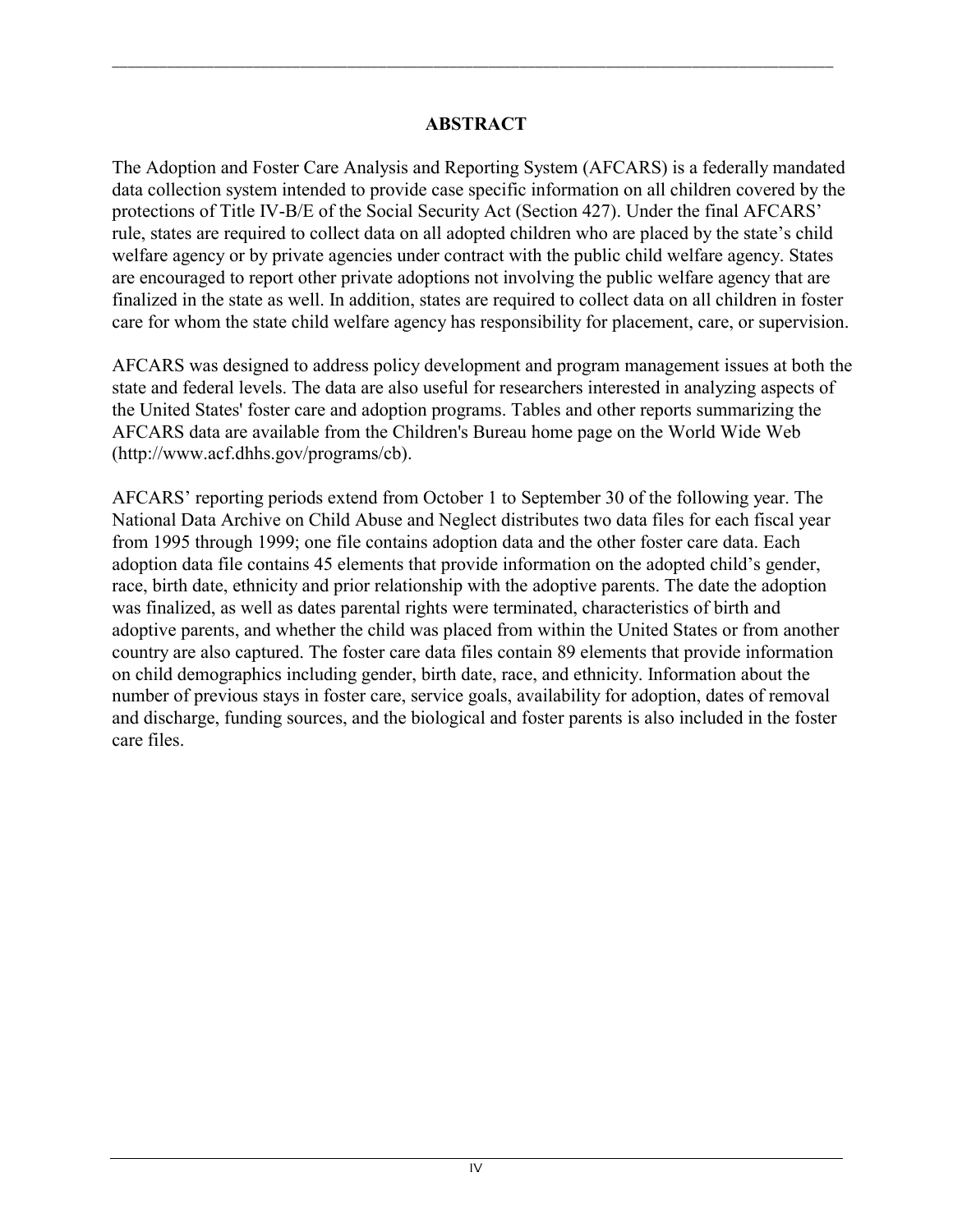## ABSTRACT

The Adoption and Foster Care Analysis and Reporting System (AFCARS) is a federally mandated data collection system intended to provide case specific information on all children covered by the protections of Title IV-B/E of the Social Security Act (Section 427). Under the final AFCARS' rule, states are required to collect data on all adopted children who are placed by the state's child welfare agency or by private agencies under contract with the public child welfare agency. States are encouraged to report other private adoptions not involving the public welfare agency that are finalized in the state as well. In addition, states are required to collect data on all children in foster care for whom the state child welfare agency has responsibility for placement, care, or supervision.

AFCARS was designed to address policy development and program management issues at both the state and federal levels. The data are also useful for researchers interested in analyzing aspects of the United States' foster care and adoption programs. Tables and other reports summarizing the AFCARS data are available from the Children's Bureau home page on the World Wide Web (http://www.acf.dhhs.gov/programs/cb).

AFCARS' reporting periods extend from October 1 to September 30 of the following year. The National Data Archive on Child Abuse and Neglect distributes two data files for each fiscal year from 1995 through 1999; one file contains adoption data and the other foster care data. Each adoption data file contains 45 elements that provide information on the adopted child's gender, race, birth date, ethnicity and prior relationship with the adoptive parents. The date the adoption was finalized, as well as dates parental rights were terminated, characteristics of birth and adoptive parents, and whether the child was placed from within the United States or from another country are also captured. The foster care data files contain 89 elements that provide information on child demographics including gender, birth date, race, and ethnicity. Information about the number of previous stays in foster care, service goals, availability for adoption, dates of removal and discharge, funding sources, and the biological and foster parents is also included in the foster care files.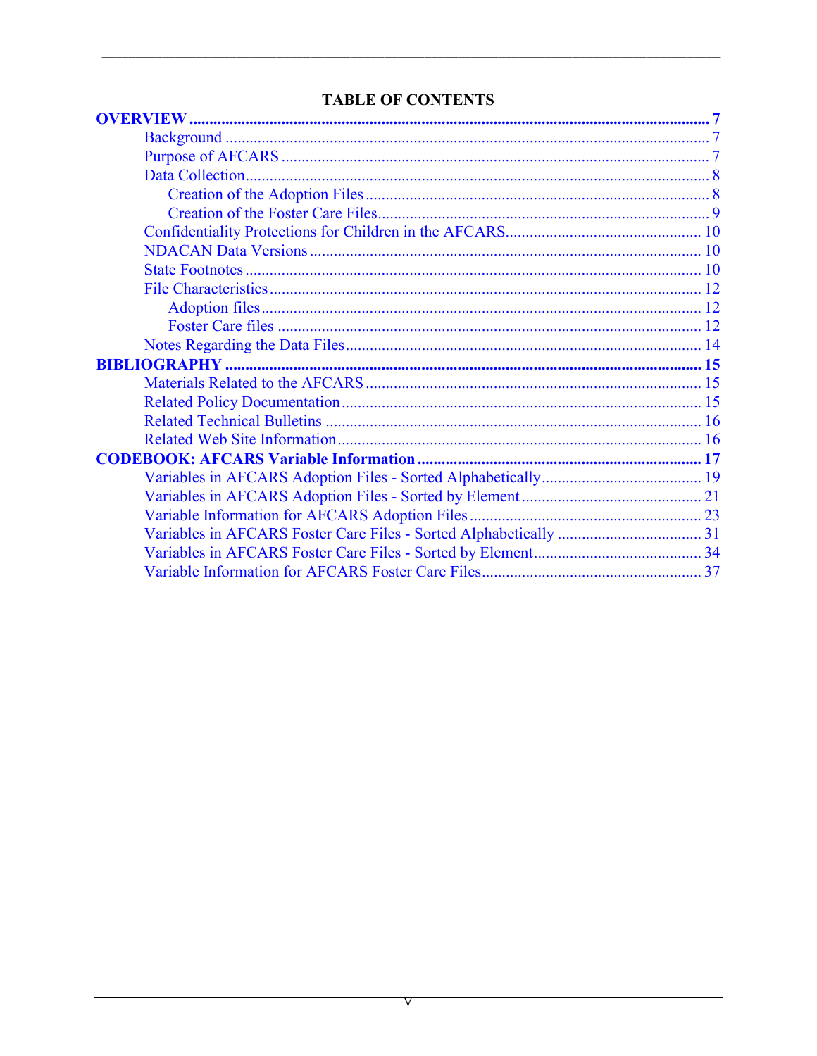# TABLE OF CONTENTS

**OVERVIEW** ........................................................ 7
- Background ........................................................ 7
- Purpose of AFCARS ........................................................ 7
- Data Collection ........................................................ 8
  - Creation of the Adoption Files ........................................................ 8
  - Creation of the Foster Care Files ........................................................ 9
- Confidentiality Protections for Children in the AFCARS ........................................................ 10
- NDACAN Data Versions ........................................................ 10
- State Footnotes ........................................................ 10
- File Characteristics ........................................................ 12
  - Adoption files ........................................................ 12
  - Foster Care files ........................................................ 12
- Notes Regarding the Data Files ........................................................ 14

**BIBLIOGRAPHY** ........................................................ 15
- Materials Related to the AFCARS ........................................................ 15
- Related Policy Documentation ........................................................ 15
- Related Technical Bulletins ........................................................ 16
- Related Web Site Information ........................................................ 16

**CODEBOOK: AFCARS Variable Information** ........................................................ 17
- Variables in AFCARS Adoption Files - Sorted Alphabetically ........................................................ 19
- Variables in AFCARS Adoption Files - Sorted by Element ........................................................ 21
- Variable Information for AFCARS Adoption Files ........................................................ 23
- Variables in AFCARS Foster Care Files - Sorted Alphabetically ........................................................ 31
- Variables in AFCARS Foster Care Files - Sorted by Element ........................................................ 34
- Variable Information for AFCARS Foster Care Files ........................................................ 37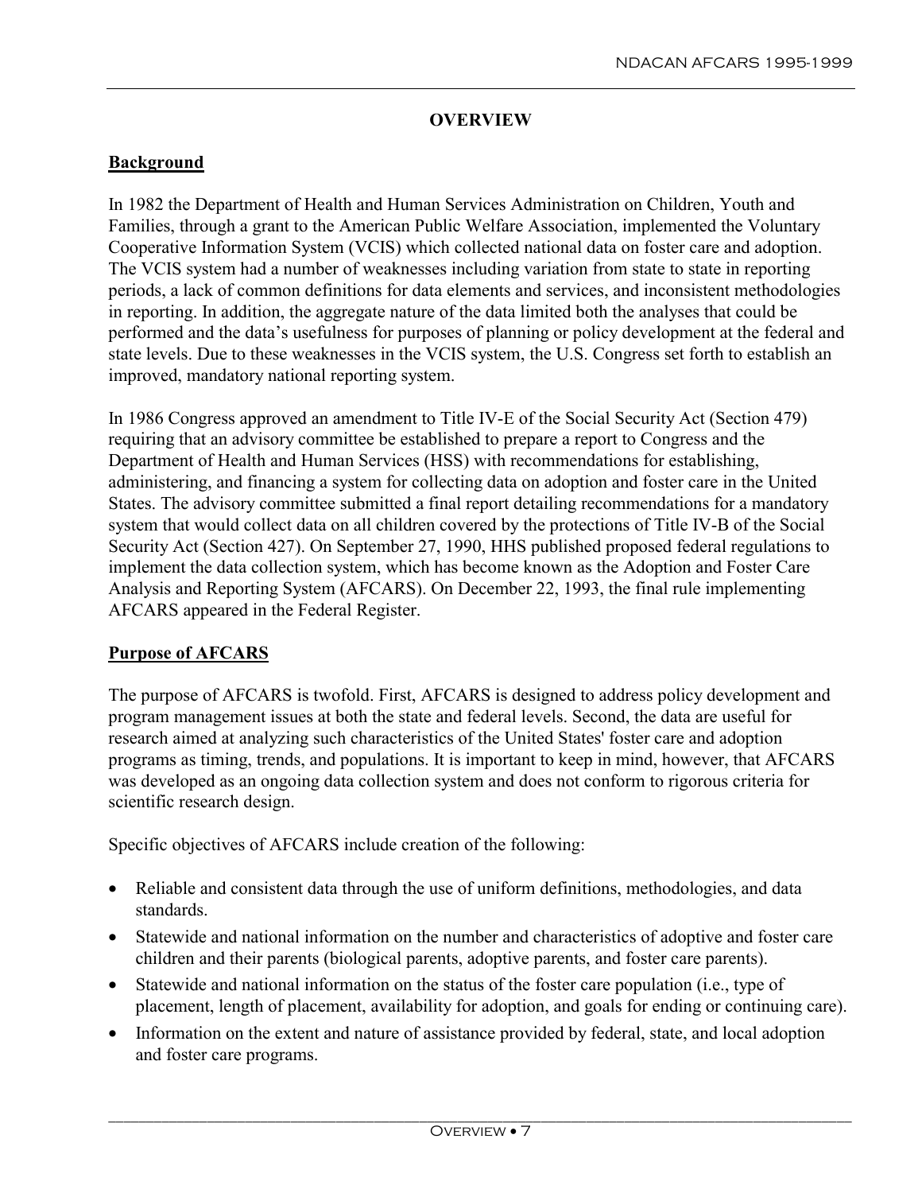# OVERVIEW

## Background

In 1982 the Department of Health and Human Services Administration on Children, Youth and Families, through a grant to the American Public Welfare Association, implemented the Voluntary Cooperative Information System (VCIS) which collected national data on foster care and adoption. The VCIS system had a number of weaknesses including variation from state to state in reporting periods, a lack of common definitions for data elements and services, and inconsistent methodologies in reporting. In addition, the aggregate nature of the data limited both the analyses that could be performed and the data's usefulness for purposes of planning or policy development at the federal and state levels. Due to these weaknesses in the VCIS system, the U.S. Congress set forth to establish an improved, mandatory national reporting system.

In 1986 Congress approved an amendment to Title IV-E of the Social Security Act (Section 479) requiring that an advisory committee be established to prepare a report to Congress and the Department of Health and Human Services (HSS) with recommendations for establishing, administering, and financing a system for collecting data on adoption and foster care in the United States. The advisory committee submitted a final report detailing recommendations for a mandatory system that would collect data on all children covered by the protections of Title IV-B of the Social Security Act (Section 427). On September 27, 1990, HHS published proposed federal regulations to implement the data collection system, which has become known as the Adoption and Foster Care Analysis and Reporting System (AFCARS). On December 22, 1993, the final rule implementing AFCARS appeared in the Federal Register.

## Purpose of AFCARS

The purpose of AFCARS is twofold. First, AFCARS is designed to address policy development and program management issues at both the state and federal levels. Second, the data are useful for research aimed at analyzing such characteristics of the United States' foster care and adoption programs as timing, trends, and populations. It is important to keep in mind, however, that AFCARS was developed as an ongoing data collection system and does not conform to rigorous criteria for scientific research design.

Specific objectives of AFCARS include creation of the following:

- Reliable and consistent data through the use of uniform definitions, methodologies, and data standards.
- Statewide and national information on the number and characteristics of adoptive and foster care children and their parents (biological parents, adoptive parents, and foster care parents).
- Statewide and national information on the status of the foster care population (i.e., type of placement, length of placement, availability for adoption, and goals for ending or continuing care).
- Information on the extent and nature of assistance provided by federal, state, and local adoption and foster care programs.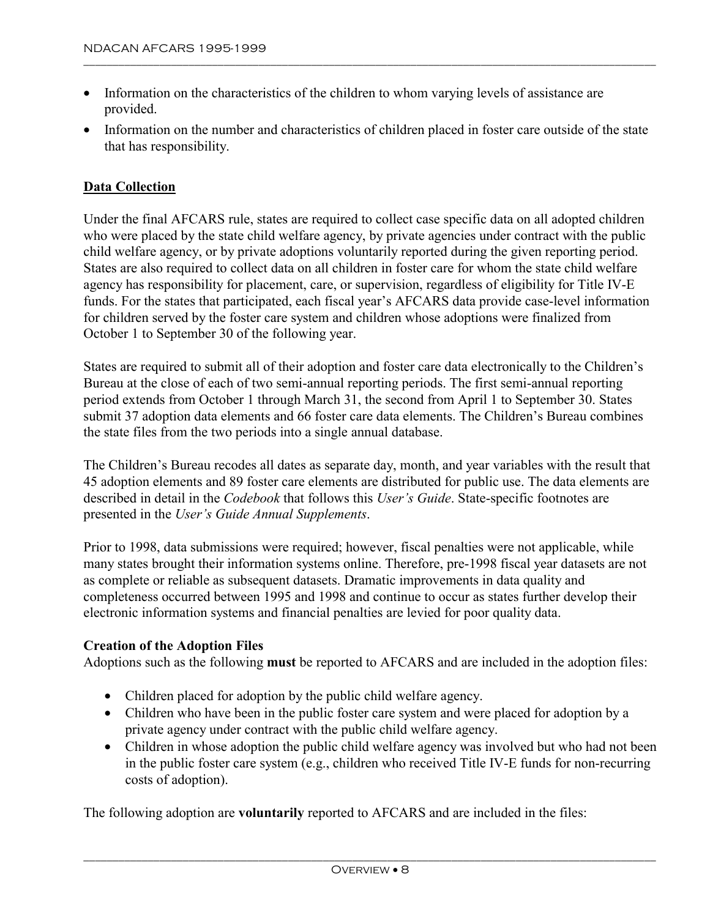- Information on the characteristics of the children to whom varying levels of assistance are provided.
- Information on the number and characteristics of children placed in foster care outside of the state that has responsibility.

## Data Collection

Under the final AFCARS rule, states are required to collect case specific data on all adopted children who were placed by the state child welfare agency, by private agencies under contract with the public child welfare agency, or by private adoptions voluntarily reported during the given reporting period. States are also required to collect data on all children in foster care for whom the state child welfare agency has responsibility for placement, care, or supervision, regardless of eligibility for Title IV-E funds. For the states that participated, each fiscal year's AFCARS data provide case-level information for children served by the foster care system and children whose adoptions were finalized from October 1 to September 30 of the following year.

States are required to submit all of their adoption and foster care data electronically to the Children's Bureau at the close of each of two semi-annual reporting periods. The first semi-annual reporting period extends from October 1 through March 31, the second from April 1 to September 30. States submit 37 adoption data elements and 66 foster care data elements. The Children's Bureau combines the state files from the two periods into a single annual database.

The Children's Bureau recodes all dates as separate day, month, and year variables with the result that 45 adoption elements and 89 foster care elements are distributed for public use. The data elements are described in detail in the *Codebook* that follows this *User's Guide*. State-specific footnotes are presented in the *User's Guide Annual Supplements*.

Prior to 1998, data submissions were required; however, fiscal penalties were not applicable, while many states brought their information systems online. Therefore, pre-1998 fiscal year datasets are not as complete or reliable as subsequent datasets. Dramatic improvements in data quality and completeness occurred between 1995 and 1998 and continue to occur as states further develop their electronic information systems and financial penalties are levied for poor quality data.

### Creation of the Adoption Files

Adoptions such as the following **must** be reported to AFCARS and are included in the adoption files:

- Children placed for adoption by the public child welfare agency.
- Children who have been in the public foster care system and were placed for adoption by a private agency under contract with the public child welfare agency.
- Children in whose adoption the public child welfare agency was involved but who had not been in the public foster care system (e.g., children who received Title IV-E funds for non-recurring costs of adoption).

The following adoption are **voluntarily** reported to AFCARS and are included in the files: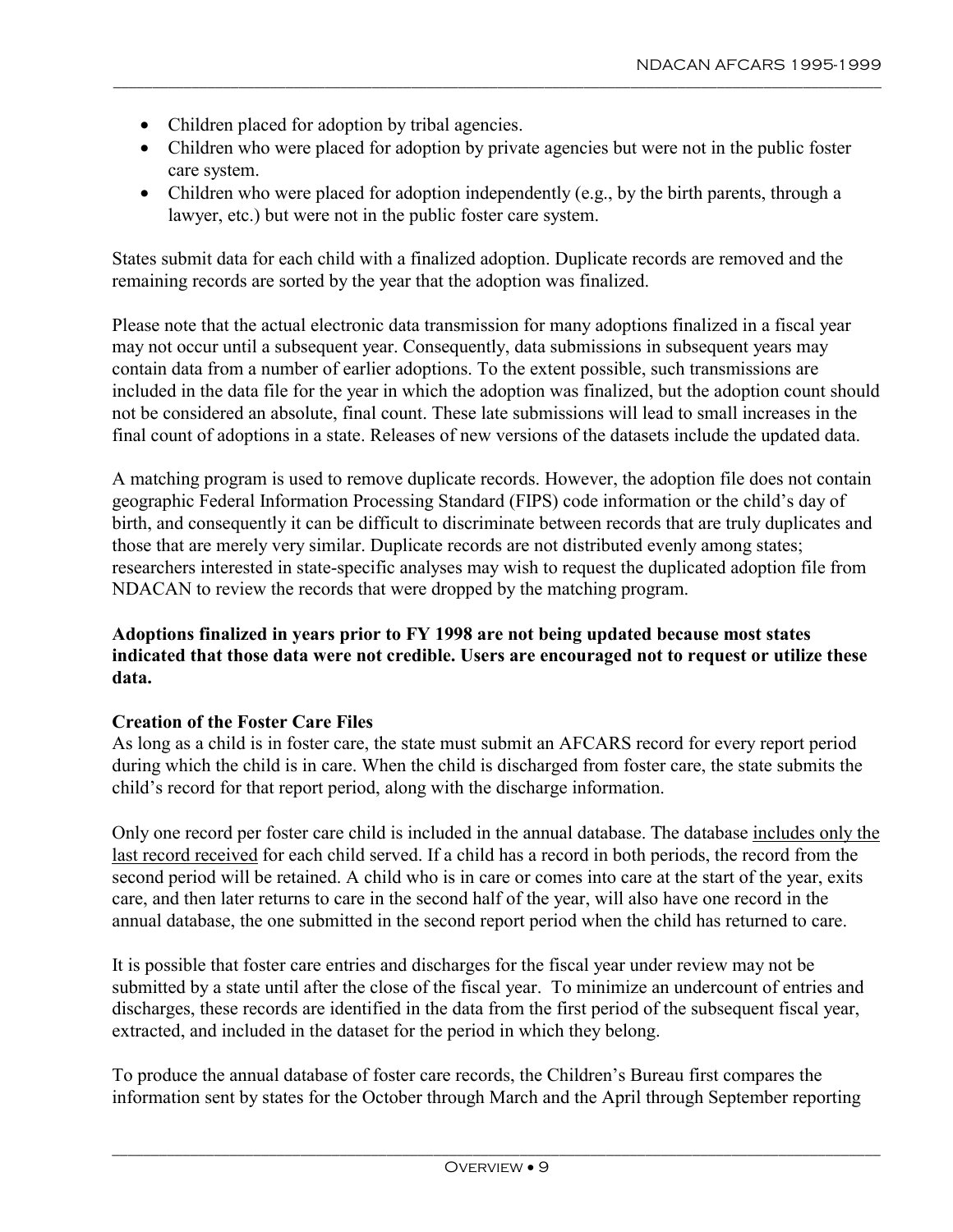- Children placed for adoption by tribal agencies.
- Children who were placed for adoption by private agencies but were not in the public foster care system.
- Children who were placed for adoption independently (e.g., by the birth parents, through a lawyer, etc.) but were not in the public foster care system.

States submit data for each child with a finalized adoption. Duplicate records are removed and the remaining records are sorted by the year that the adoption was finalized.

Please note that the actual electronic data transmission for many adoptions finalized in a fiscal year may not occur until a subsequent year. Consequently, data submissions in subsequent years may contain data from a number of earlier adoptions. To the extent possible, such transmissions are included in the data file for the year in which the adoption was finalized, but the adoption count should not be considered an absolute, final count. These late submissions will lead to small increases in the final count of adoptions in a state. Releases of new versions of the datasets include the updated data.

A matching program is used to remove duplicate records. However, the adoption file does not contain geographic Federal Information Processing Standard (FIPS) code information or the child's day of birth, and consequently it can be difficult to discriminate between records that are truly duplicates and those that are merely very similar. Duplicate records are not distributed evenly among states; researchers interested in state-specific analyses may wish to request the duplicated adoption file from NDACAN to review the records that were dropped by the matching program.

**Adoptions finalized in years prior to FY 1998 are not being updated because most states indicated that those data were not credible. Users are encouraged not to request or utilize these data.**

**Creation of the Foster Care Files**

As long as a child is in foster care, the state must submit an AFCARS record for every report period during which the child is in care. When the child is discharged from foster care, the state submits the child's record for that report period, along with the discharge information.

Only one record per foster care child is included in the annual database. The database includes only the last record received for each child served. If a child has a record in both periods, the record from the second period will be retained. A child who is in care or comes into care at the start of the year, exits care, and then later returns to care in the second half of the year, will also have one record in the annual database, the one submitted in the second report period when the child has returned to care.

It is possible that foster care entries and discharges for the fiscal year under review may not be submitted by a state until after the close of the fiscal year. To minimize an undercount of entries and discharges, these records are identified in the data from the first period of the subsequent fiscal year, extracted, and included in the dataset for the period in which they belong.

To produce the annual database of foster care records, the Children's Bureau first compares the information sent by states for the October through March and the April through September reporting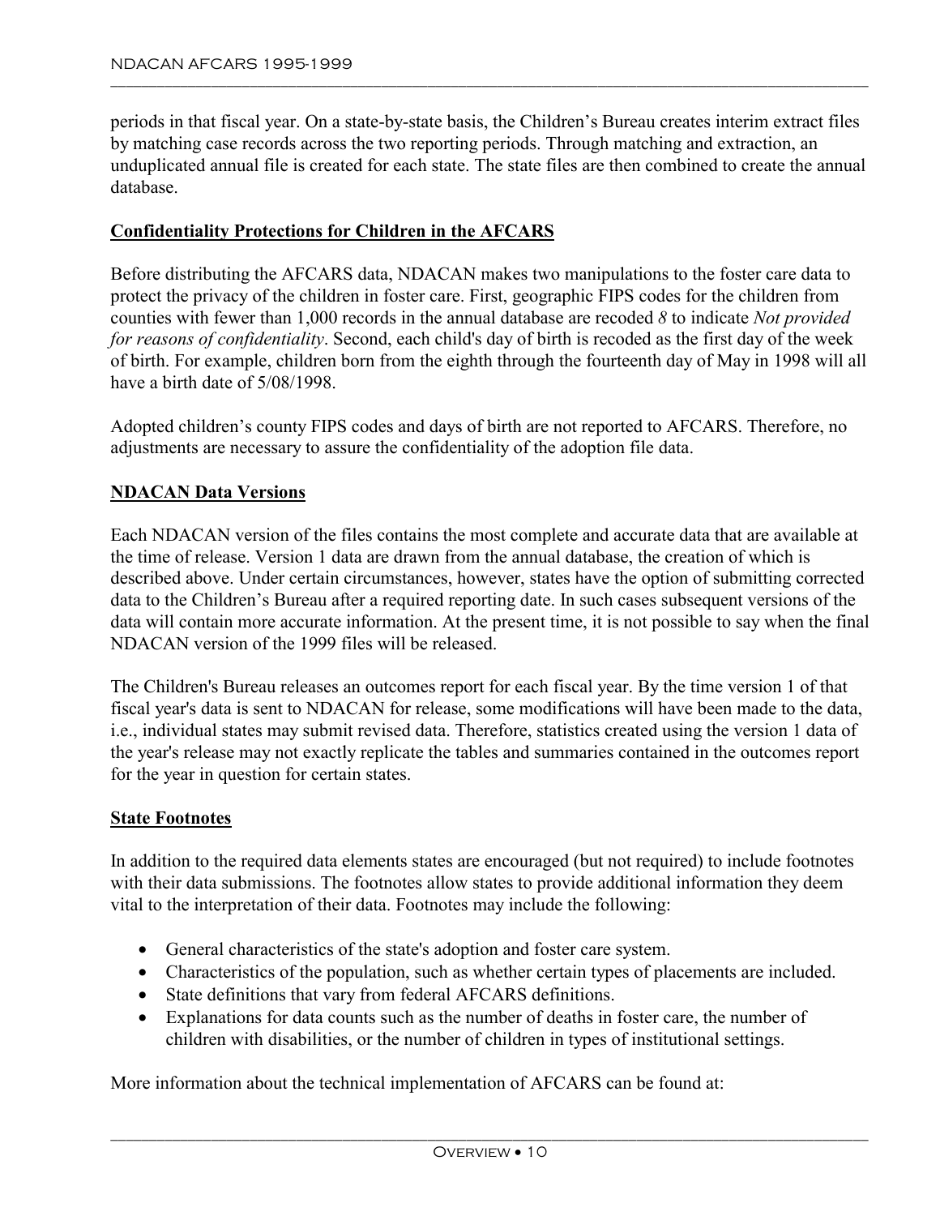periods in that fiscal year. On a state-by-state basis, the Children's Bureau creates interim extract files by matching case records across the two reporting periods. Through matching and extraction, an unduplicated annual file is created for each state. The state files are then combined to create the annual database.

## Confidentiality Protections for Children in the AFCARS

Before distributing the AFCARS data, NDACAN makes two manipulations to the foster care data to protect the privacy of the children in foster care. First, geographic FIPS codes for the children from counties with fewer than 1,000 records in the annual database are recoded *8* to indicate *Not provided for reasons of confidentiality*. Second, each child's day of birth is recoded as the first day of the week of birth. For example, children born from the eighth through the fourteenth day of May in 1998 will all have a birth date of 5/08/1998.

Adopted children's county FIPS codes and days of birth are not reported to AFCARS. Therefore, no adjustments are necessary to assure the confidentiality of the adoption file data.

## NDACAN Data Versions

Each NDACAN version of the files contains the most complete and accurate data that are available at the time of release. Version 1 data are drawn from the annual database, the creation of which is described above. Under certain circumstances, however, states have the option of submitting corrected data to the Children's Bureau after a required reporting date. In such cases subsequent versions of the data will contain more accurate information. At the present time, it is not possible to say when the final NDACAN version of the 1999 files will be released.

The Children's Bureau releases an outcomes report for each fiscal year. By the time version 1 of that fiscal year's data is sent to NDACAN for release, some modifications will have been made to the data, i.e., individual states may submit revised data. Therefore, statistics created using the version 1 data of the year's release may not exactly replicate the tables and summaries contained in the outcomes report for the year in question for certain states.

## State Footnotes

In addition to the required data elements states are encouraged (but not required) to include footnotes with their data submissions. The footnotes allow states to provide additional information they deem vital to the interpretation of their data. Footnotes may include the following:

- General characteristics of the state's adoption and foster care system.
- Characteristics of the population, such as whether certain types of placements are included.
- State definitions that vary from federal AFCARS definitions.
- Explanations for data counts such as the number of deaths in foster care, the number of children with disabilities, or the number of children in types of institutional settings.

More information about the technical implementation of AFCARS can be found at: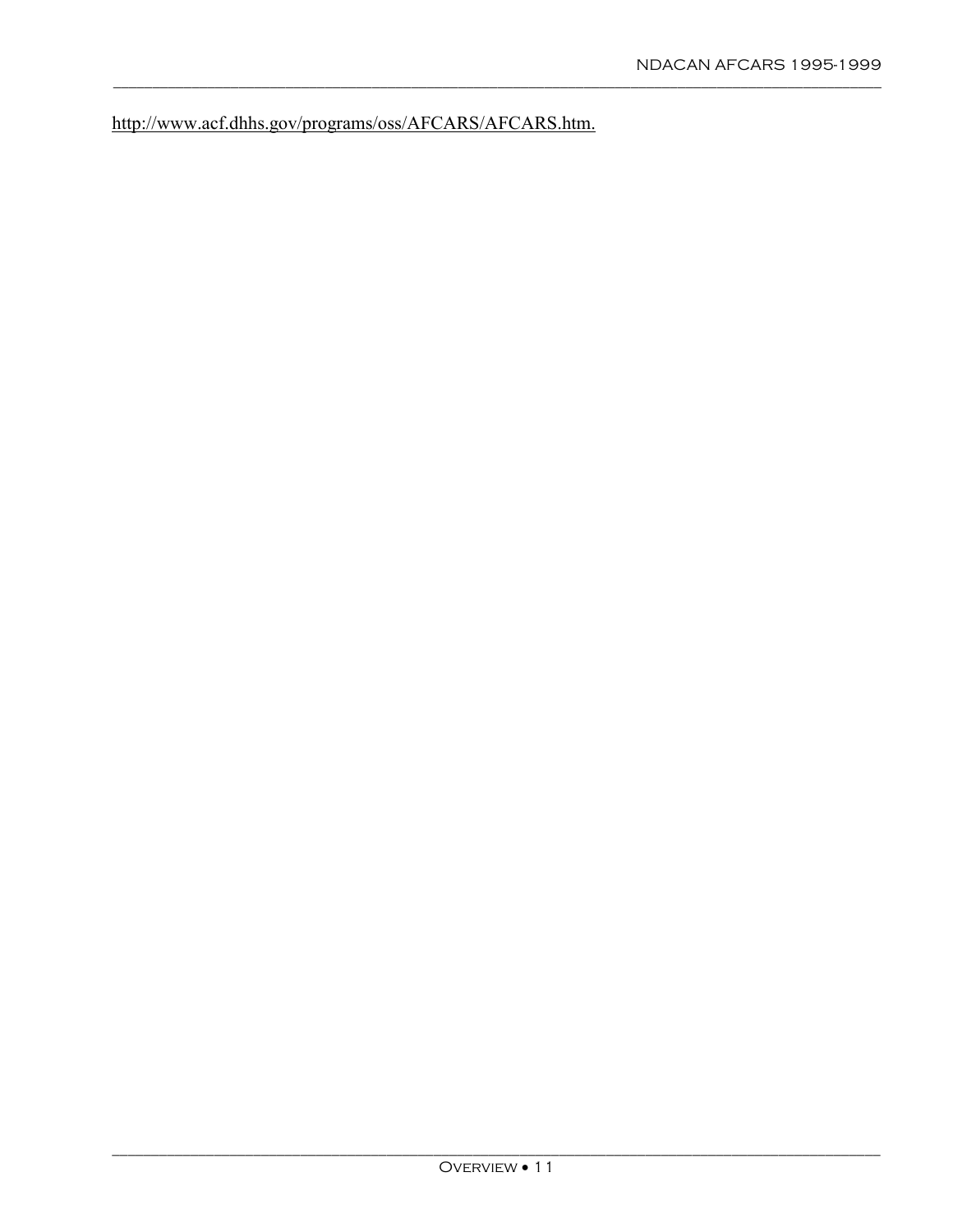http://www.acf.dhhs.gov/programs/oss/AFCARS/AFCARS.htm.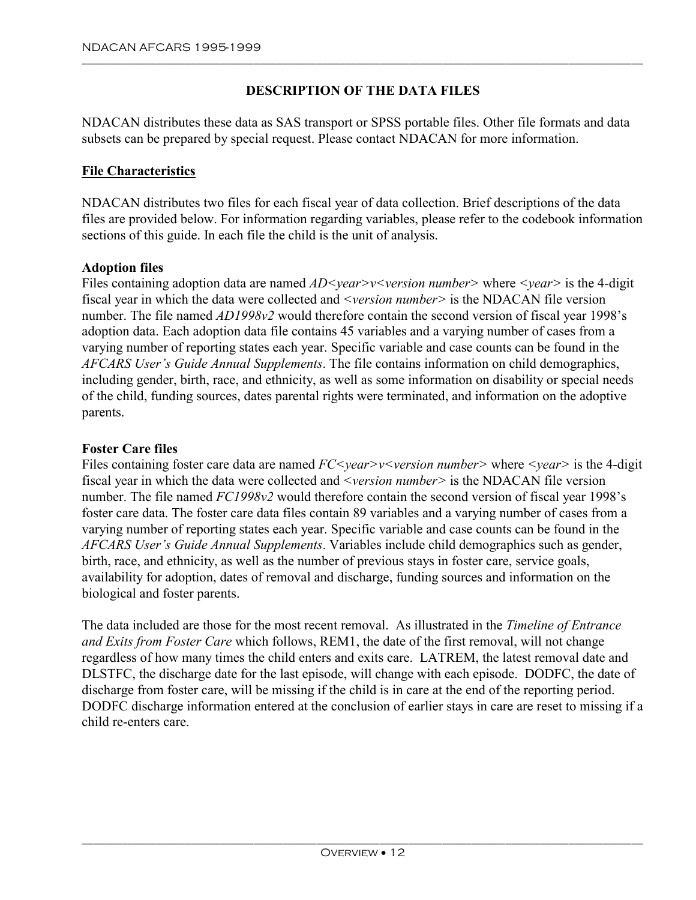## DESCRIPTION OF THE DATA FILES

NDACAN distributes these data as SAS transport or SPSS portable files. Other file formats and data subsets can be prepared by special request. Please contact NDACAN for more information.

### File Characteristics

NDACAN distributes two files for each fiscal year of data collection. Brief descriptions of the data files are provided below. For information regarding variables, please refer to the codebook information sections of this guide. In each file the child is the unit of analysis.

**Adoption files**
Files containing adoption data are named *AD<year>v<version number>* where *<year>* is the 4-digit fiscal year in which the data were collected and *<version number>* is the NDACAN file version number. The file named *AD1998v2* would therefore contain the second version of fiscal year 1998's adoption data. Each adoption data file contains 45 variables and a varying number of cases from a varying number of reporting states each year. Specific variable and case counts can be found in the *AFCARS User's Guide Annual Supplements*. The file contains information on child demographics, including gender, birth, race, and ethnicity, as well as some information on disability or special needs of the child, funding sources, dates parental rights were terminated, and information on the adoptive parents.

**Foster Care files**
Files containing foster care data are named *FC<year>v<version number>* where *<year>* is the 4-digit fiscal year in which the data were collected and *<version number>* is the NDACAN file version number. The file named *FC1998v2* would therefore contain the second version of fiscal year 1998's foster care data. The foster care data files contain 89 variables and a varying number of cases from a varying number of reporting states each year. Specific variable and case counts can be found in the *AFCARS User's Guide Annual Supplements*. Variables include child demographics such as gender, birth, race, and ethnicity, as well as the number of previous stays in foster care, service goals, availability for adoption, dates of removal and discharge, funding sources and information on the biological and foster parents.

The data included are those for the most recent removal. As illustrated in the *Timeline of Entrance and Exits from Foster Care* which follows, REM1, the date of the first removal, will not change regardless of how many times the child enters and exits care. LATREM, the latest removal date and DLSTFC, the discharge date for the last episode, will change with each episode. DODFC, the date of discharge from foster care, will be missing if the child is in care at the end of the reporting period. DODFC discharge information entered at the conclusion of earlier stays in care are reset to missing if a child re-enters care.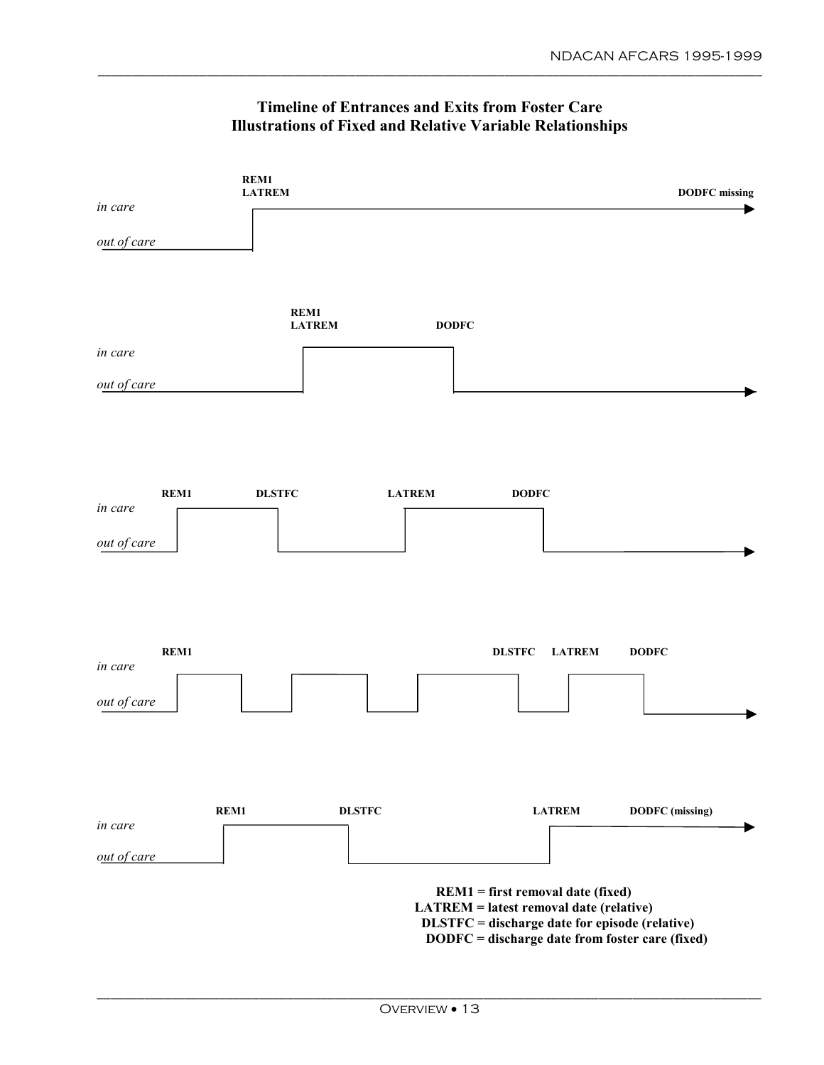## Timeline of Entrances and Exits from Foster Care
## Illustrations of Fixed and Relative Variable Relationships

REM1
LATREM

DODFC missing

*in care*

*out of care*

REM1
LATREM

DODFC

*in care*

*out of care*

REM1 DLSTFC LATREM DODFC

*in care*

*out of care*

REM1 DLSTFC LATREM DODFC

*in care*

*out of care*

REM1 DLSTFC LATREM DODFC (missing)

*in care*

*out of care*

**REM1 = first removal date (fixed)**
**LATREM = latest removal date (relative)**
**DLSTFC = discharge date for episode (relative)**
**DODFC = discharge date from foster care (fixed)**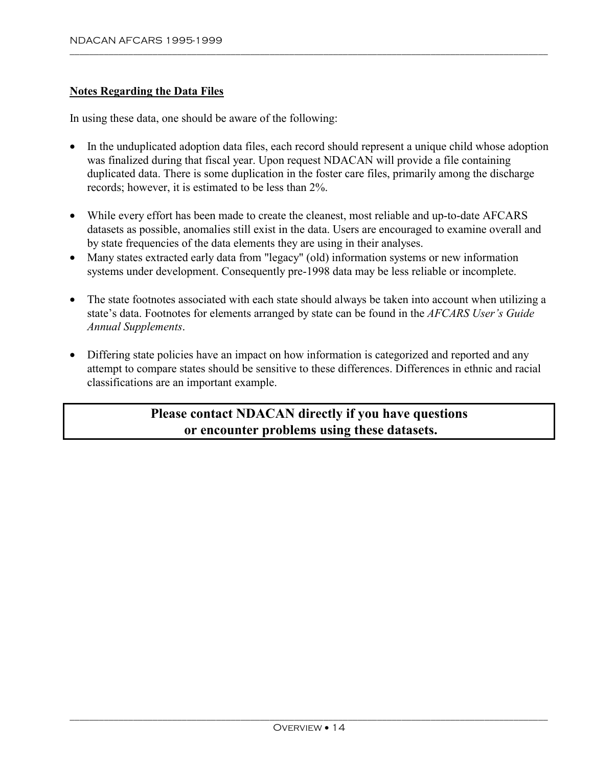**Notes Regarding the Data Files**

In using these data, one should be aware of the following:

- In the unduplicated adoption data files, each record should represent a unique child whose adoption was finalized during that fiscal year. Upon request NDACAN will provide a file containing duplicated data. There is some duplication in the foster care files, primarily among the discharge records; however, it is estimated to be less than 2%.

- While every effort has been made to create the cleanest, most reliable and up-to-date AFCARS datasets as possible, anomalies still exist in the data. Users are encouraged to examine overall and by state frequencies of the data elements they are using in their analyses.
- Many states extracted early data from "legacy" (old) information systems or new information systems under development. Consequently pre-1998 data may be less reliable or incomplete.

- The state footnotes associated with each state should always be taken into account when utilizing a state's data. Footnotes for elements arranged by state can be found in the *AFCARS User's Guide Annual Supplements*.

- Differing state policies have an impact on how information is categorized and reported and any attempt to compare states should be sensitive to these differences. Differences in ethnic and racial classifications are an important example.

**Please contact NDACAN directly if you have questions or encounter problems using these datasets.**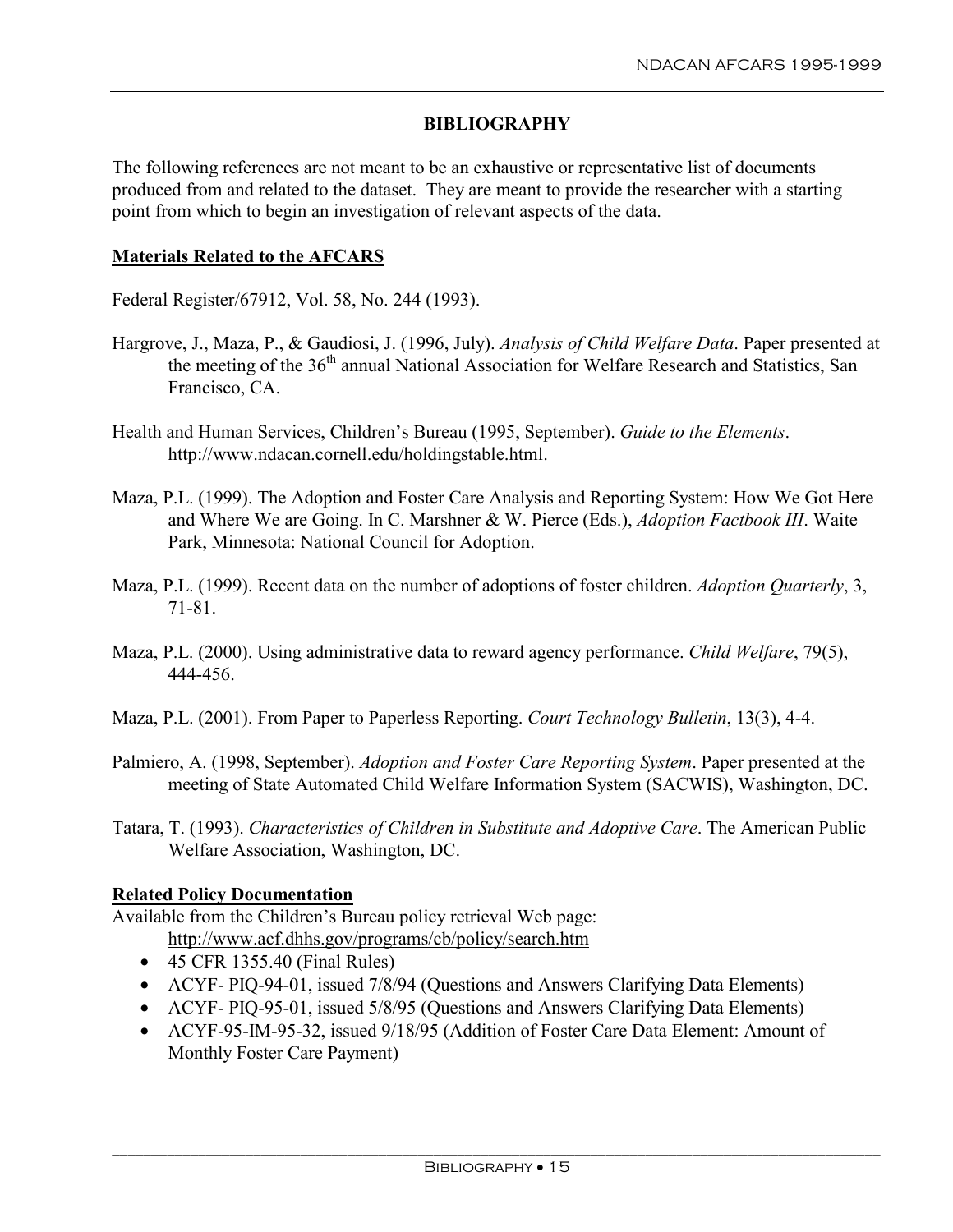## BIBLIOGRAPHY

The following references are not meant to be an exhaustive or representative list of documents produced from and related to the dataset. They are meant to provide the researcher with a starting point from which to begin an investigation of relevant aspects of the data.

### Materials Related to the AFCARS

Federal Register/67912, Vol. 58, No. 244 (1993).

Hargrove, J., Maza, P., & Gaudiosi, J. (1996, July). *Analysis of Child Welfare Data*. Paper presented at the meeting of the 36th annual National Association for Welfare Research and Statistics, San Francisco, CA.

Health and Human Services, Children's Bureau (1995, September). *Guide to the Elements*. http://www.ndacan.cornell.edu/holdingstable.html.

Maza, P.L. (1999). The Adoption and Foster Care Analysis and Reporting System: How We Got Here and Where We are Going. In C. Marshner & W. Pierce (Eds.), *Adoption Factbook III*. Waite Park, Minnesota: National Council for Adoption.

Maza, P.L. (1999). Recent data on the number of adoptions of foster children. *Adoption Quarterly*, 3, 71-81.

Maza, P.L. (2000). Using administrative data to reward agency performance. *Child Welfare*, 79(5), 444-456.

Maza, P.L. (2001). From Paper to Paperless Reporting. *Court Technology Bulletin*, 13(3), 4-4.

Palmiero, A. (1998, September). *Adoption and Foster Care Reporting System*. Paper presented at the meeting of State Automated Child Welfare Information System (SACWIS), Washington, DC.

Tatara, T. (1993). *Characteristics of Children in Substitute and Adoptive Care*. The American Public Welfare Association, Washington, DC.

### Related Policy Documentation

Available from the Children's Bureau policy retrieval Web page:
http://www.acf.dhhs.gov/programs/cb/policy/search.htm

- 45 CFR 1355.40 (Final Rules)
- ACYF- PIQ-94-01, issued 7/8/94 (Questions and Answers Clarifying Data Elements)
- ACYF- PIQ-95-01, issued 5/8/95 (Questions and Answers Clarifying Data Elements)
- ACYF-95-IM-95-32, issued 9/18/95 (Addition of Foster Care Data Element: Amount of Monthly Foster Care Payment)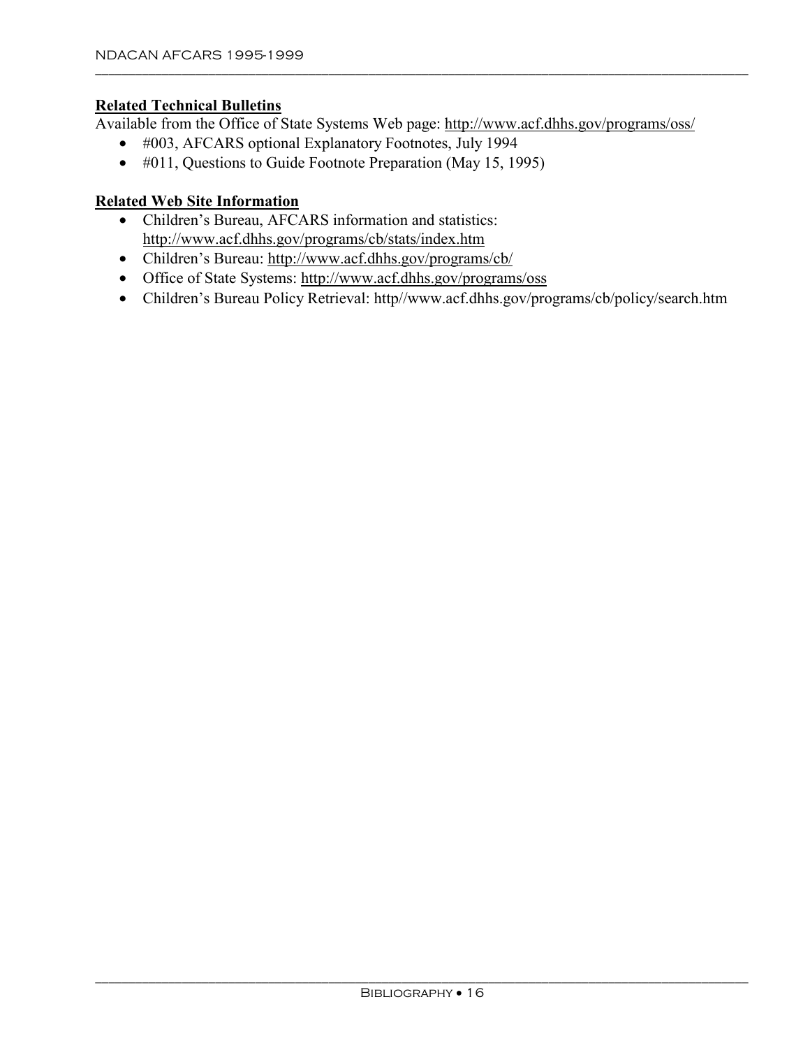**Related Technical Bulletins**

Available from the Office of State Systems Web page: http://www.acf.dhhs.gov/programs/oss/

- #003, AFCARS optional Explanatory Footnotes, July 1994
- #011, Questions to Guide Footnote Preparation (May 15, 1995)

**Related Web Site Information**

- Children's Bureau, AFCARS information and statistics: http://www.acf.dhhs.gov/programs/cb/stats/index.htm
- Children's Bureau: http://www.acf.dhhs.gov/programs/cb/
- Office of State Systems: http://www.acf.dhhs.gov/programs/oss
- Children's Bureau Policy Retrieval: http//www.acf.dhhs.gov/programs/cb/policy/search.htm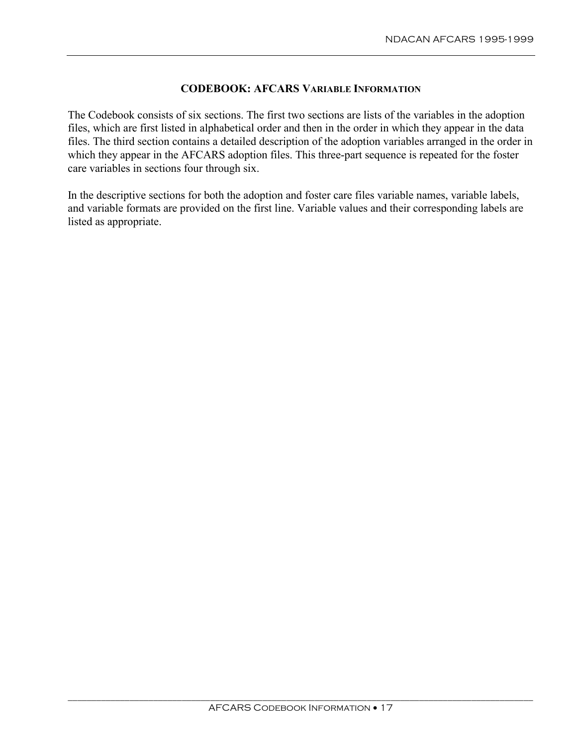## CODEBOOK: AFCARS Variable Information

The Codebook consists of six sections. The first two sections are lists of the variables in the adoption files, which are first listed in alphabetical order and then in the order in which they appear in the data files. The third section contains a detailed description of the adoption variables arranged in the order in which they appear in the AFCARS adoption files. This three-part sequence is repeated for the foster care variables in sections four through six.

In the descriptive sections for both the adoption and foster care files variable names, variable labels, and variable formats are provided on the first line. Variable values and their corresponding labels are listed as appropriate.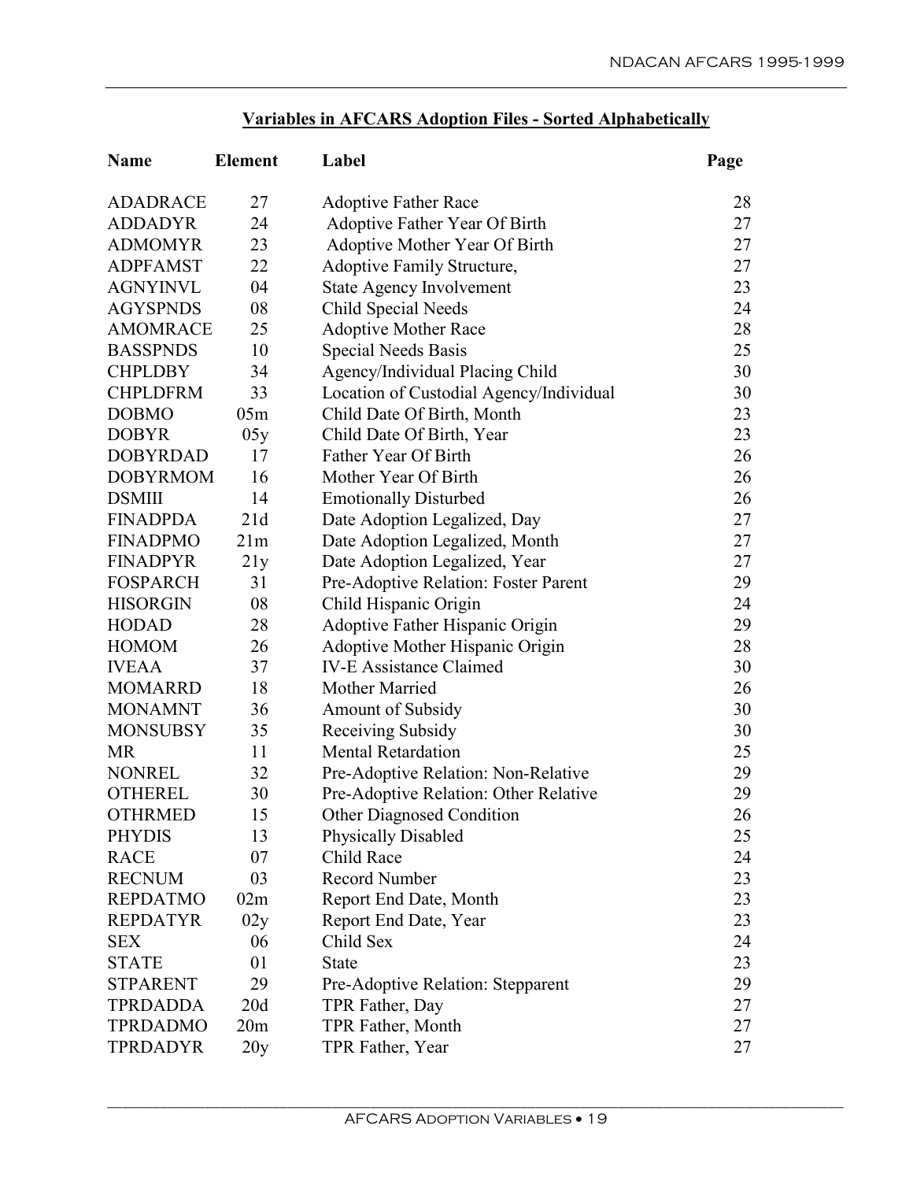**Variables in AFCARS Adoption Files - Sorted Alphabetically**

| Name | Element | Label | Page |
|---|---|---|---|
| ADADRACE | 27 | Adoptive Father Race | 28 |
| ADDADYR | 24 | Adoptive Father Year Of Birth | 27 |
| ADMOMYR | 23 | Adoptive Mother Year Of Birth | 27 |
| ADPFAMST | 22 | Adoptive Family Structure, | 27 |
| AGNYINVL | 04 | State Agency Involvement | 23 |
| AGYSPNDS | 08 | Child Special Needs | 24 |
| AMOMRACE | 25 | Adoptive Mother Race | 28 |
| BASSPNDS | 10 | Special Needs Basis | 25 |
| CHPLDBY | 34 | Agency/Individual Placing Child | 30 |
| CHPLDFRM | 33 | Location of Custodial Agency/Individual | 30 |
| DOBMO | 05m | Child Date Of Birth, Month | 23 |
| DOBYR | 05y | Child Date Of Birth, Year | 23 |
| DOBYRDAD | 17 | Father Year Of Birth | 26 |
| DOBYRMOM | 16 | Mother Year Of Birth | 26 |
| DSMIII | 14 | Emotionally Disturbed | 26 |
| FINADPDA | 21d | Date Adoption Legalized, Day | 27 |
| FINADPMO | 21m | Date Adoption Legalized, Month | 27 |
| FINADPYR | 21y | Date Adoption Legalized, Year | 27 |
| FOSPARCH | 31 | Pre-Adoptive Relation: Foster Parent | 29 |
| HISORGIN | 08 | Child Hispanic Origin | 24 |
| HODAD | 28 | Adoptive Father Hispanic Origin | 29 |
| HOMOM | 26 | Adoptive Mother Hispanic Origin | 28 |
| IVEAA | 37 | IV-E Assistance Claimed | 30 |
| MOMARRD | 18 | Mother Married | 26 |
| MONAMNT | 36 | Amount of Subsidy | 30 |
| MONSUBSY | 35 | Receiving Subsidy | 30 |
| MR | 11 | Mental Retardation | 25 |
| NONREL | 32 | Pre-Adoptive Relation: Non-Relative | 29 |
| OTHEREL | 30 | Pre-Adoptive Relation: Other Relative | 29 |
| OTHRMED | 15 | Other Diagnosed Condition | 26 |
| PHYDIS | 13 | Physically Disabled | 25 |
| RACE | 07 | Child Race | 24 |
| RECNUM | 03 | Record Number | 23 |
| REPDATMO | 02m | Report End Date, Month | 23 |
| REPDATYR | 02y | Report End Date, Year | 23 |
| SEX | 06 | Child Sex | 24 |
| STATE | 01 | State | 23 |
| STPARENT | 29 | Pre-Adoptive Relation: Stepparent | 29 |
| TPRDADDA | 20d | TPR Father, Day | 27 |
| TPRDADMO | 20m | TPR Father, Month | 27 |
| TPRDADYR | 20y | TPR Father, Year | 27 |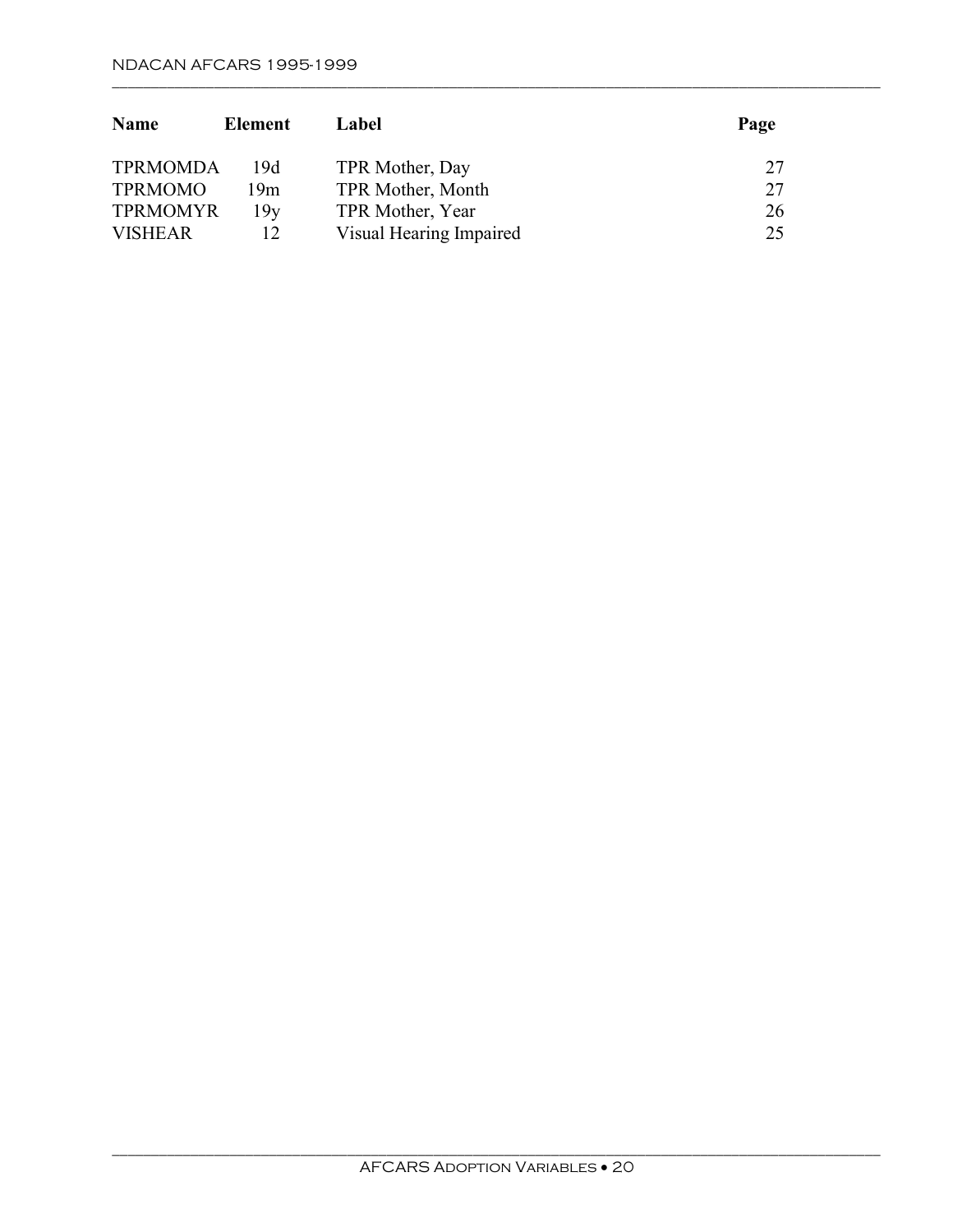| Name | Element | Label | Page |
|---|---|---|---|
| TPRMOMDA | 19d | TPR Mother, Day | 27 |
| TPRMOMO | 19m | TPR Mother, Month | 27 |
| TPRMOMYR | 19y | TPR Mother, Year | 26 |
| VISHEAR | 12 | Visual Hearing Impaired | 25 |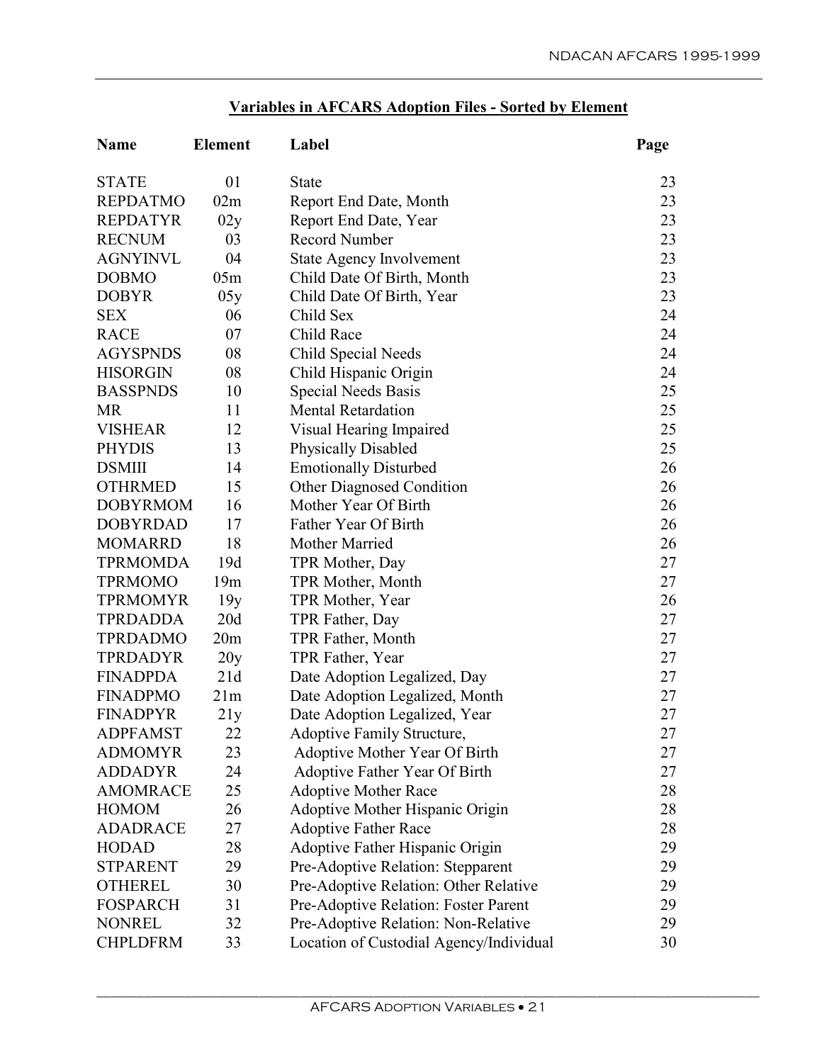## Variables in AFCARS Adoption Files - Sorted by Element

| Name | Element | Label | Page |
|---|---|---|---|
| STATE | 01 | State | 23 |
| REPDATMO | 02m | Report End Date, Month | 23 |
| REPDATYR | 02y | Report End Date, Year | 23 |
| RECNUM | 03 | Record Number | 23 |
| AGNYINVL | 04 | State Agency Involvement | 23 |
| DOBMO | 05m | Child Date Of Birth, Month | 23 |
| DOBYR | 05y | Child Date Of Birth, Year | 23 |
| SEX | 06 | Child Sex | 24 |
| RACE | 07 | Child Race | 24 |
| AGYSPNDS | 08 | Child Special Needs | 24 |
| HISORGIN | 08 | Child Hispanic Origin | 24 |
| BASSPNDS | 10 | Special Needs Basis | 25 |
| MR | 11 | Mental Retardation | 25 |
| VISHEAR | 12 | Visual Hearing Impaired | 25 |
| PHYDIS | 13 | Physically Disabled | 25 |
| DSMIII | 14 | Emotionally Disturbed | 26 |
| OTHRMED | 15 | Other Diagnosed Condition | 26 |
| DOBYRMOM | 16 | Mother Year Of Birth | 26 |
| DOBYRDAD | 17 | Father Year Of Birth | 26 |
| MOMARRD | 18 | Mother Married | 26 |
| TPRMOMDA | 19d | TPR Mother, Day | 27 |
| TPRMOMO | 19m | TPR Mother, Month | 27 |
| TPRMOMYR | 19y | TPR Mother, Year | 26 |
| TPRDADDA | 20d | TPR Father, Day | 27 |
| TPRDADMO | 20m | TPR Father, Month | 27 |
| TPRDADYR | 20y | TPR Father, Year | 27 |
| FINADPDA | 21d | Date Adoption Legalized, Day | 27 |
| FINADPMO | 21m | Date Adoption Legalized, Month | 27 |
| FINADPYR | 21y | Date Adoption Legalized, Year | 27 |
| ADPFAMST | 22 | Adoptive Family Structure, | 27 |
| ADMOMYR | 23 | Adoptive Mother Year Of Birth | 27 |
| ADDADYR | 24 | Adoptive Father Year Of Birth | 27 |
| AMOMRACE | 25 | Adoptive Mother Race | 28 |
| HOMOM | 26 | Adoptive Mother Hispanic Origin | 28 |
| ADADRACE | 27 | Adoptive Father Race | 28 |
| HODAD | 28 | Adoptive Father Hispanic Origin | 29 |
| STPARENT | 29 | Pre-Adoptive Relation: Stepparent | 29 |
| OTHEREL | 30 | Pre-Adoptive Relation: Other Relative | 29 |
| FOSPARCH | 31 | Pre-Adoptive Relation: Foster Parent | 29 |
| NONREL | 32 | Pre-Adoptive Relation: Non-Relative | 29 |
| CHPLDFRM | 33 | Location of Custodial Agency/Individual | 30 |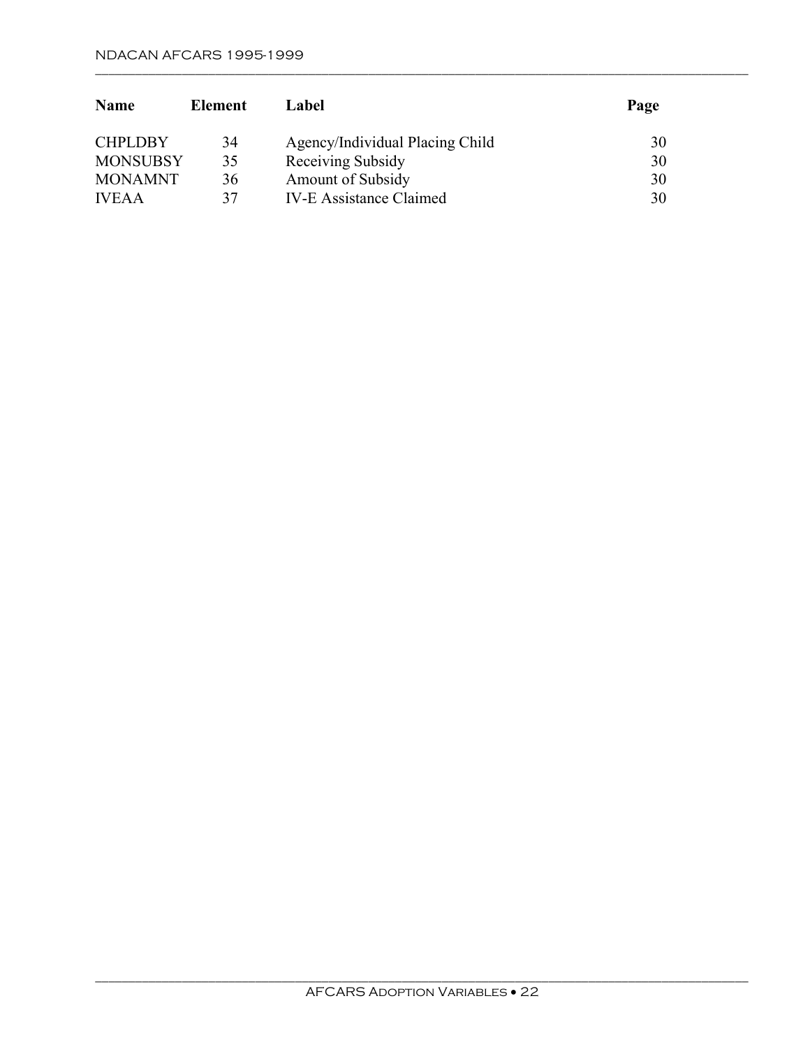| Name | Element | Label | Page |
|---|---|---|---|
| CHPLDBY | 34 | Agency/Individual Placing Child | 30 |
| MONSUBSY | 35 | Receiving Subsidy | 30 |
| MONAMNT | 36 | Amount of Subsidy | 30 |
| IVEAA | 37 | IV-E Assistance Claimed | 30 |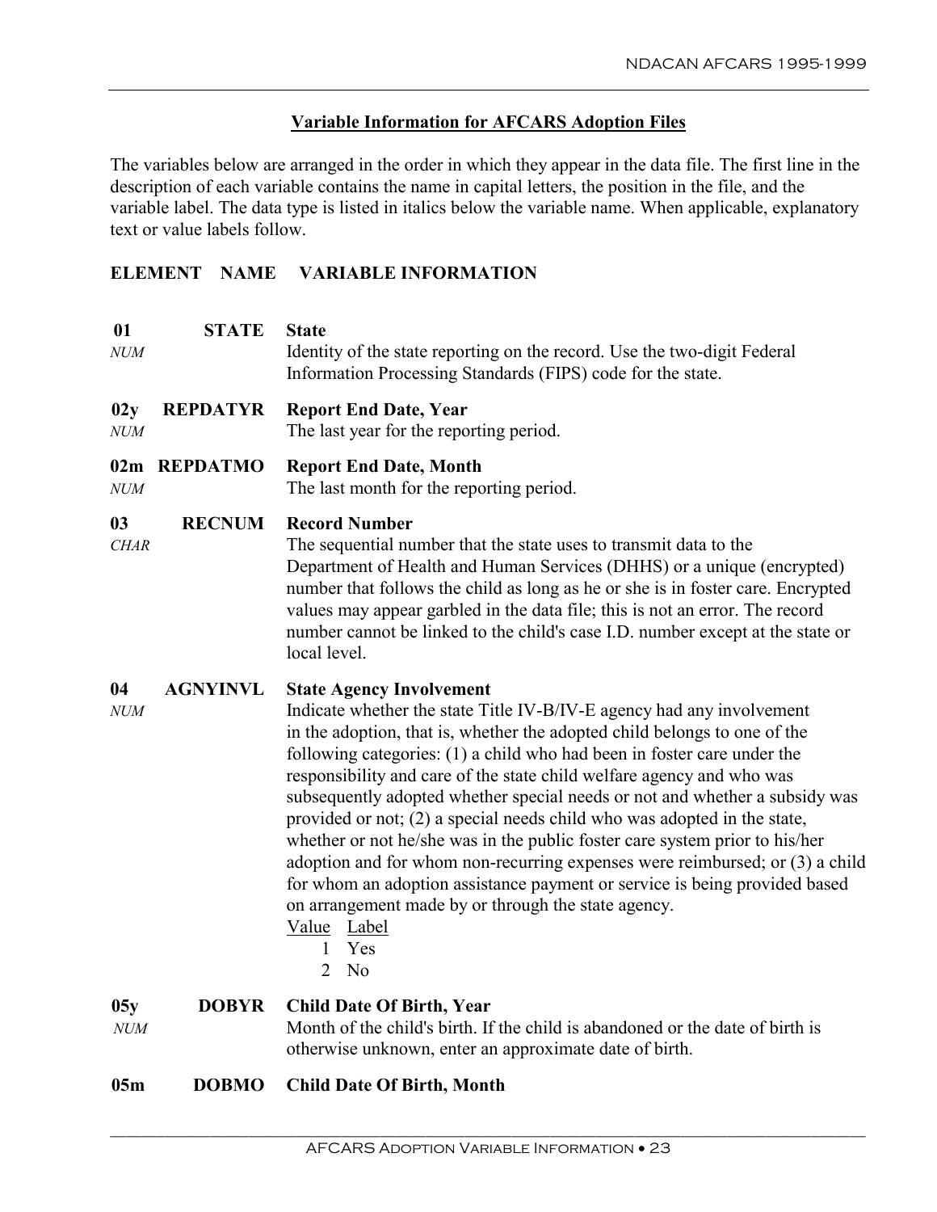## Variable Information for AFCARS Adoption Files

The variables below are arranged in the order in which they appear in the data file. The first line in the description of each variable contains the name in capital letters, the position in the file, and the variable label. The data type is listed in italics below the variable name. When applicable, explanatory text or value labels follow.

**ELEMENT NAME VARIABLE INFORMATION**

**01 STATE State**
*NUM*
Identity of the state reporting on the record. Use the two-digit Federal Information Processing Standards (FIPS) code for the state.

**02y REPDATYR Report End Date, Year**
*NUM*
The last year for the reporting period.

**02m REPDATMO Report End Date, Month**
*NUM*
The last month for the reporting period.

**03 RECNUM Record Number**
*CHAR*
The sequential number that the state uses to transmit data to the Department of Health and Human Services (DHHS) or a unique (encrypted) number that follows the child as long as he or she is in foster care. Encrypted values may appear garbled in the data file; this is not an error. The record number cannot be linked to the child's case I.D. number except at the state or local level.

**04 AGNYINVL State Agency Involvement**
*NUM*
Indicate whether the state Title IV-B/IV-E agency had any involvement in the adoption, that is, whether the adopted child belongs to one of the following categories: (1) a child who had been in foster care under the responsibility and care of the state child welfare agency and who was subsequently adopted whether special needs or not and whether a subsidy was provided or not; (2) a special needs child who was adopted in the state, whether or not he/she was in the public foster care system prior to his/her adoption and for whom non-recurring expenses were reimbursed; or (3) a child for whom an adoption assistance payment or service is being provided based on arrangement made by or through the state agency.

| Value | Label |
|---|---|
| 1 | Yes |
| 2 | No |

**05y DOBYR Child Date Of Birth, Year**
*NUM*
Month of the child's birth. If the child is abandoned or the date of birth is otherwise unknown, enter an approximate date of birth.

**05m DOBMO Child Date Of Birth, Month**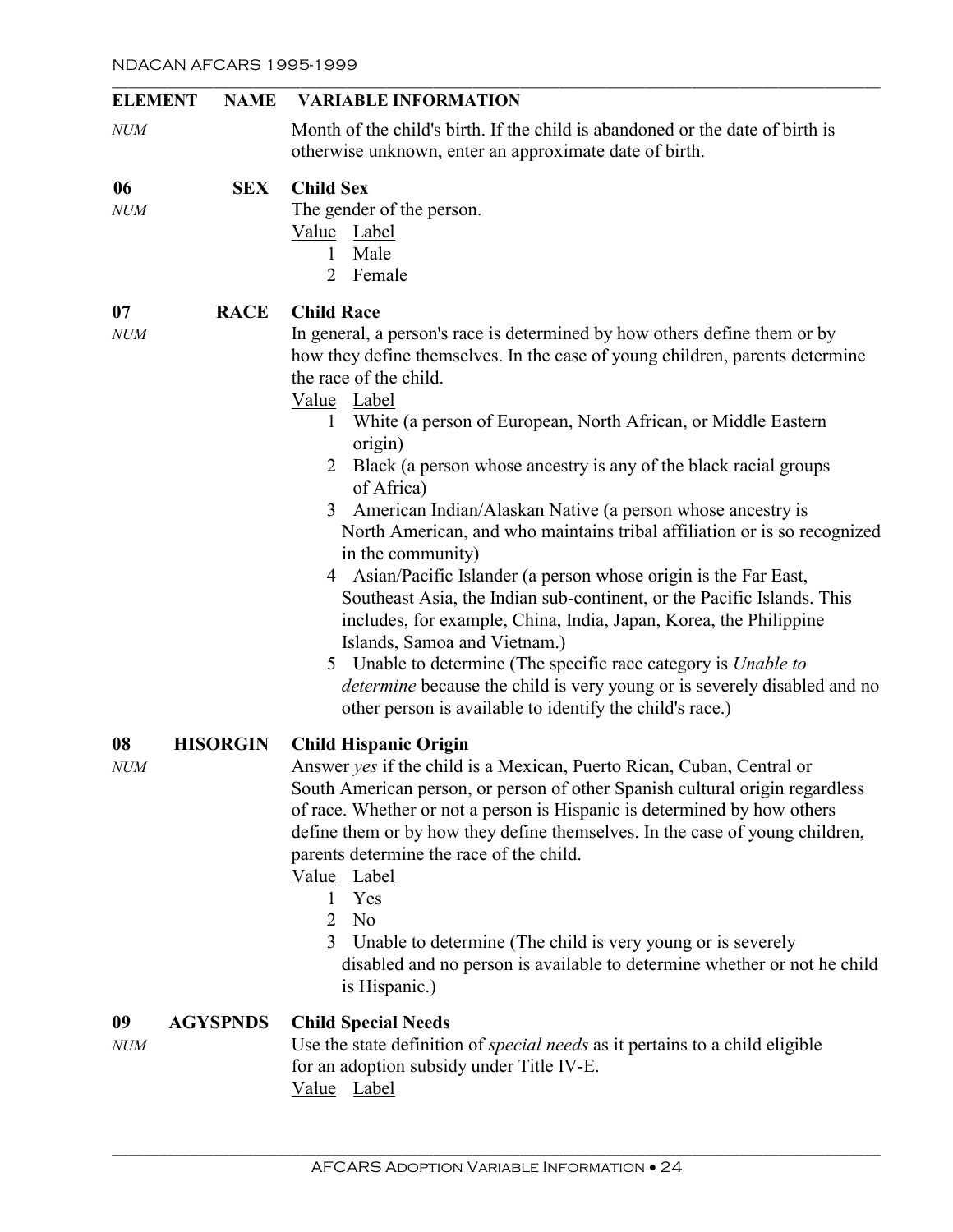| ELEMENT | NAME | VARIABLE INFORMATION |
|---|---|---|
| *NUM* | | Month of the child's birth. If the child is abandoned or the date of birth is otherwise unknown, enter an approximate date of birth. |

**06** **SEX** **Child Sex**

*NUM*

The gender of the person.

Value Label
- 1 Male
- 2 Female

**07** **RACE** **Child Race**

*NUM*

In general, a person's race is determined by how others define them or by how they define themselves. In the case of young children, parents determine the race of the child.

Value Label
- 1 White (a person of European, North African, or Middle Eastern origin)
- 2 Black (a person whose ancestry is any of the black racial groups of Africa)
- 3 American Indian/Alaskan Native (a person whose ancestry is North American, and who maintains tribal affiliation or is so recognized in the community)
- 4 Asian/Pacific Islander (a person whose origin is the Far East, Southeast Asia, the Indian sub-continent, or the Pacific Islands. This includes, for example, China, India, Japan, Korea, the Philippine Islands, Samoa and Vietnam.)
- 5 Unable to determine (The specific race category is *Unable to determine* because the child is very young or is severely disabled and no other person is available to identify the child's race.)

**08** **HISORGIN** **Child Hispanic Origin**

*NUM*

Answer *yes* if the child is a Mexican, Puerto Rican, Cuban, Central or South American person, or person of other Spanish cultural origin regardless of race. Whether or not a person is Hispanic is determined by how others define them or by how they define themselves. In the case of young children, parents determine the race of the child.

Value Label
- 1 Yes
- 2 No
- 3 Unable to determine (The child is very young or is severely disabled and no person is available to determine whether or not he child is Hispanic.)

**09** **AGYSPNDS** **Child Special Needs**

*NUM*

Use the state definition of *special needs* as it pertains to a child eligible for an adoption subsidy under Title IV-E.

Value Label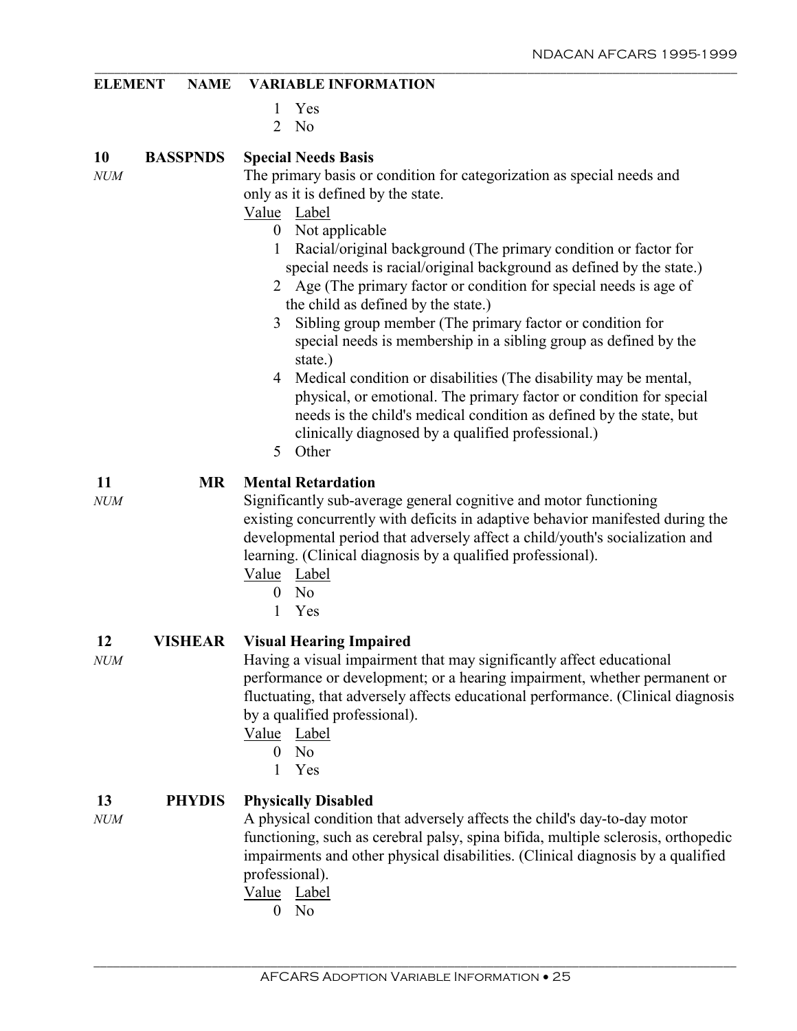**ELEMENT NAME VARIABLE INFORMATION**

1 Yes
2 No

**10 BASSPNDS Special Needs Basis**

*NUM*

The primary basis or condition for categorization as special needs and only as it is defined by the state.

Value Label

0 Not applicable
1 Racial/original background (The primary condition or factor for special needs is racial/original background as defined by the state.)
2 Age (The primary factor or condition for special needs is age of the child as defined by the state.)
3 Sibling group member (The primary factor or condition for special needs is membership in a sibling group as defined by the state.)
4 Medical condition or disabilities (The disability may be mental, physical, or emotional. The primary factor or condition for special needs is the child's medical condition as defined by the state, but clinically diagnosed by a qualified professional.)
5 Other

**11 MR Mental Retardation**

*NUM*

Significantly sub-average general cognitive and motor functioning existing concurrently with deficits in adaptive behavior manifested during the developmental period that adversely affect a child/youth's socialization and learning. (Clinical diagnosis by a qualified professional).

Value Label

0 No
1 Yes

**12 VISHEAR Visual Hearing Impaired**

*NUM*

Having a visual impairment that may significantly affect educational performance or development; or a hearing impairment, whether permanent or fluctuating, that adversely affects educational performance. (Clinical diagnosis by a qualified professional).

Value Label

0 No
1 Yes

**13 PHYDIS Physically Disabled**

*NUM*

A physical condition that adversely affects the child's day-to-day motor functioning, such as cerebral palsy, spina bifida, multiple sclerosis, orthopedic impairments and other physical disabilities. (Clinical diagnosis by a qualified professional).

Value Label

0 No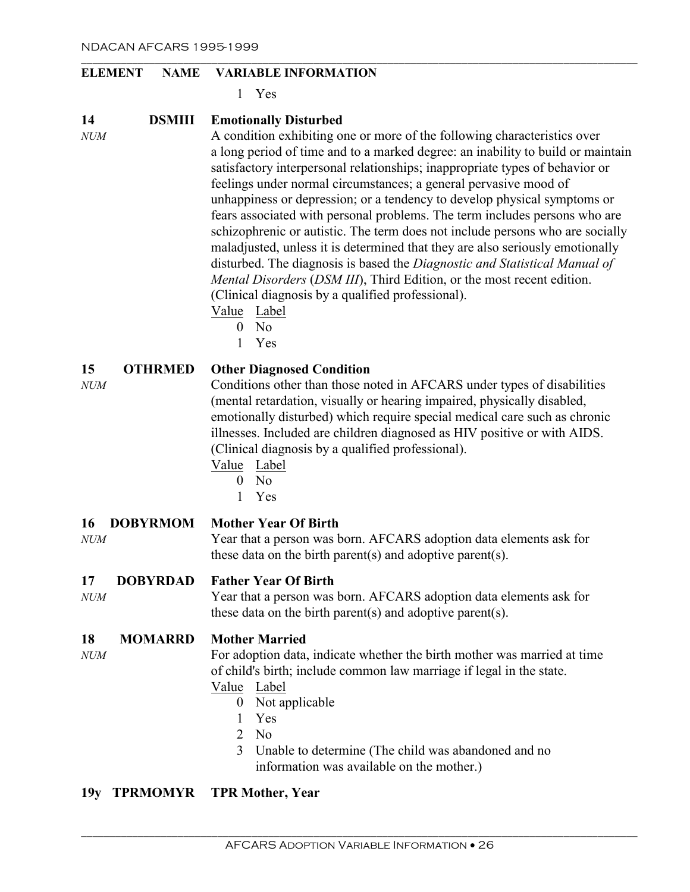**ELEMENT NAME VARIABLE INFORMATION**

1 Yes

**14 DSMIII Emotionally Disturbed**

*NUM*

A condition exhibiting one or more of the following characteristics over a long period of time and to a marked degree: an inability to build or maintain satisfactory interpersonal relationships; inappropriate types of behavior or feelings under normal circumstances; a general pervasive mood of unhappiness or depression; or a tendency to develop physical symptoms or fears associated with personal problems. The term includes persons who are schizophrenic or autistic. The term does not include persons who are socially maladjusted, unless it is determined that they are also seriously emotionally disturbed. The diagnosis is based the *Diagnostic and Statistical Manual of Mental Disorders* (*DSM III*), Third Edition, or the most recent edition. (Clinical diagnosis by a qualified professional).

| Value | Label |
|---|---|
| 0 | No |
| 1 | Yes |

**15 OTHRMED Other Diagnosed Condition**

*NUM*

Conditions other than those noted in AFCARS under types of disabilities (mental retardation, visually or hearing impaired, physically disabled, emotionally disturbed) which require special medical care such as chronic illnesses. Included are children diagnosed as HIV positive or with AIDS. (Clinical diagnosis by a qualified professional).

| Value | Label |
|---|---|
| 0 | No |
| 1 | Yes |

**16 DOBYRMOM Mother Year Of Birth**

*NUM*

Year that a person was born. AFCARS adoption data elements ask for these data on the birth parent(s) and adoptive parent(s).

**17 DOBYRDAD Father Year Of Birth**

*NUM*

Year that a person was born. AFCARS adoption data elements ask for these data on the birth parent(s) and adoptive parent(s).

**18 MOMARRD Mother Married**

*NUM*

For adoption data, indicate whether the birth mother was married at time of child's birth; include common law marriage if legal in the state.

| Value | Label |
|---|---|
| 0 | Not applicable |
| 1 | Yes |
| 2 | No |
| 3 | Unable to determine (The child was abandoned and no information was available on the mother.) |

**19y TPRMOMYR TPR Mother, Year**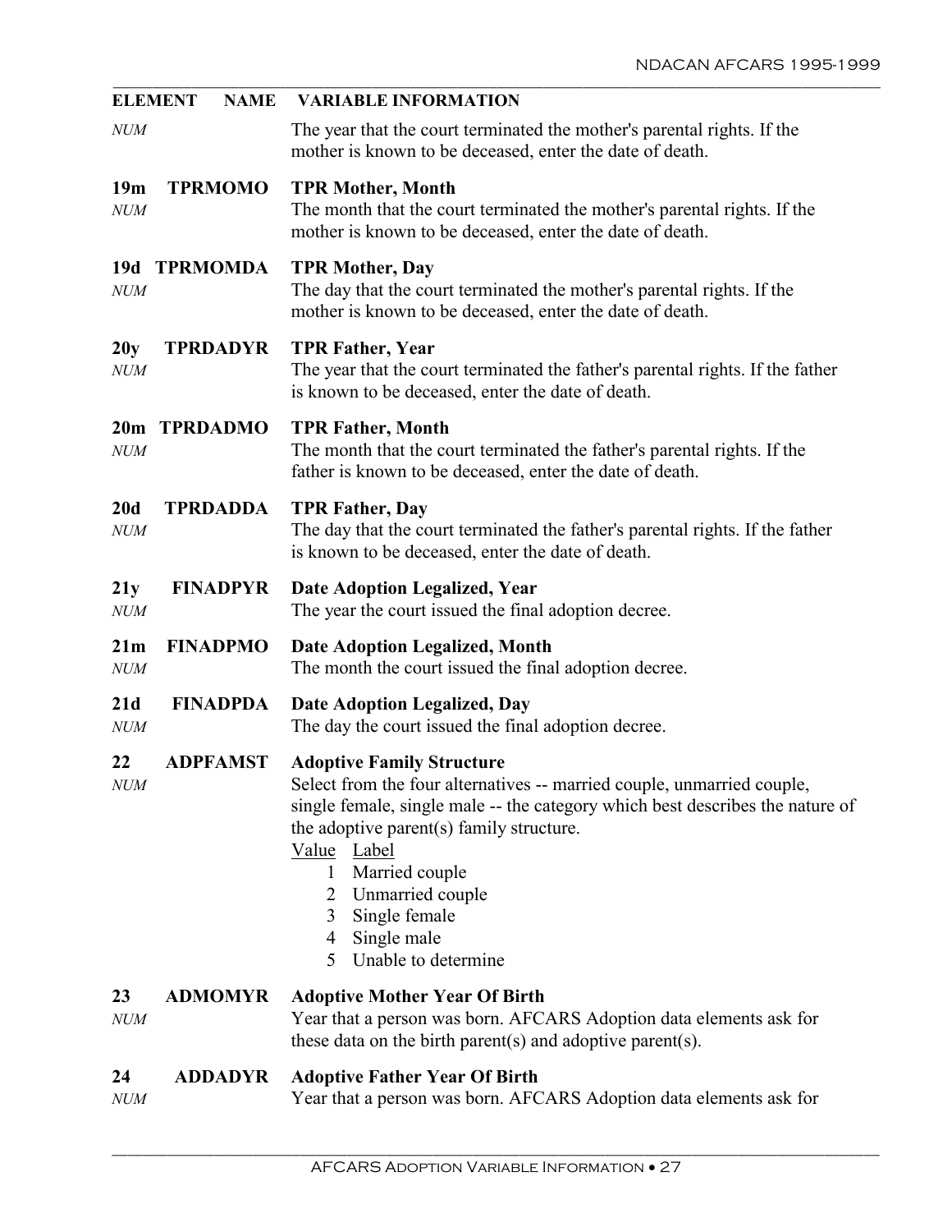| ELEMENT NAME | VARIABLE INFORMATION |
|---|---|
| *NUM* | The year that the court terminated the mother's parental rights. If the mother is known to be deceased, enter the date of death. |
| **19m TPRMOMO**<br>*NUM* | **TPR Mother, Month**<br>The month that the court terminated the mother's parental rights. If the mother is known to be deceased, enter the date of death. |
| **19d TPRMOMDA**<br>*NUM* | **TPR Mother, Day**<br>The day that the court terminated the mother's parental rights. If the mother is known to be deceased, enter the date of death. |
| **20y TPRDADYR**<br>*NUM* | **TPR Father, Year**<br>The year that the court terminated the father's parental rights. If the father is known to be deceased, enter the date of death. |
| **20m TPRDADMO**<br>*NUM* | **TPR Father, Month**<br>The month that the court terminated the father's parental rights. If the father is known to be deceased, enter the date of death. |
| **20d TPRDADDA**<br>*NUM* | **TPR Father, Day**<br>The day that the court terminated the father's parental rights. If the father is known to be deceased, enter the date of death. |
| **21y FINADPYR**<br>*NUM* | **Date Adoption Legalized, Year**<br>The year the court issued the final adoption decree. |
| **21m FINADPMO**<br>*NUM* | **Date Adoption Legalized, Month**<br>The month the court issued the final adoption decree. |
| **21d FINADPDA**<br>*NUM* | **Date Adoption Legalized, Day**<br>The day the court issued the final adoption decree. |
| **22 ADPFAMST**<br>*NUM* | **Adoptive Family Structure**<br>Select from the four alternatives -- married couple, unmarried couple, single female, single male -- the category which best describes the nature of the adoptive parent(s) family structure.<br>Value Label<br>1 Married couple<br>2 Unmarried couple<br>3 Single female<br>4 Single male<br>5 Unable to determine |
| **23 ADMOMYR**<br>*NUM* | **Adoptive Mother Year Of Birth**<br>Year that a person was born. AFCARS Adoption data elements ask for these data on the birth parent(s) and adoptive parent(s). |
| **24 ADDADYR**<br>*NUM* | **Adoptive Father Year Of Birth**<br>Year that a person was born. AFCARS Adoption data elements ask for |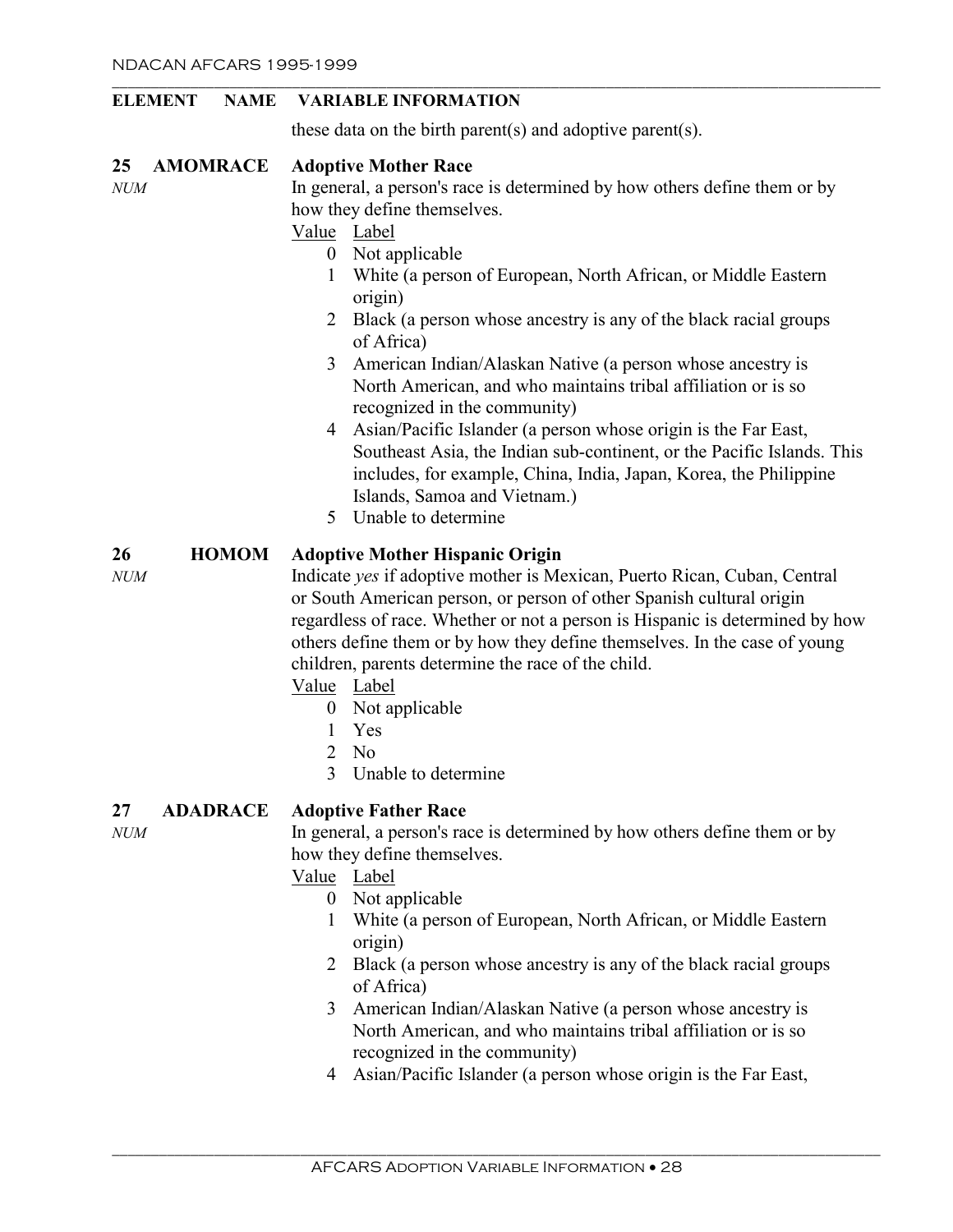| ELEMENT | NAME | VARIABLE INFORMATION |
|---|---|---|

these data on the birth parent(s) and adoptive parent(s).

**25 AMOMRACE** *NUM*

**Adoptive Mother Race**

In general, a person's race is determined by how others define them or by how they define themselves.

| Value | Label |
|---|---|
| 0 | Not applicable |
| 1 | White (a person of European, North African, or Middle Eastern origin) |
| 2 | Black (a person whose ancestry is any of the black racial groups of Africa) |
| 3 | American Indian/Alaskan Native (a person whose ancestry is North American, and who maintains tribal affiliation or is so recognized in the community) |
| 4 | Asian/Pacific Islander (a person whose origin is the Far East, Southeast Asia, the Indian sub-continent, or the Pacific Islands. This includes, for example, China, India, Japan, Korea, the Philippine Islands, Samoa and Vietnam.) |
| 5 | Unable to determine |

**26 HOMOM** *NUM*

**Adoptive Mother Hispanic Origin**

Indicate *yes* if adoptive mother is Mexican, Puerto Rican, Cuban, Central or South American person, or person of other Spanish cultural origin regardless of race. Whether or not a person is Hispanic is determined by how others define them or by how they define themselves. In the case of young children, parents determine the race of the child.

| Value | Label |
|---|---|
| 0 | Not applicable |
| 1 | Yes |
| 2 | No |
| 3 | Unable to determine |

**27 ADADRACE** *NUM*

**Adoptive Father Race**

In general, a person's race is determined by how others define them or by how they define themselves.

| Value | Label |
|---|---|
| 0 | Not applicable |
| 1 | White (a person of European, North African, or Middle Eastern origin) |
| 2 | Black (a person whose ancestry is any of the black racial groups of Africa) |
| 3 | American Indian/Alaskan Native (a person whose ancestry is North American, and who maintains tribal affiliation or is so recognized in the community) |
| 4 | Asian/Pacific Islander (a person whose origin is the Far East, |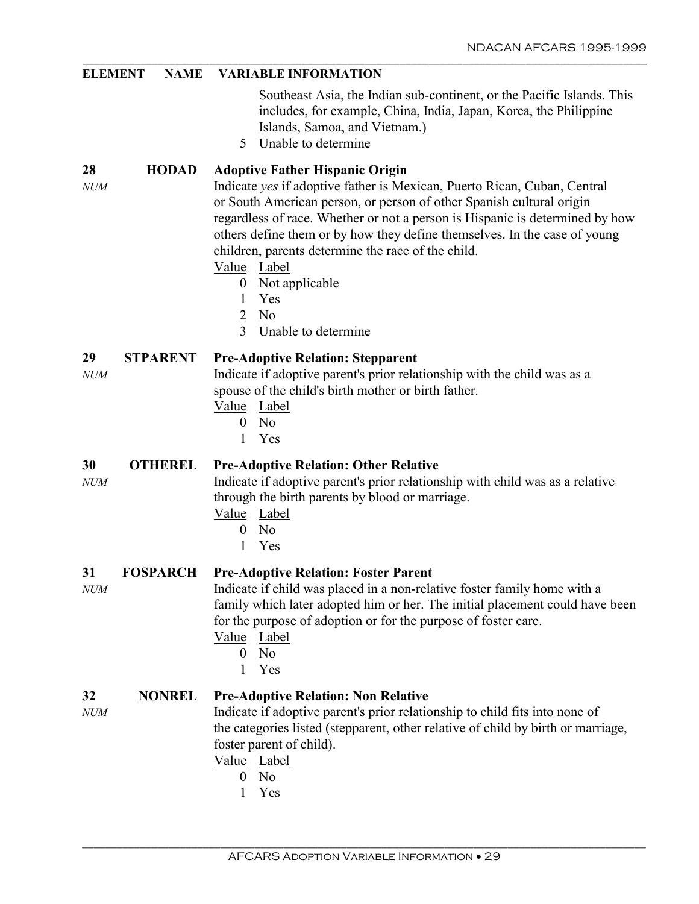| ELEMENT | NAME | VARIABLE INFORMATION |
|---|---|---|

Southeast Asia, the Indian sub-continent, or the Pacific Islands. This includes, for example, China, India, Japan, Korea, the Philippine Islands, Samoa, and Vietnam.)

5 Unable to determine

**28** *NUM* **HODAD** **Adoptive Father Hispanic Origin**

Indicate *yes* if adoptive father is Mexican, Puerto Rican, Cuban, Central or South American person, or person of other Spanish cultural origin regardless of race. Whether or not a person is Hispanic is determined by how others define them or by how they define themselves. In the case of young children, parents determine the race of the child.

| Value | Label |
|---|---|
| 0 | Not applicable |
| 1 | Yes |
| 2 | No |
| 3 | Unable to determine |

**29** *NUM* **STPARENT** **Pre-Adoptive Relation: Stepparent**

Indicate if adoptive parent's prior relationship with the child was as a spouse of the child's birth mother or birth father.

| Value | Label |
|---|---|
| 0 | No |
| 1 | Yes |

**30** *NUM* **OTHEREL** **Pre-Adoptive Relation: Other Relative**

Indicate if adoptive parent's prior relationship with child was as a relative through the birth parents by blood or marriage.

| Value | Label |
|---|---|
| 0 | No |
| 1 | Yes |

**31** *NUM* **FOSPARCH** **Pre-Adoptive Relation: Foster Parent**

Indicate if child was placed in a non-relative foster family home with a family which later adopted him or her. The initial placement could have been for the purpose of adoption or for the purpose of foster care.

| Value | Label |
|---|---|
| 0 | No |
| 1 | Yes |

**32** *NUM* **NONREL** **Pre-Adoptive Relation: Non Relative**

Indicate if adoptive parent's prior relationship to child fits into none of the categories listed (stepparent, other relative of child by birth or marriage, foster parent of child).

| Value | Label |
|---|---|
| 0 | No |
| 1 | Yes |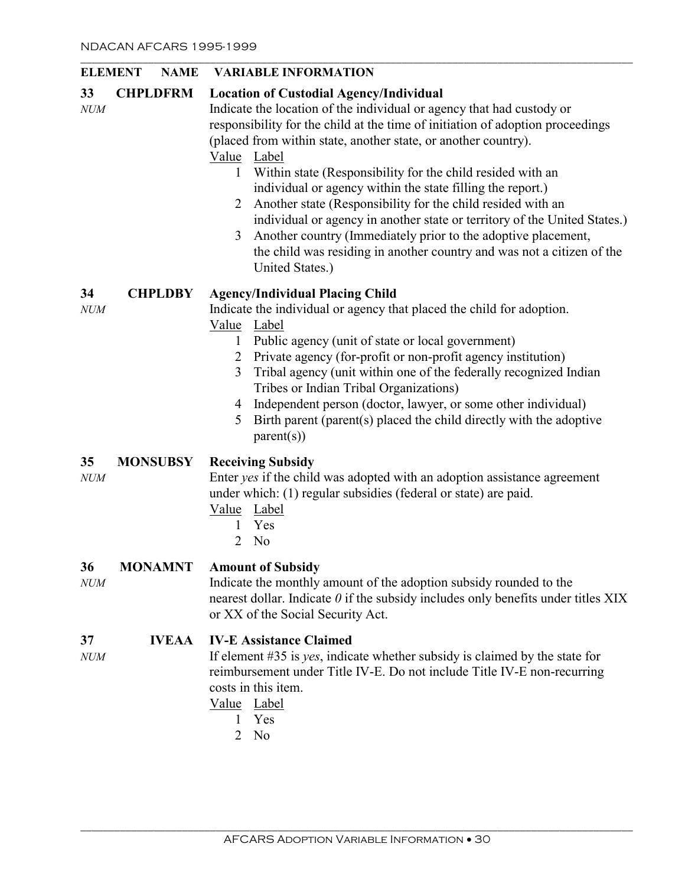| ELEMENT | NAME | VARIABLE INFORMATION |
|---|---|---|

**33** *NUM* **CHPLDFRM** — **Location of Custodial Agency/Individual**

Indicate the location of the individual or agency that had custody or responsibility for the child at the time of initiation of adoption proceedings (placed from within state, another state, or another country).

| Value | Label |
|---|---|
| 1 | Within state (Responsibility for the child resided with an individual or agency within the state filling the report.) |
| 2 | Another state (Responsibility for the child resided with an individual or agency in another state or territory of the United States.) |
| 3 | Another country (Immediately prior to the adoptive placement, the child was residing in another country and was not a citizen of the United States.) |

**34** *NUM* **CHPLDBY** — **Agency/Individual Placing Child**

Indicate the individual or agency that placed the child for adoption.

| Value | Label |
|---|---|
| 1 | Public agency (unit of state or local government) |
| 2 | Private agency (for-profit or non-profit agency institution) |
| 3 | Tribal agency (unit within one of the federally recognized Indian Tribes or Indian Tribal Organizations) |
| 4 | Independent person (doctor, lawyer, or some other individual) |
| 5 | Birth parent (parent(s) placed the child directly with the adoptive parent(s)) |

**35** *NUM* **MONSUBSY** — **Receiving Subsidy**

Enter *yes* if the child was adopted with an adoption assistance agreement under which: (1) regular subsidies (federal or state) are paid.

| Value | Label |
|---|---|
| 1 | Yes |
| 2 | No |

**36** *NUM* **MONAMNT** — **Amount of Subsidy**

Indicate the monthly amount of the adoption subsidy rounded to the nearest dollar. Indicate *0* if the subsidy includes only benefits under titles XIX or XX of the Social Security Act.

**37** *NUM* **IVEAA** — **IV-E Assistance Claimed**

If element #35 is *yes*, indicate whether subsidy is claimed by the state for reimbursement under Title IV-E. Do not include Title IV-E non-recurring costs in this item.

| Value | Label |
|---|---|
| 1 | Yes |
| 2 | No |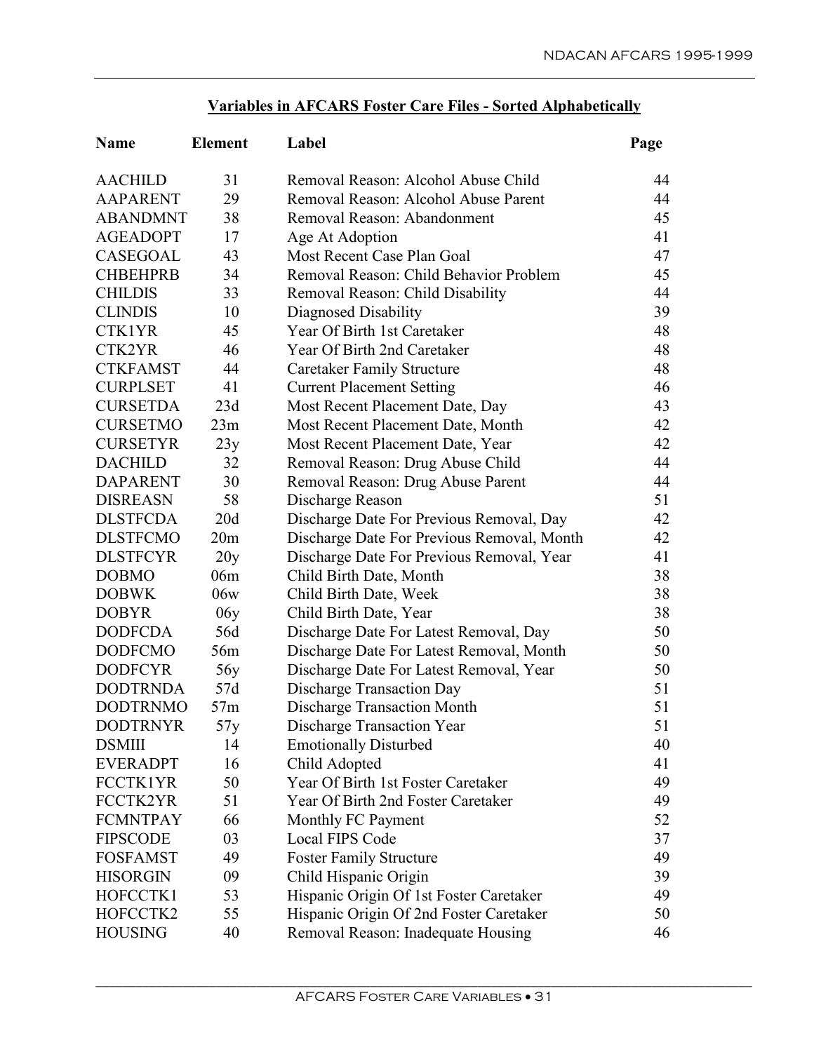## Variables in AFCARS Foster Care Files - Sorted Alphabetically

| Name | Element | Label | Page |
|---|---|---|---|
| AACHILD | 31 | Removal Reason: Alcohol Abuse Child | 44 |
| AAPARENT | 29 | Removal Reason: Alcohol Abuse Parent | 44 |
| ABANDMNT | 38 | Removal Reason: Abandonment | 45 |
| AGEADOPT | 17 | Age At Adoption | 41 |
| CASEGOAL | 43 | Most Recent Case Plan Goal | 47 |
| CHBEHPRB | 34 | Removal Reason: Child Behavior Problem | 45 |
| CHILDIS | 33 | Removal Reason: Child Disability | 44 |
| CLINDIS | 10 | Diagnosed Disability | 39 |
| CTK1YR | 45 | Year Of Birth 1st Caretaker | 48 |
| CTK2YR | 46 | Year Of Birth 2nd Caretaker | 48 |
| CTKFAMST | 44 | Caretaker Family Structure | 48 |
| CURPLSET | 41 | Current Placement Setting | 46 |
| CURSETDA | 23d | Most Recent Placement Date, Day | 43 |
| CURSETMO | 23m | Most Recent Placement Date, Month | 42 |
| CURSETYR | 23y | Most Recent Placement Date, Year | 42 |
| DACHILD | 32 | Removal Reason: Drug Abuse Child | 44 |
| DAPARENT | 30 | Removal Reason: Drug Abuse Parent | 44 |
| DISREASN | 58 | Discharge Reason | 51 |
| DLSTFCDA | 20d | Discharge Date For Previous Removal, Day | 42 |
| DLSTFCMO | 20m | Discharge Date For Previous Removal, Month | 42 |
| DLSTFCYR | 20y | Discharge Date For Previous Removal, Year | 41 |
| DOBMO | 06m | Child Birth Date, Month | 38 |
| DOBWK | 06w | Child Birth Date, Week | 38 |
| DOBYR | 06y | Child Birth Date, Year | 38 |
| DODFCDA | 56d | Discharge Date For Latest Removal, Day | 50 |
| DODFCMO | 56m | Discharge Date For Latest Removal, Month | 50 |
| DODFCYR | 56y | Discharge Date For Latest Removal, Year | 50 |
| DODTRNDA | 57d | Discharge Transaction Day | 51 |
| DODTRNMO | 57m | Discharge Transaction Month | 51 |
| DODTRNYR | 57y | Discharge Transaction Year | 51 |
| DSMIII | 14 | Emotionally Disturbed | 40 |
| EVERADPT | 16 | Child Adopted | 41 |
| FCCTK1YR | 50 | Year Of Birth 1st Foster Caretaker | 49 |
| FCCTK2YR | 51 | Year Of Birth 2nd Foster Caretaker | 49 |
| FCMNTPAY | 66 | Monthly FC Payment | 52 |
| FIPSCODE | 03 | Local FIPS Code | 37 |
| FOSFAMST | 49 | Foster Family Structure | 49 |
| HISORGIN | 09 | Child Hispanic Origin | 39 |
| HOFCCTK1 | 53 | Hispanic Origin Of 1st Foster Caretaker | 49 |
| HOFCCTK2 | 55 | Hispanic Origin Of 2nd Foster Caretaker | 50 |
| HOUSING | 40 | Removal Reason: Inadequate Housing | 46 |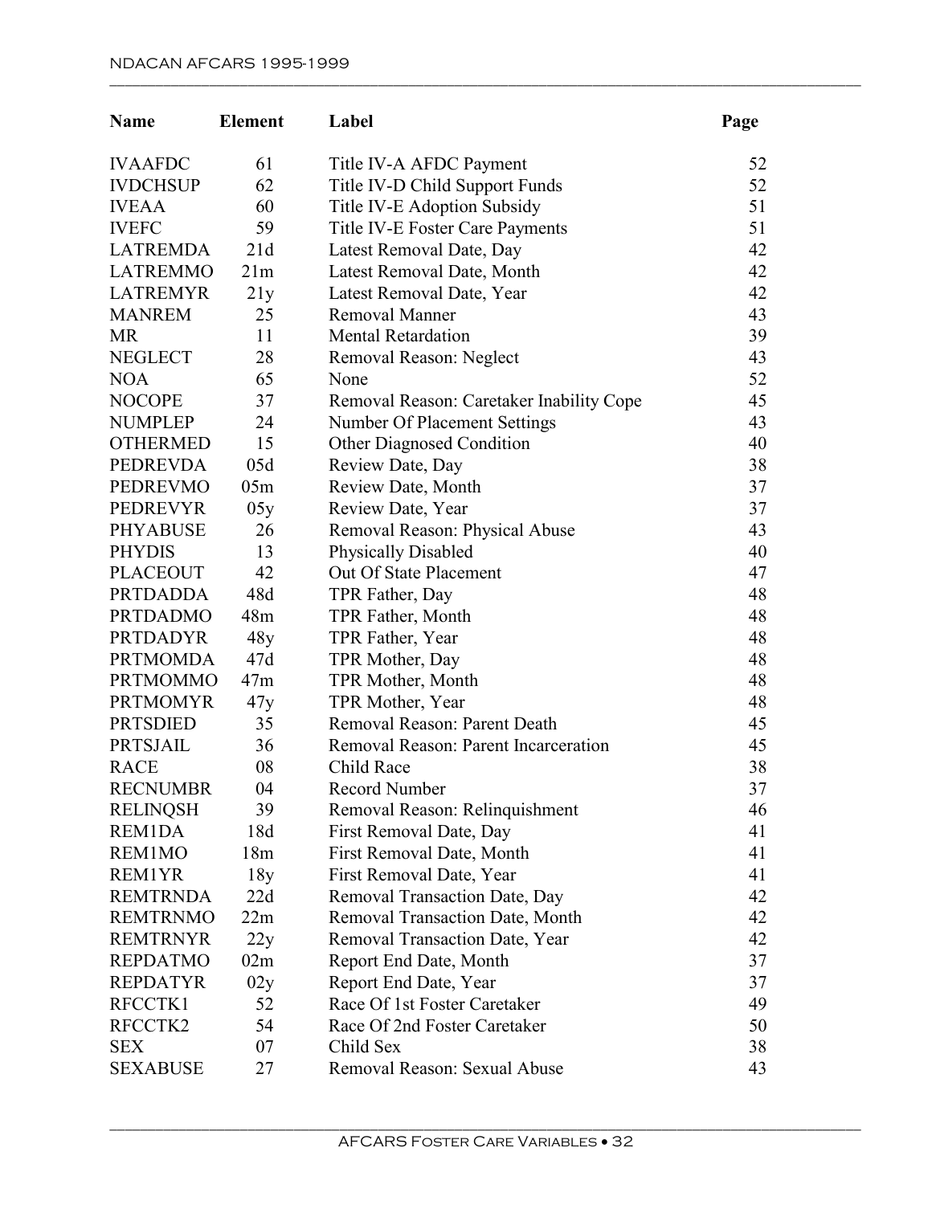| Name | Element | Label | Page |
|---|---|---|---|
| IVAAFDC | 61 | Title IV-A AFDC Payment | 52 |
| IVDCHSUP | 62 | Title IV-D Child Support Funds | 52 |
| IVEAA | 60 | Title IV-E Adoption Subsidy | 51 |
| IVEFC | 59 | Title IV-E Foster Care Payments | 51 |
| LATREMDA | 21d | Latest Removal Date, Day | 42 |
| LATREMMO | 21m | Latest Removal Date, Month | 42 |
| LATREMYR | 21y | Latest Removal Date, Year | 42 |
| MANREM | 25 | Removal Manner | 43 |
| MR | 11 | Mental Retardation | 39 |
| NEGLECT | 28 | Removal Reason: Neglect | 43 |
| NOA | 65 | None | 52 |
| NOCOPE | 37 | Removal Reason: Caretaker Inability Cope | 45 |
| NUMPLEP | 24 | Number Of Placement Settings | 43 |
| OTHERMED | 15 | Other Diagnosed Condition | 40 |
| PEDREVDA | 05d | Review Date, Day | 38 |
| PEDREVMO | 05m | Review Date, Month | 37 |
| PEDREVYR | 05y | Review Date, Year | 37 |
| PHYABUSE | 26 | Removal Reason: Physical Abuse | 43 |
| PHYDIS | 13 | Physically Disabled | 40 |
| PLACEOUT | 42 | Out Of State Placement | 47 |
| PRTDADDA | 48d | TPR Father, Day | 48 |
| PRTDADMO | 48m | TPR Father, Month | 48 |
| PRTDADYR | 48y | TPR Father, Year | 48 |
| PRTMOMDA | 47d | TPR Mother, Day | 48 |
| PRTMOMMO | 47m | TPR Mother, Month | 48 |
| PRTMOMYR | 47y | TPR Mother, Year | 48 |
| PRTSDIED | 35 | Removal Reason: Parent Death | 45 |
| PRTSJAIL | 36 | Removal Reason: Parent Incarceration | 45 |
| RACE | 08 | Child Race | 38 |
| RECNUMBR | 04 | Record Number | 37 |
| RELINQSH | 39 | Removal Reason: Relinquishment | 46 |
| REM1DA | 18d | First Removal Date, Day | 41 |
| REM1MO | 18m | First Removal Date, Month | 41 |
| REM1YR | 18y | First Removal Date, Year | 41 |
| REMTRNDA | 22d | Removal Transaction Date, Day | 42 |
| REMTRNMO | 22m | Removal Transaction Date, Month | 42 |
| REMTRNYR | 22y | Removal Transaction Date, Year | 42 |
| REPDATMO | 02m | Report End Date, Month | 37 |
| REPDATYR | 02y | Report End Date, Year | 37 |
| RFCCTK1 | 52 | Race Of 1st Foster Caretaker | 49 |
| RFCCTK2 | 54 | Race Of 2nd Foster Caretaker | 50 |
| SEX | 07 | Child Sex | 38 |
| SEXABUSE | 27 | Removal Reason: Sexual Abuse | 43 |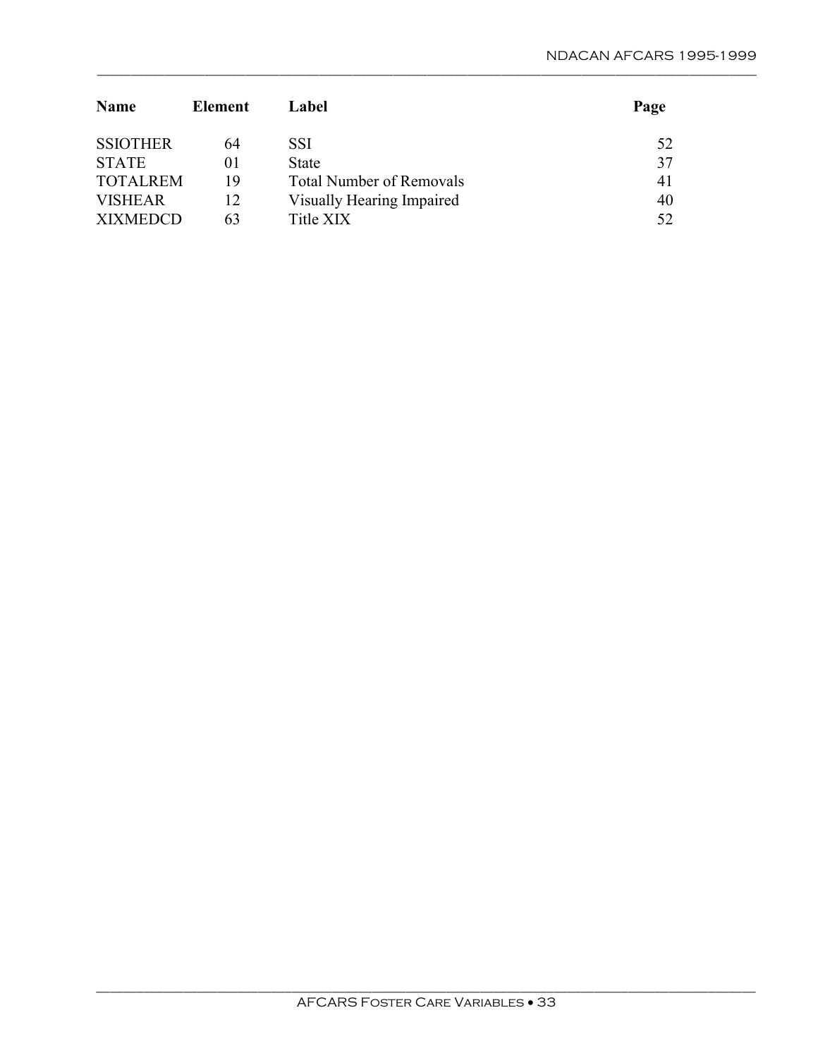| Name | Element | Label | Page |
|---|---|---|---|
| SSIOTHER | 64 | SSI | 52 |
| STATE | 01 | State | 37 |
| TOTALREM | 19 | Total Number of Removals | 41 |
| VISHEAR | 12 | Visually Hearing Impaired | 40 |
| XIXMEDCD | 63 | Title XIX | 52 |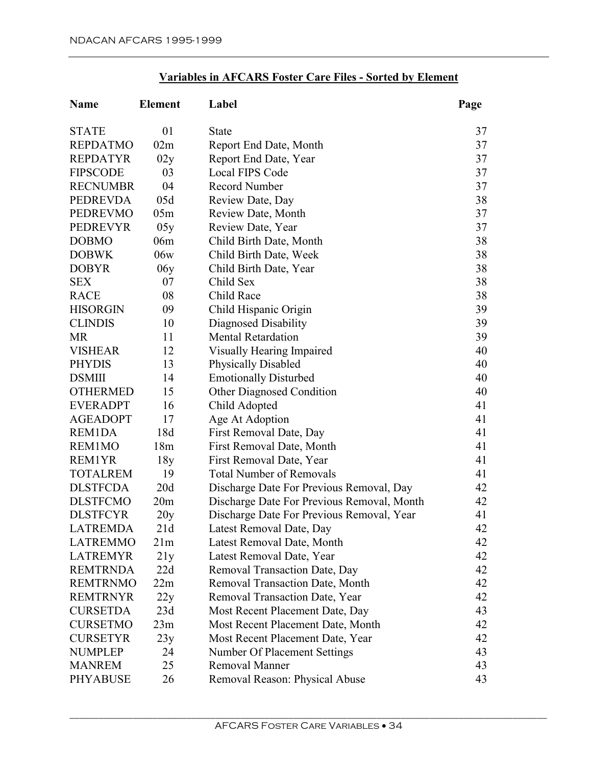## Variables in AFCARS Foster Care Files - Sorted by Element

| Name | Element | Label | Page |
|---|---|---|---|
| STATE | 01 | State | 37 |
| REPDATMO | 02m | Report End Date, Month | 37 |
| REPDATYR | 02y | Report End Date, Year | 37 |
| FIPSCODE | 03 | Local FIPS Code | 37 |
| RECNUMBR | 04 | Record Number | 37 |
| PEDREVDA | 05d | Review Date, Day | 38 |
| PEDREVMO | 05m | Review Date, Month | 37 |
| PEDREVYR | 05y | Review Date, Year | 37 |
| DOBMO | 06m | Child Birth Date, Month | 38 |
| DOBWK | 06w | Child Birth Date, Week | 38 |
| DOBYR | 06y | Child Birth Date, Year | 38 |
| SEX | 07 | Child Sex | 38 |
| RACE | 08 | Child Race | 38 |
| HISORGIN | 09 | Child Hispanic Origin | 39 |
| CLINDIS | 10 | Diagnosed Disability | 39 |
| MR | 11 | Mental Retardation | 39 |
| VISHEAR | 12 | Visually Hearing Impaired | 40 |
| PHYDIS | 13 | Physically Disabled | 40 |
| DSMIII | 14 | Emotionally Disturbed | 40 |
| OTHERMED | 15 | Other Diagnosed Condition | 40 |
| EVERADPT | 16 | Child Adopted | 41 |
| AGEADOPT | 17 | Age At Adoption | 41 |
| REM1DA | 18d | First Removal Date, Day | 41 |
| REM1MO | 18m | First Removal Date, Month | 41 |
| REM1YR | 18y | First Removal Date, Year | 41 |
| TOTALREM | 19 | Total Number of Removals | 41 |
| DLSTFCDA | 20d | Discharge Date For Previous Removal, Day | 42 |
| DLSTFCMO | 20m | Discharge Date For Previous Removal, Month | 42 |
| DLSTFCYR | 20y | Discharge Date For Previous Removal, Year | 41 |
| LATREMDA | 21d | Latest Removal Date, Day | 42 |
| LATREMMO | 21m | Latest Removal Date, Month | 42 |
| LATREMYR | 21y | Latest Removal Date, Year | 42 |
| REMTRNDA | 22d | Removal Transaction Date, Day | 42 |
| REMTRNMO | 22m | Removal Transaction Date, Month | 42 |
| REMTRNYR | 22y | Removal Transaction Date, Year | 42 |
| CURSETDA | 23d | Most Recent Placement Date, Day | 43 |
| CURSETMO | 23m | Most Recent Placement Date, Month | 42 |
| CURSETYR | 23y | Most Recent Placement Date, Year | 42 |
| NUMPLEP | 24 | Number Of Placement Settings | 43 |
| MANREM | 25 | Removal Manner | 43 |
| PHYABUSE | 26 | Removal Reason: Physical Abuse | 43 |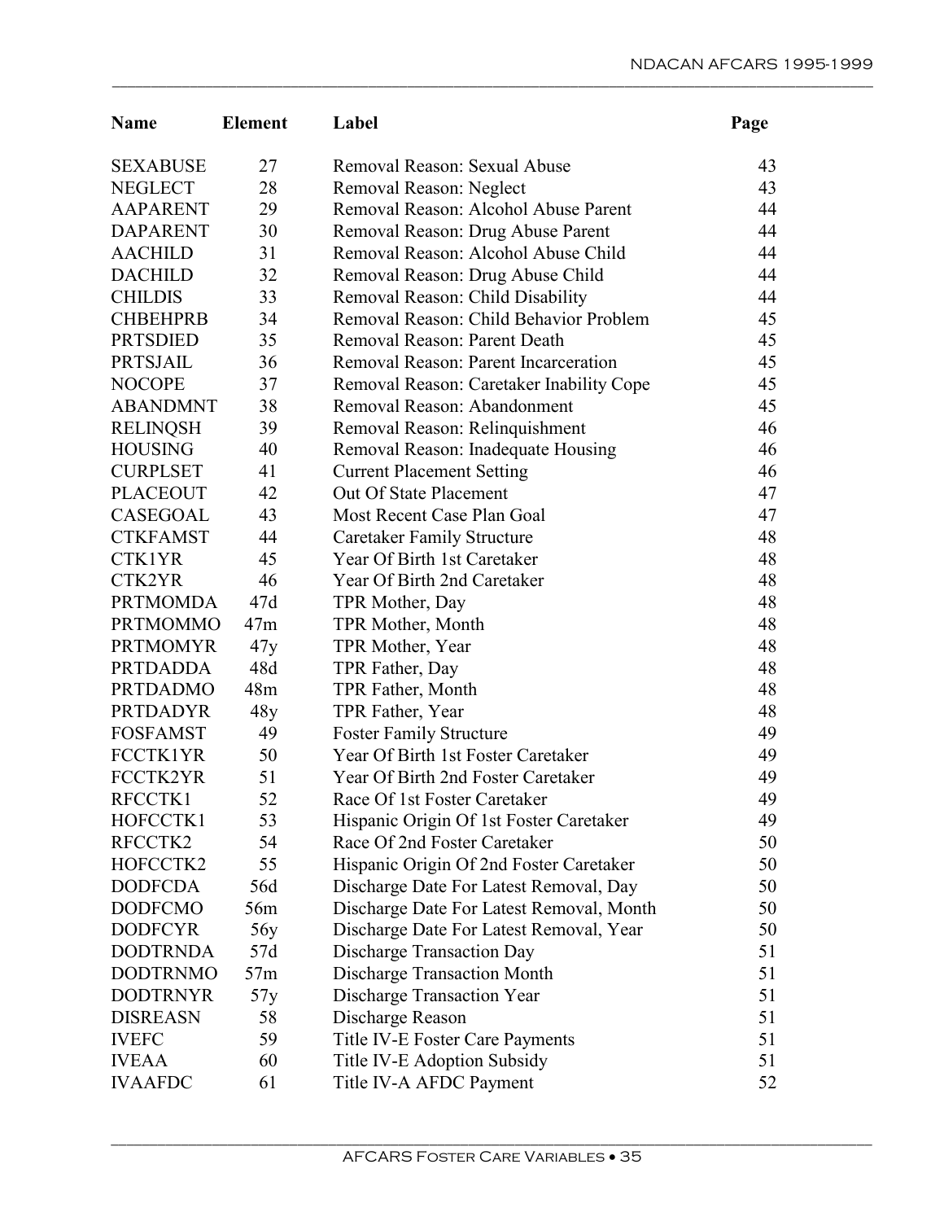| Name | Element | Label | Page |
|---|---|---|---|
| SEXABUSE | 27 | Removal Reason: Sexual Abuse | 43 |
| NEGLECT | 28 | Removal Reason: Neglect | 43 |
| AAPARENT | 29 | Removal Reason: Alcohol Abuse Parent | 44 |
| DAPARENT | 30 | Removal Reason: Drug Abuse Parent | 44 |
| AACHILD | 31 | Removal Reason: Alcohol Abuse Child | 44 |
| DACHILD | 32 | Removal Reason: Drug Abuse Child | 44 |
| CHILDIS | 33 | Removal Reason: Child Disability | 44 |
| CHBEHPRB | 34 | Removal Reason: Child Behavior Problem | 45 |
| PRTSDIED | 35 | Removal Reason: Parent Death | 45 |
| PRTSJAIL | 36 | Removal Reason: Parent Incarceration | 45 |
| NOCOPE | 37 | Removal Reason: Caretaker Inability Cope | 45 |
| ABANDMNT | 38 | Removal Reason: Abandonment | 45 |
| RELINQSH | 39 | Removal Reason: Relinquishment | 46 |
| HOUSING | 40 | Removal Reason: Inadequate Housing | 46 |
| CURPLSET | 41 | Current Placement Setting | 46 |
| PLACEOUT | 42 | Out Of State Placement | 47 |
| CASEGOAL | 43 | Most Recent Case Plan Goal | 47 |
| CTKFAMST | 44 | Caretaker Family Structure | 48 |
| CTK1YR | 45 | Year Of Birth 1st Caretaker | 48 |
| CTK2YR | 46 | Year Of Birth 2nd Caretaker | 48 |
| PRTMOMDA | 47d | TPR Mother, Day | 48 |
| PRTMOMMO | 47m | TPR Mother, Month | 48 |
| PRTMOMYR | 47y | TPR Mother, Year | 48 |
| PRTDADDA | 48d | TPR Father, Day | 48 |
| PRTDADMO | 48m | TPR Father, Month | 48 |
| PRTDADYR | 48y | TPR Father, Year | 48 |
| FOSFAMST | 49 | Foster Family Structure | 49 |
| FCCTK1YR | 50 | Year Of Birth 1st Foster Caretaker | 49 |
| FCCTK2YR | 51 | Year Of Birth 2nd Foster Caretaker | 49 |
| RFCCTK1 | 52 | Race Of 1st Foster Caretaker | 49 |
| HOFCCTK1 | 53 | Hispanic Origin Of 1st Foster Caretaker | 49 |
| RFCCTK2 | 54 | Race Of 2nd Foster Caretaker | 50 |
| HOFCCTK2 | 55 | Hispanic Origin Of 2nd Foster Caretaker | 50 |
| DODFCDA | 56d | Discharge Date For Latest Removal, Day | 50 |
| DODFCMO | 56m | Discharge Date For Latest Removal, Month | 50 |
| DODFCYR | 56y | Discharge Date For Latest Removal, Year | 50 |
| DODTRNDA | 57d | Discharge Transaction Day | 51 |
| DODTRNMO | 57m | Discharge Transaction Month | 51 |
| DODTRNYR | 57y | Discharge Transaction Year | 51 |
| DISREASN | 58 | Discharge Reason | 51 |
| IVEFC | 59 | Title IV-E Foster Care Payments | 51 |
| IVEAA | 60 | Title IV-E Adoption Subsidy | 51 |
| IVAAFDC | 61 | Title IV-A AFDC Payment | 52 |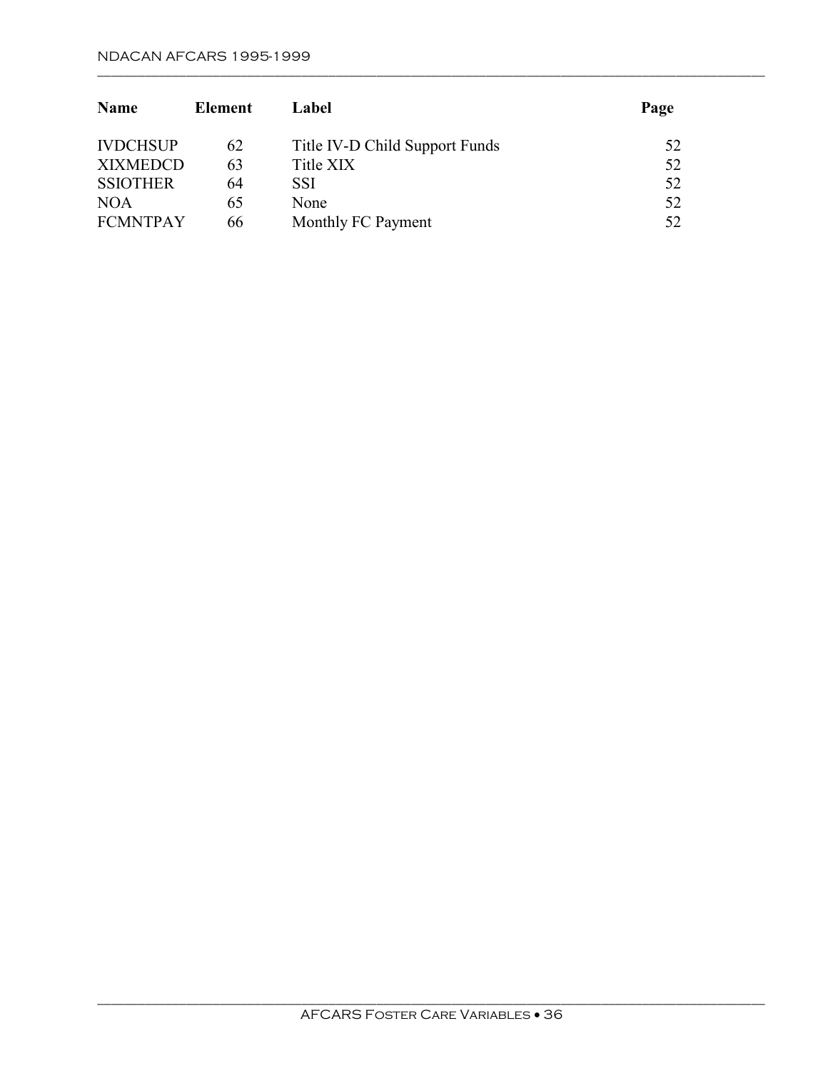| Name | Element | Label | Page |
|---|---|---|---|
| IVDCHSUP | 62 | Title IV-D Child Support Funds | 52 |
| XIXMEDCD | 63 | Title XIX | 52 |
| SSIOTHER | 64 | SSI | 52 |
| NOA | 65 | None | 52 |
| FCMNTPAY | 66 | Monthly FC Payment | 52 |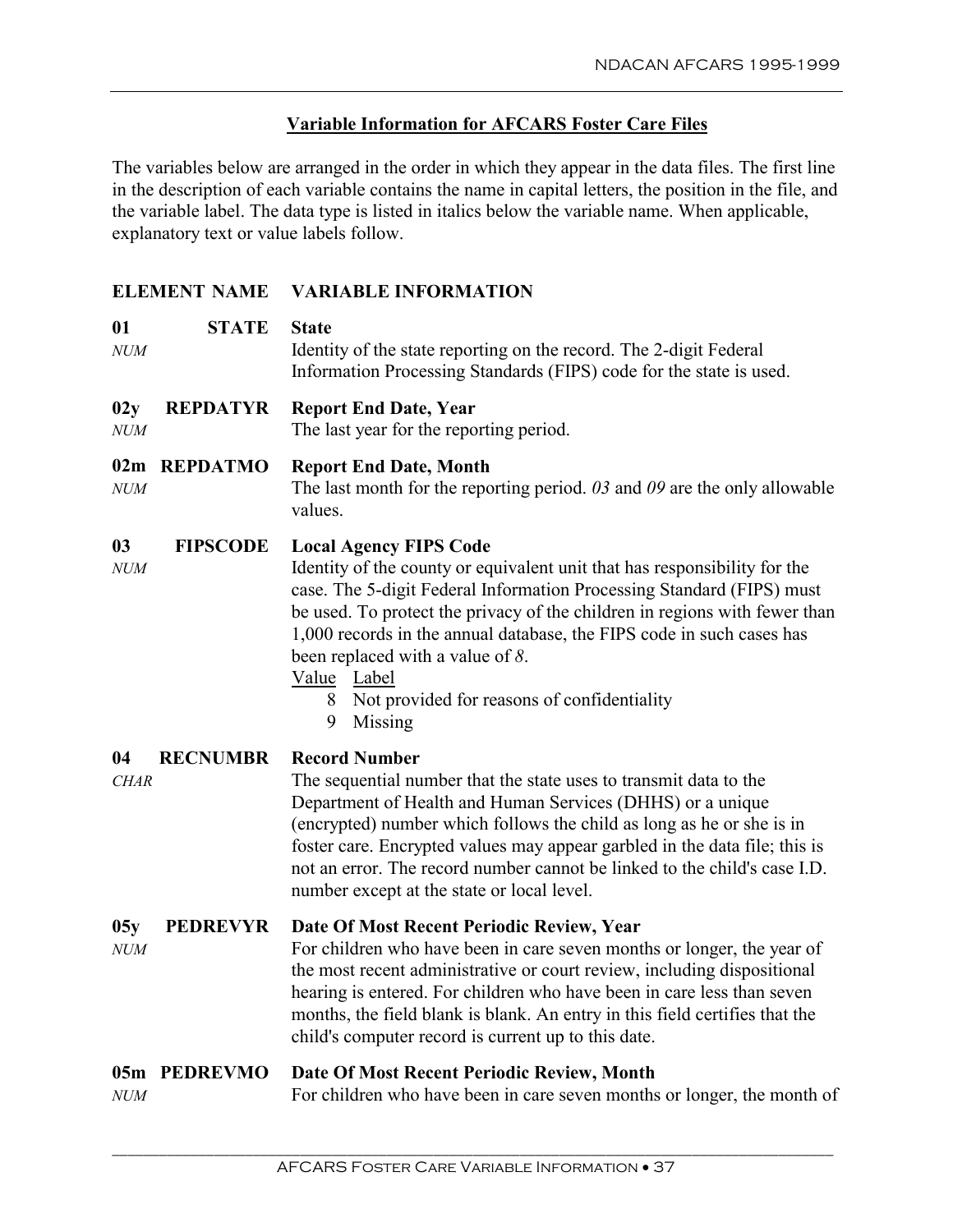## Variable Information for AFCARS Foster Care Files

The variables below are arranged in the order in which they appear in the data files. The first line in the description of each variable contains the name in capital letters, the position in the file, and the variable label. The data type is listed in italics below the variable name. When applicable, explanatory text or value labels follow.

| ELEMENT NAME | VARIABLE INFORMATION |
|---|---|

**01 STATE** — **State**
*NUM*
Identity of the state reporting on the record. The 2-digit Federal Information Processing Standards (FIPS) code for the state is used.

**02y REPDATYR** — **Report End Date, Year**
*NUM*
The last year for the reporting period.

**02m REPDATMO** — **Report End Date, Month**
*NUM*
The last month for the reporting period. *03* and *09* are the only allowable values.

**03 FIPSCODE** — **Local Agency FIPS Code**
*NUM*
Identity of the county or equivalent unit that has responsibility for the case. The 5-digit Federal Information Processing Standard (FIPS) must be used. To protect the privacy of the children in regions with fewer than 1,000 records in the annual database, the FIPS code in such cases has been replaced with a value of *8*.

| Value | Label |
|---|---|
| 8 | Not provided for reasons of confidentiality |
| 9 | Missing |

**04 RECNUMBR** — **Record Number**
*CHAR*
The sequential number that the state uses to transmit data to the Department of Health and Human Services (DHHS) or a unique (encrypted) number which follows the child as long as he or she is in foster care. Encrypted values may appear garbled in the data file; this is not an error. The record number cannot be linked to the child's case I.D. number except at the state or local level.

**05y PEDREVYR** — **Date Of Most Recent Periodic Review, Year**
*NUM*
For children who have been in care seven months or longer, the year of the most recent administrative or court review, including dispositional hearing is entered. For children who have been in care less than seven months, the field blank is blank. An entry in this field certifies that the child's computer record is current up to this date.

**05m PEDREVMO** — **Date Of Most Recent Periodic Review, Month**
*NUM*
For children who have been in care seven months or longer, the month of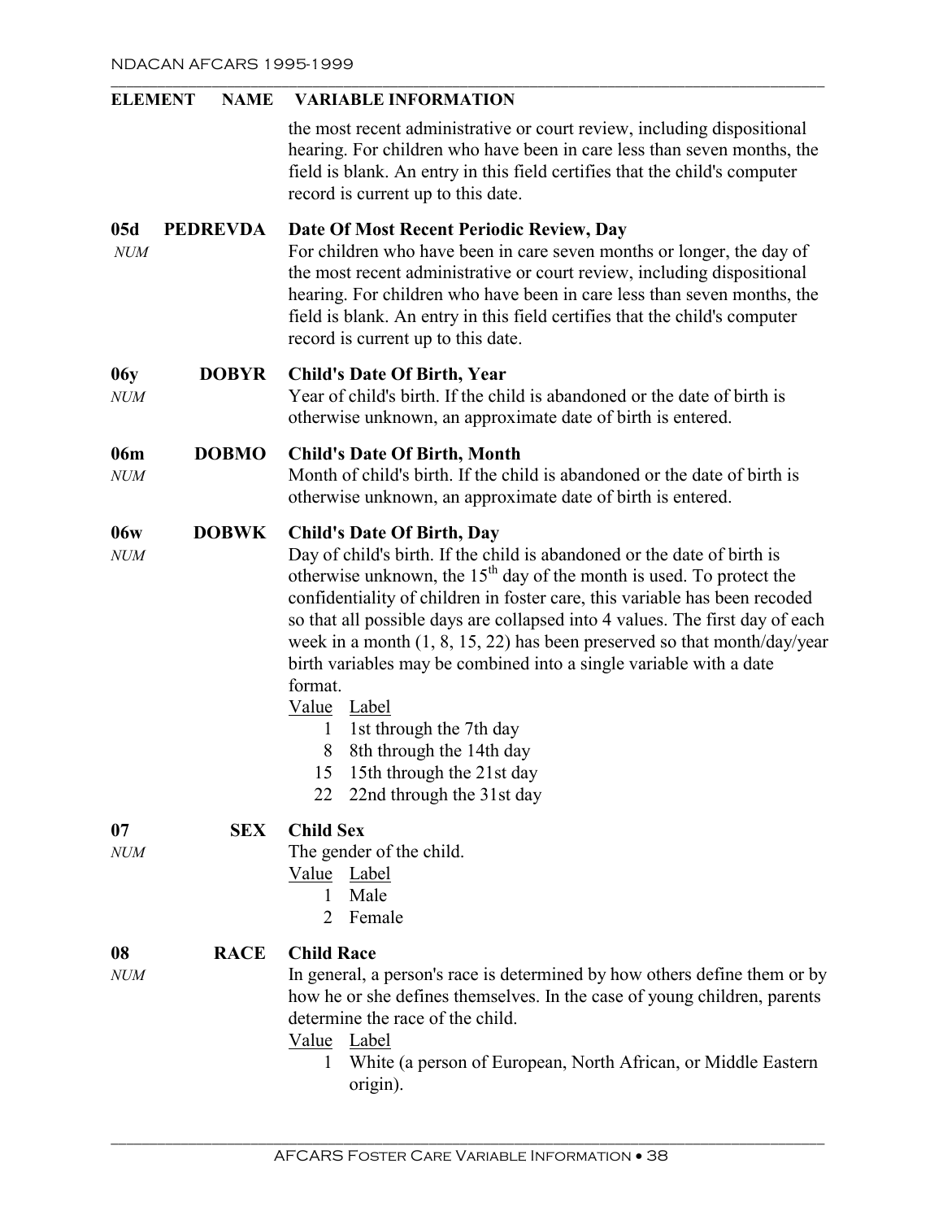| ELEMENT | NAME | VARIABLE INFORMATION |
|---|---|---|
| | | the most recent administrative or court review, including dispositional hearing. For children who have been in care less than seven months, the field is blank. An entry in this field certifies that the child's computer record is current up to this date. |
| **05d** *NUM* | **PEDREVDA** | **Date Of Most Recent Periodic Review, Day** For children who have been in care seven months or longer, the day of the most recent administrative or court review, including dispositional hearing. For children who have been in care less than seven months, the field is blank. An entry in this field certifies that the child's computer record is current up to this date. |
| **06y** *NUM* | **DOBYR** | **Child's Date Of Birth, Year** Year of child's birth. If the child is abandoned or the date of birth is otherwise unknown, an approximate date of birth is entered. |
| **06m** *NUM* | **DOBMO** | **Child's Date Of Birth, Month** Month of child's birth. If the child is abandoned or the date of birth is otherwise unknown, an approximate date of birth is entered. |
| **06w** *NUM* | **DOBWK** | **Child's Date Of Birth, Day** Day of child's birth. If the child is abandoned or the date of birth is otherwise unknown, the 15th day of the month is used. To protect the confidentiality of children in foster care, this variable has been recoded so that all possible days are collapsed into 4 values. The first day of each week in a month (1, 8, 15, 22) has been preserved so that month/day/year birth variables may be combined into a single variable with a date format.<br>Value Label<br>1 1st through the 7th day<br>8 8th through the 14th day<br>15 15th through the 21st day<br>22 22nd through the 31st day |
| **07** *NUM* | **SEX** | **Child Sex** The gender of the child.<br>Value Label<br>1 Male<br>2 Female |
| **08** *NUM* | **RACE** | **Child Race** In general, a person's race is determined by how others define them or by how he or she defines themselves. In the case of young children, parents determine the race of the child.<br>Value Label<br>1 White (a person of European, North African, or Middle Eastern origin). |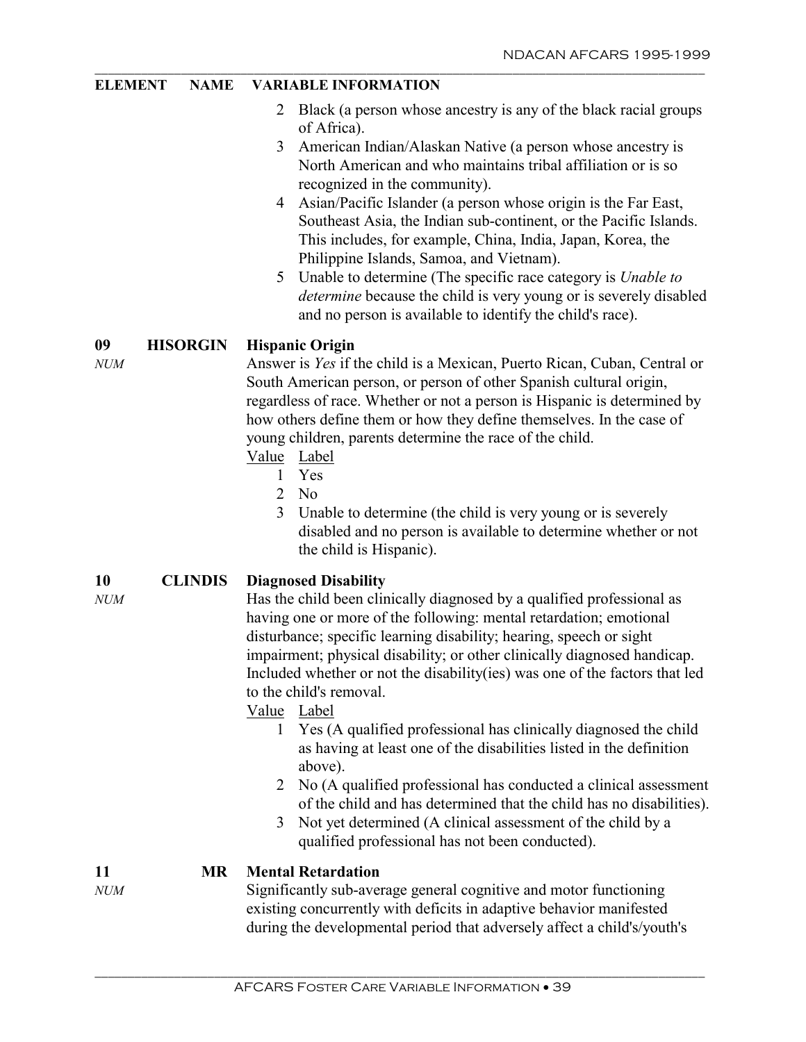| ELEMENT | NAME | VARIABLE INFORMATION |
|---|---|---|

2 Black (a person whose ancestry is any of the black racial groups of Africa).
3 American Indian/Alaskan Native (a person whose ancestry is North American and who maintains tribal affiliation or is so recognized in the community).
4 Asian/Pacific Islander (a person whose origin is the Far East, Southeast Asia, the Indian sub-continent, or the Pacific Islands. This includes, for example, China, India, Japan, Korea, the Philippine Islands, Samoa, and Vietnam).
5 Unable to determine (The specific race category is *Unable to determine* because the child is very young or is severely disabled and no person is available to identify the child's race).

**09** *NUM* **HISORGIN** **Hispanic Origin**

Answer is *Yes* if the child is a Mexican, Puerto Rican, Cuban, Central or South American person, or person of other Spanish cultural origin, regardless of race. Whether or not a person is Hispanic is determined by how others define them or how they define themselves. In the case of young children, parents determine the race of the child.

| Value | Label |
|---|---|
| 1 | Yes |
| 2 | No |
| 3 | Unable to determine (the child is very young or is severely disabled and no person is available to determine whether or not the child is Hispanic). |

**10** *NUM* **CLINDIS** **Diagnosed Disability**

Has the child been clinically diagnosed by a qualified professional as having one or more of the following: mental retardation; emotional disturbance; specific learning disability; hearing, speech or sight impairment; physical disability; or other clinically diagnosed handicap. Included whether or not the disability(ies) was one of the factors that led to the child's removal.

| Value | Label |
|---|---|
| 1 | Yes (A qualified professional has clinically diagnosed the child as having at least one of the disabilities listed in the definition above). |
| 2 | No (A qualified professional has conducted a clinical assessment of the child and has determined that the child has no disabilities). |
| 3 | Not yet determined (A clinical assessment of the child by a qualified professional has not been conducted). |

**11** *NUM* **MR** **Mental Retardation**

Significantly sub-average general cognitive and motor functioning existing concurrently with deficits in adaptive behavior manifested during the developmental period that adversely affect a child's/youth's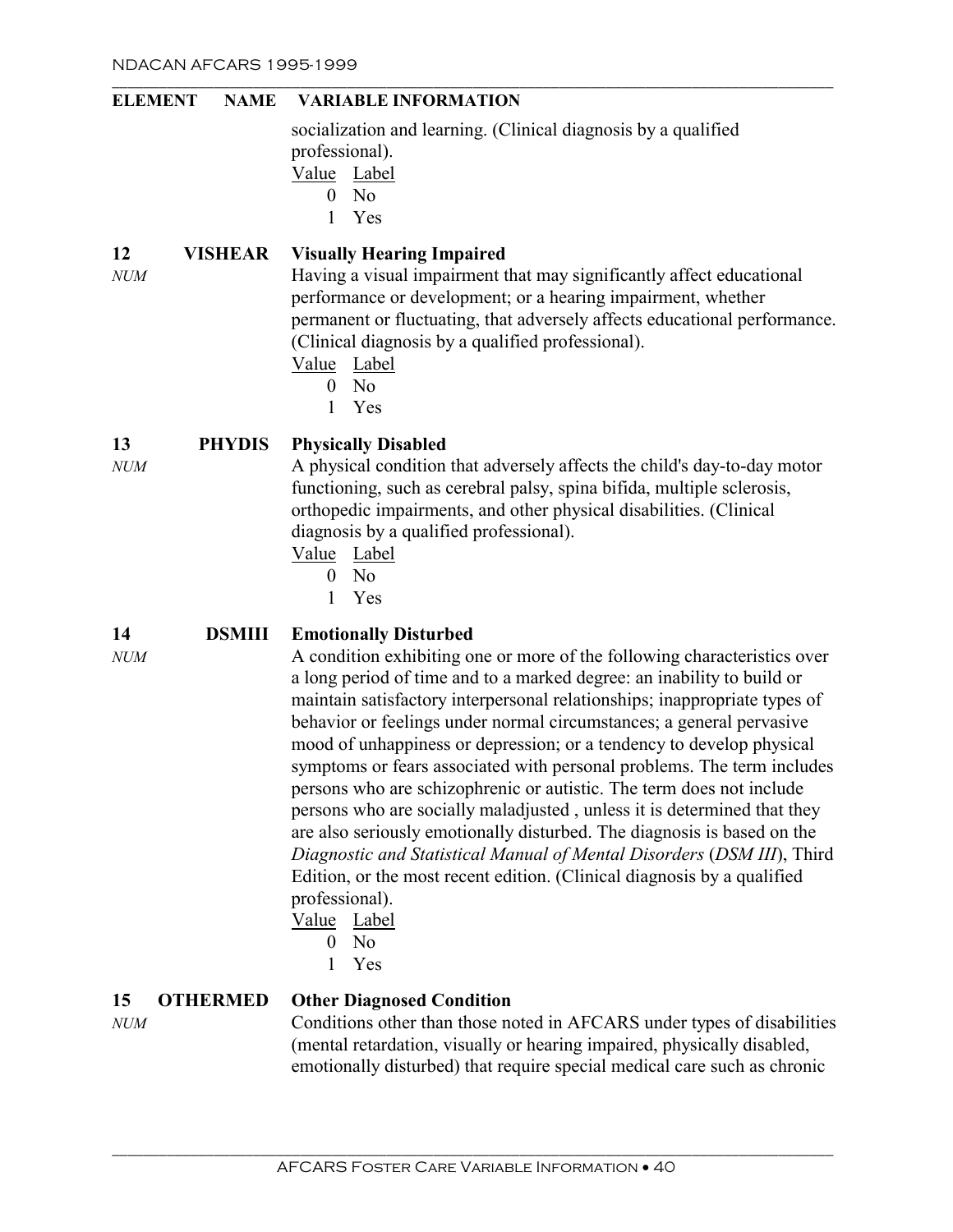| ELEMENT | NAME | VARIABLE INFORMATION |
|---|---|---|

socialization and learning. (Clinical diagnosis by a qualified professional).

| Value | Label |
|---|---|
| 0 | No |
| 1 | Yes |

**12** **VISHEAR** **Visually Hearing Impaired**

*NUM*

Having a visual impairment that may significantly affect educational performance or development; or a hearing impairment, whether permanent or fluctuating, that adversely affects educational performance. (Clinical diagnosis by a qualified professional).

| Value | Label |
|---|---|
| 0 | No |
| 1 | Yes |

**13** **PHYDIS** **Physically Disabled**

*NUM*

A physical condition that adversely affects the child's day-to-day motor functioning, such as cerebral palsy, spina bifida, multiple sclerosis, orthopedic impairments, and other physical disabilities. (Clinical diagnosis by a qualified professional).

| Value | Label |
|---|---|
| 0 | No |
| 1 | Yes |

**14** **DSMIII** **Emotionally Disturbed**

*NUM*

A condition exhibiting one or more of the following characteristics over a long period of time and to a marked degree: an inability to build or maintain satisfactory interpersonal relationships; inappropriate types of behavior or feelings under normal circumstances; a general pervasive mood of unhappiness or depression; or a tendency to develop physical symptoms or fears associated with personal problems. The term includes persons who are schizophrenic or autistic. The term does not include persons who are socially maladjusted , unless it is determined that they are also seriously emotionally disturbed. The diagnosis is based on the *Diagnostic and Statistical Manual of Mental Disorders* (*DSM III*), Third Edition, or the most recent edition. (Clinical diagnosis by a qualified professional).

| Value | Label |
|---|---|
| 0 | No |
| 1 | Yes |

**15** **OTHERMED** **Other Diagnosed Condition**

*NUM*

Conditions other than those noted in AFCARS under types of disabilities (mental retardation, visually or hearing impaired, physically disabled, emotionally disturbed) that require special medical care such as chronic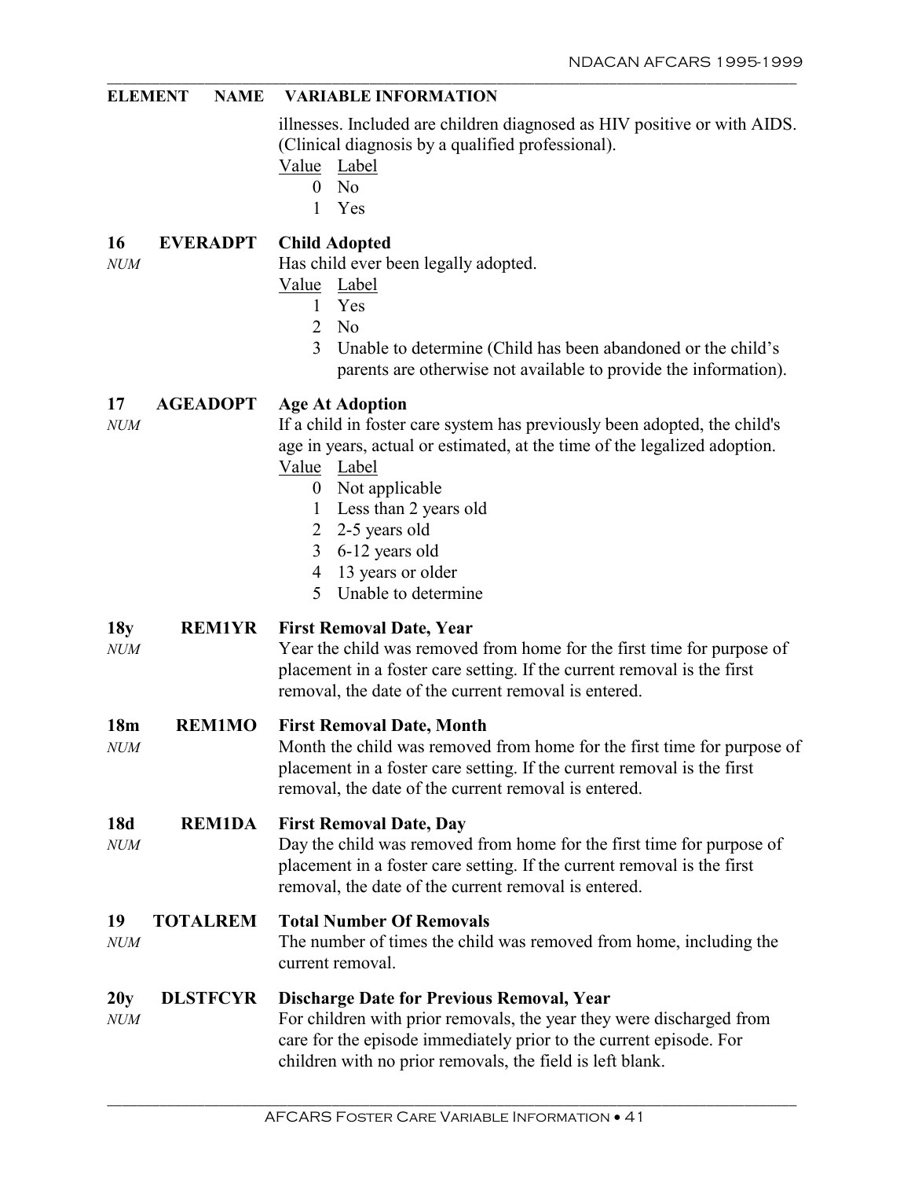| ELEMENT | NAME | VARIABLE INFORMATION |
|---|---|---|

illnesses. Included are children diagnosed as HIV positive or with AIDS. (Clinical diagnosis by a qualified professional).

| Value | Label |
|---|---|
| 0 | No |
| 1 | Yes |

**16** **EVERADPT** **Child Adopted**
*NUM*

Has child ever been legally adopted.

| Value | Label |
|---|---|
| 1 | Yes |
| 2 | No |
| 3 | Unable to determine (Child has been abandoned or the child's parents are otherwise not available to provide the information). |

**17** **AGEADOPT** **Age At Adoption**
*NUM*

If a child in foster care system has previously been adopted, the child's age in years, actual or estimated, at the time of the legalized adoption.

| Value | Label |
|---|---|
| 0 | Not applicable |
| 1 | Less than 2 years old |
| 2 | 2-5 years old |
| 3 | 6-12 years old |
| 4 | 13 years or older |
| 5 | Unable to determine |

**18y** **REM1YR** **First Removal Date, Year**
*NUM*

Year the child was removed from home for the first time for purpose of placement in a foster care setting. If the current removal is the first removal, the date of the current removal is entered.

**18m** **REM1MO** **First Removal Date, Month**
*NUM*

Month the child was removed from home for the first time for purpose of placement in a foster care setting. If the current removal is the first removal, the date of the current removal is entered.

**18d** **REM1DA** **First Removal Date, Day**
*NUM*

Day the child was removed from home for the first time for purpose of placement in a foster care setting. If the current removal is the first removal, the date of the current removal is entered.

**19** **TOTALREM** **Total Number Of Removals**
*NUM*

The number of times the child was removed from home, including the current removal.

**20y** **DLSTFCYR** **Discharge Date for Previous Removal, Year**
*NUM*

For children with prior removals, the year they were discharged from care for the episode immediately prior to the current episode. For children with no prior removals, the field is left blank.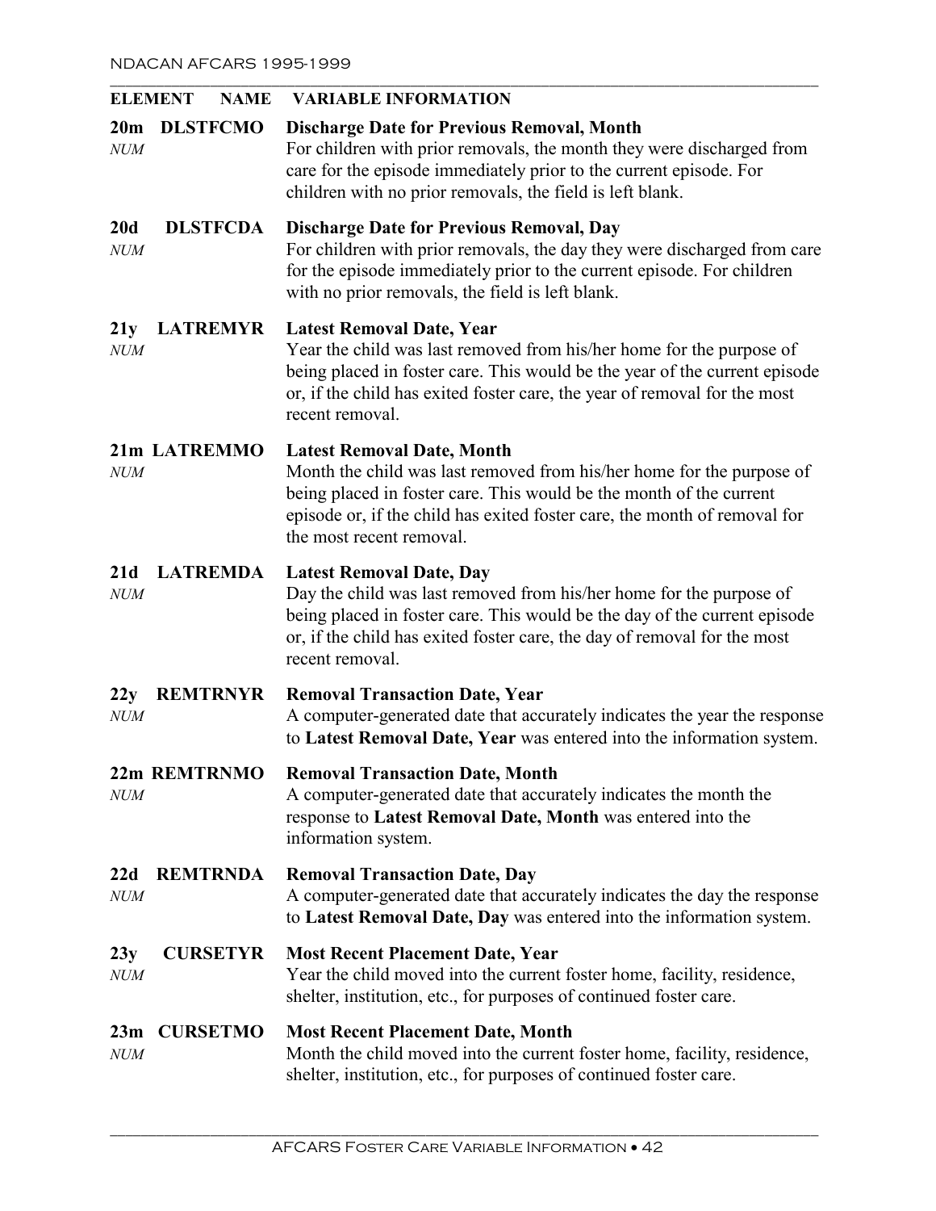| ELEMENT NAME | VARIABLE INFORMATION |
|---|---|
| **20m DLSTFCMO** *NUM* | **Discharge Date for Previous Removal, Month** For children with prior removals, the month they were discharged from care for the episode immediately prior to the current episode. For children with no prior removals, the field is left blank. |
| **20d DLSTFCDA** *NUM* | **Discharge Date for Previous Removal, Day** For children with prior removals, the day they were discharged from care for the episode immediately prior to the current episode. For children with no prior removals, the field is left blank. |
| **21y LATREMYR** *NUM* | **Latest Removal Date, Year** Year the child was last removed from his/her home for the purpose of being placed in foster care. This would be the year of the current episode or, if the child has exited foster care, the year of removal for the most recent removal. |
| **21m LATREMMO** *NUM* | **Latest Removal Date, Month** Month the child was last removed from his/her home for the purpose of being placed in foster care. This would be the month of the current episode or, if the child has exited foster care, the month of removal for the most recent removal. |
| **21d LATREMDA** *NUM* | **Latest Removal Date, Day** Day the child was last removed from his/her home for the purpose of being placed in foster care. This would be the day of the current episode or, if the child has exited foster care, the day of removal for the most recent removal. |
| **22y REMTRNYR** *NUM* | **Removal Transaction Date, Year** A computer-generated date that accurately indicates the year the response to **Latest Removal Date, Year** was entered into the information system. |
| **22m REMTRNMO** *NUM* | **Removal Transaction Date, Month** A computer-generated date that accurately indicates the month the response to **Latest Removal Date, Month** was entered into the information system. |
| **22d REMTRNDA** *NUM* | **Removal Transaction Date, Day** A computer-generated date that accurately indicates the day the response to **Latest Removal Date, Day** was entered into the information system. |
| **23y CURSETYR** *NUM* | **Most Recent Placement Date, Year** Year the child moved into the current foster home, facility, residence, shelter, institution, etc., for purposes of continued foster care. |
| **23m CURSETMO** *NUM* | **Most Recent Placement Date, Month** Month the child moved into the current foster home, facility, residence, shelter, institution, etc., for purposes of continued foster care. |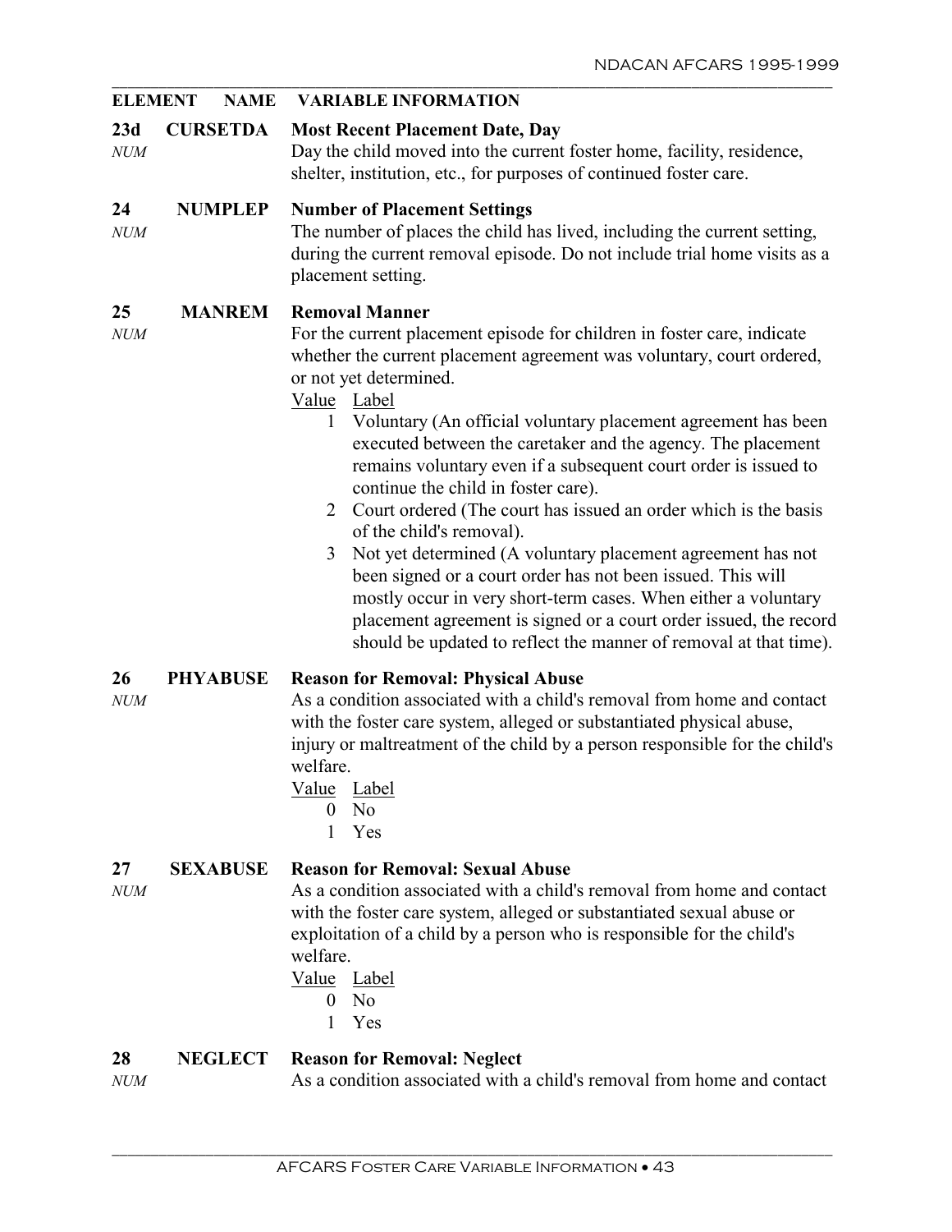| ELEMENT | NAME | VARIABLE INFORMATION |
|---|---|---|

**23d** *NUM* **CURSETDA** — **Most Recent Placement Date, Day**

Day the child moved into the current foster home, facility, residence, shelter, institution, etc., for purposes of continued foster care.

**24** *NUM* **NUMPLEP** — **Number of Placement Settings**

The number of places the child has lived, including the current setting, during the current removal episode. Do not include trial home visits as a placement setting.

**25** *NUM* **MANREM** — **Removal Manner**

For the current placement episode for children in foster care, indicate whether the current placement agreement was voluntary, court ordered, or not yet determined.

| Value | Label |
|---|---|
| 1 | Voluntary (An official voluntary placement agreement has been executed between the caretaker and the agency. The placement remains voluntary even if a subsequent court order is issued to continue the child in foster care). |
| 2 | Court ordered (The court has issued an order which is the basis of the child's removal). |
| 3 | Not yet determined (A voluntary placement agreement has not been signed or a court order has not been issued. This will mostly occur in very short-term cases. When either a voluntary placement agreement is signed or a court order issued, the record should be updated to reflect the manner of removal at that time). |

**26** *NUM* **PHYABUSE** — **Reason for Removal: Physical Abuse**

As a condition associated with a child's removal from home and contact with the foster care system, alleged or substantiated physical abuse, injury or maltreatment of the child by a person responsible for the child's welfare.

| Value | Label |
|---|---|
| 0 | No |
| 1 | Yes |

**27** *NUM* **SEXABUSE** — **Reason for Removal: Sexual Abuse**

As a condition associated with a child's removal from home and contact with the foster care system, alleged or substantiated sexual abuse or exploitation of a child by a person who is responsible for the child's welfare.

| Value | Label |
|---|---|
| 0 | No |
| 1 | Yes |

**28** *NUM* **NEGLECT** — **Reason for Removal: Neglect**

As a condition associated with a child's removal from home and contact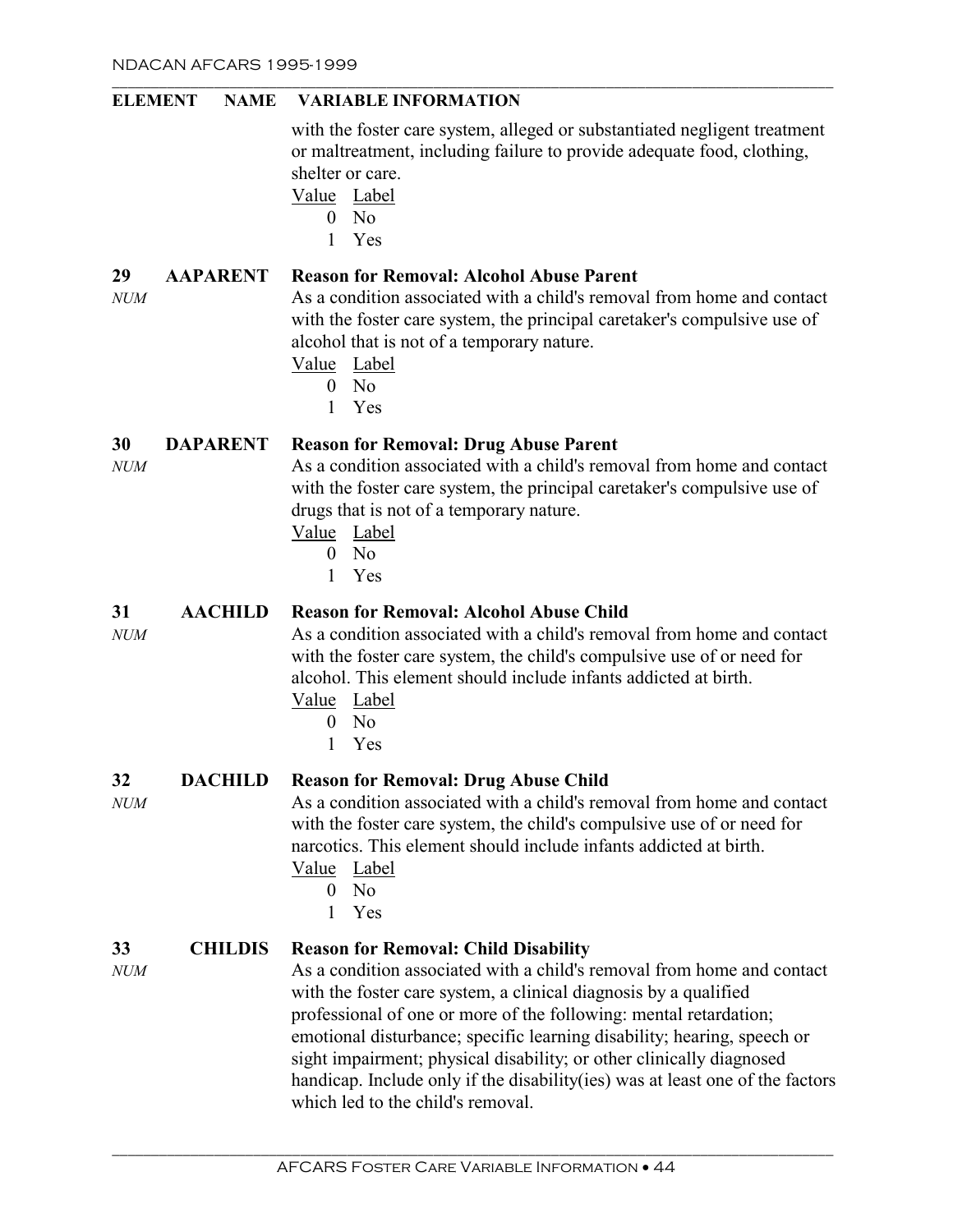| ELEMENT | NAME | VARIABLE INFORMATION |
|---|---|---|
| | | with the foster care system, alleged or substantiated negligent treatment or maltreatment, including failure to provide adequate food, clothing, shelter or care. |

Value Label
- 0 No
- 1 Yes

**29** *NUM* **AAPARENT** **Reason for Removal: Alcohol Abuse Parent**

As a condition associated with a child's removal from home and contact with the foster care system, the principal caretaker's compulsive use of alcohol that is not of a temporary nature.

Value Label
- 0 No
- 1 Yes

**30** *NUM* **DAPARENT** **Reason for Removal: Drug Abuse Parent**

As a condition associated with a child's removal from home and contact with the foster care system, the principal caretaker's compulsive use of drugs that is not of a temporary nature.

Value Label
- 0 No
- 1 Yes

**31** *NUM* **AACHILD** **Reason for Removal: Alcohol Abuse Child**

As a condition associated with a child's removal from home and contact with the foster care system, the child's compulsive use of or need for alcohol. This element should include infants addicted at birth.

Value Label
- 0 No
- 1 Yes

**32** *NUM* **DACHILD** **Reason for Removal: Drug Abuse Child**

As a condition associated with a child's removal from home and contact with the foster care system, the child's compulsive use of or need for narcotics. This element should include infants addicted at birth.

Value Label
- 0 No
- 1 Yes

**33** *NUM* **CHILDIS** **Reason for Removal: Child Disability**

As a condition associated with a child's removal from home and contact with the foster care system, a clinical diagnosis by a qualified professional of one or more of the following: mental retardation; emotional disturbance; specific learning disability; hearing, speech or sight impairment; physical disability; or other clinically diagnosed handicap. Include only if the disability(ies) was at least one of the factors which led to the child's removal.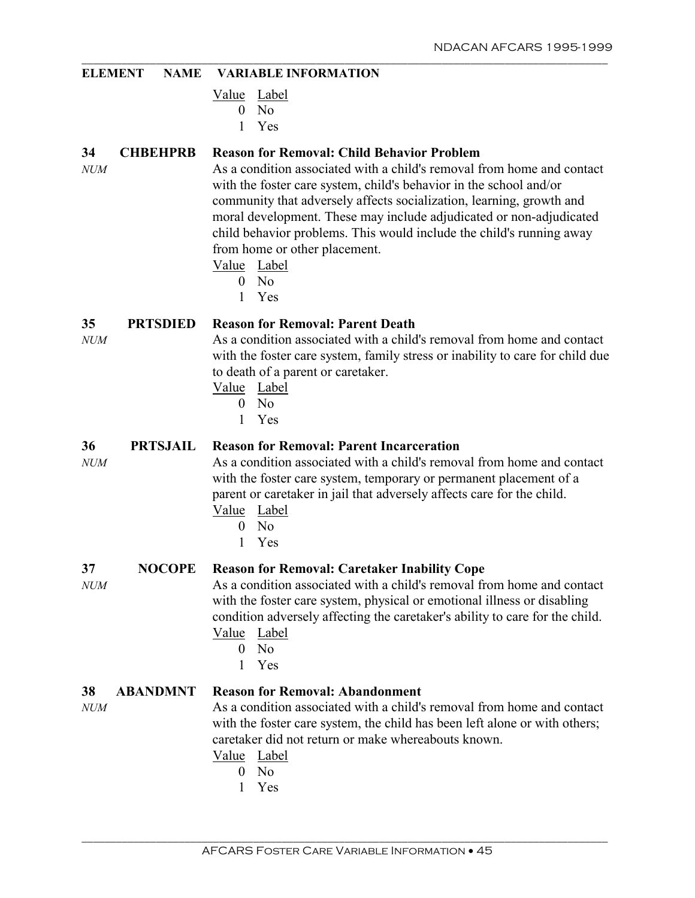| ELEMENT | NAME | VARIABLE INFORMATION |
|---|---|---|

Value Label
0 No
1 Yes

**34 CHBEHPRB** — **Reason for Removal: Child Behavior Problem**

*NUM*

As a condition associated with a child's removal from home and contact with the foster care system, child's behavior in the school and/or community that adversely affects socialization, learning, growth and moral development. These may include adjudicated or non-adjudicated child behavior problems. This would include the child's running away from home or other placement.

Value Label
0 No
1 Yes

**35 PRTSDIED** — **Reason for Removal: Parent Death**

*NUM*

As a condition associated with a child's removal from home and contact with the foster care system, family stress or inability to care for child due to death of a parent or caretaker.

Value Label
0 No
1 Yes

**36 PRTSJAIL** — **Reason for Removal: Parent Incarceration**

*NUM*

As a condition associated with a child's removal from home and contact with the foster care system, temporary or permanent placement of a parent or caretaker in jail that adversely affects care for the child.

Value Label
0 No
1 Yes

**37 NOCOPE** — **Reason for Removal: Caretaker Inability Cope**

*NUM*

As a condition associated with a child's removal from home and contact with the foster care system, physical or emotional illness or disabling condition adversely affecting the caretaker's ability to care for the child.

Value Label
0 No
1 Yes

**38 ABANDMNT** — **Reason for Removal: Abandonment**

*NUM*

As a condition associated with a child's removal from home and contact with the foster care system, the child has been left alone or with others; caretaker did not return or make whereabouts known.

Value Label
0 No
1 Yes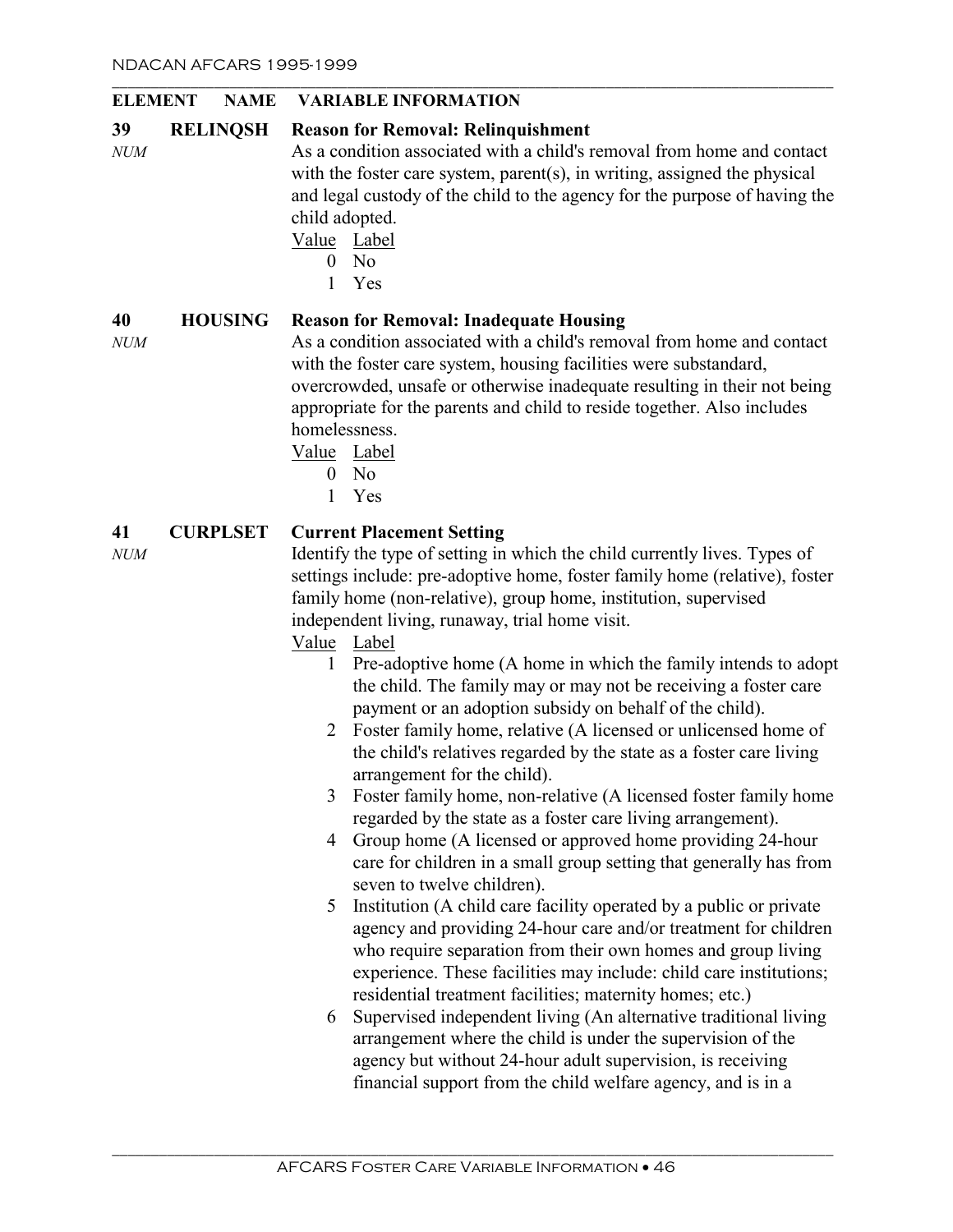**ELEMENT NAME VARIABLE INFORMATION**

**39** *NUM* **RELINQSH** **Reason for Removal: Relinquishment**

As a condition associated with a child's removal from home and contact with the foster care system, parent(s), in writing, assigned the physical and legal custody of the child to the agency for the purpose of having the child adopted.

| Value | Label |
|---|---|
| 0 | No |
| 1 | Yes |

**40** *NUM* **HOUSING** **Reason for Removal: Inadequate Housing**

As a condition associated with a child's removal from home and contact with the foster care system, housing facilities were substandard, overcrowded, unsafe or otherwise inadequate resulting in their not being appropriate for the parents and child to reside together. Also includes homelessness.

| Value | Label |
|---|---|
| 0 | No |
| 1 | Yes |

**41** *NUM* **CURPLSET** **Current Placement Setting**

Identify the type of setting in which the child currently lives. Types of settings include: pre-adoptive home, foster family home (relative), foster family home (non-relative), group home, institution, supervised independent living, runaway, trial home visit.

| Value | Label |
|---|---|
| 1 | Pre-adoptive home (A home in which the family intends to adopt the child. The family may or may not be receiving a foster care payment or an adoption subsidy on behalf of the child). |
| 2 | Foster family home, relative (A licensed or unlicensed home of the child's relatives regarded by the state as a foster care living arrangement for the child). |
| 3 | Foster family home, non-relative (A licensed foster family home regarded by the state as a foster care living arrangement). |
| 4 | Group home (A licensed or approved home providing 24-hour care for children in a small group setting that generally has from seven to twelve children). |
| 5 | Institution (A child care facility operated by a public or private agency and providing 24-hour care and/or treatment for children who require separation from their own homes and group living experience. These facilities may include: child care institutions; residential treatment facilities; maternity homes; etc.) |
| 6 | Supervised independent living (An alternative traditional living arrangement where the child is under the supervision of the agency but without 24-hour adult supervision, is receiving financial support from the child welfare agency, and is in a |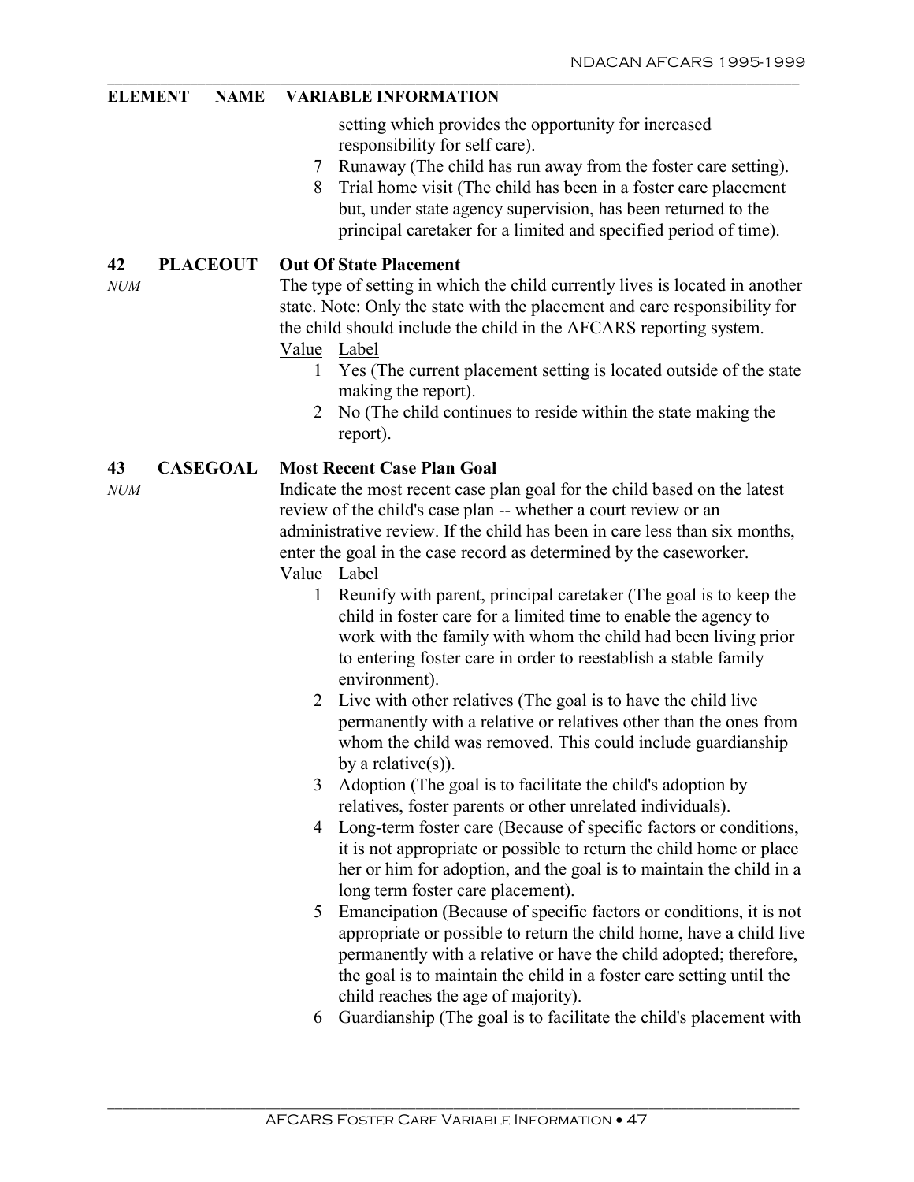| ELEMENT | NAME | VARIABLE INFORMATION |
|---|---|---|

setting which provides the opportunity for increased responsibility for self care).

7 Runaway (The child has run away from the foster care setting).

8 Trial home visit (The child has been in a foster care placement but, under state agency supervision, has been returned to the principal caretaker for a limited and specified period of time).

**42 PLACEOUT** **Out Of State Placement**

*NUM*

The type of setting in which the child currently lives is located in another state. Note: Only the state with the placement and care responsibility for the child should include the child in the AFCARS reporting system.

| Value | Label |
|---|---|
| 1 | Yes (The current placement setting is located outside of the state making the report). |
| 2 | No (The child continues to reside within the state making the report). |

**43 CASEGOAL** **Most Recent Case Plan Goal**

*NUM*

Indicate the most recent case plan goal for the child based on the latest review of the child's case plan -- whether a court review or an administrative review. If the child has been in care less than six months, enter the goal in the case record as determined by the caseworker.

| Value | Label |
|---|---|
| 1 | Reunify with parent, principal caretaker (The goal is to keep the child in foster care for a limited time to enable the agency to work with the family with whom the child had been living prior to entering foster care in order to reestablish a stable family environment). |
| 2 | Live with other relatives (The goal is to have the child live permanently with a relative or relatives other than the ones from whom the child was removed. This could include guardianship by a relative(s)). |
| 3 | Adoption (The goal is to facilitate the child's adoption by relatives, foster parents or other unrelated individuals). |
| 4 | Long-term foster care (Because of specific factors or conditions, it is not appropriate or possible to return the child home or place her or him for adoption, and the goal is to maintain the child in a long term foster care placement). |
| 5 | Emancipation (Because of specific factors or conditions, it is not appropriate or possible to return the child home, have a child live permanently with a relative or have the child adopted; therefore, the goal is to maintain the child in a foster care setting until the child reaches the age of majority). |
| 6 | Guardianship (The goal is to facilitate the child's placement with |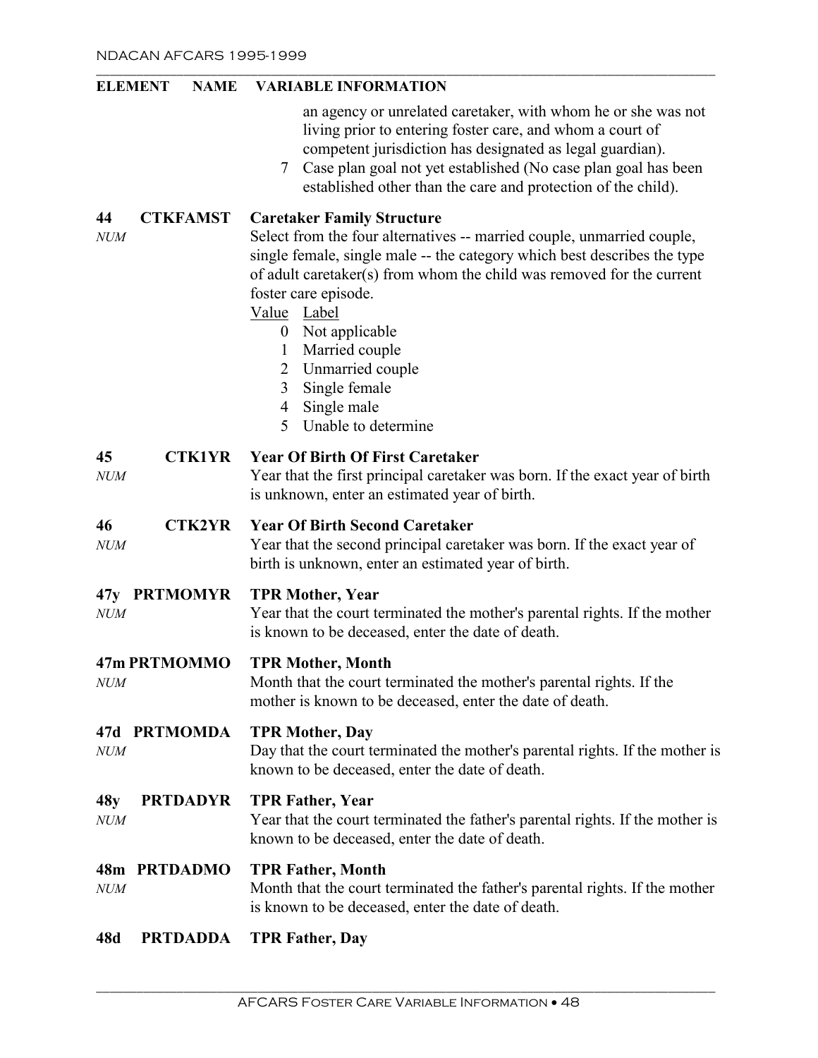| ELEMENT | NAME | VARIABLE INFORMATION |
|---|---|---|
| | | an agency or unrelated caretaker, with whom he or she was not living prior to entering foster care, and whom a court of competent jurisdiction has designated as legal guardian).<br>7 Case plan goal not yet established (No case plan goal has been established other than the care and protection of the child). |
| 44<br>*NUM* | CTKFAMST | **Caretaker Family Structure**<br>Select from the four alternatives -- married couple, unmarried couple, single female, single male -- the category which best describes the type of adult caretaker(s) from whom the child was removed for the current foster care episode.<br>Value Label<br>0 Not applicable<br>1 Married couple<br>2 Unmarried couple<br>3 Single female<br>4 Single male<br>5 Unable to determine |
| 45<br>*NUM* | CTK1YR | **Year Of Birth Of First Caretaker**<br>Year that the first principal caretaker was born. If the exact year of birth is unknown, enter an estimated year of birth. |
| 46<br>*NUM* | CTK2YR | **Year Of Birth Second Caretaker**<br>Year that the second principal caretaker was born. If the exact year of birth is unknown, enter an estimated year of birth. |
| 47y<br>*NUM* | PRTMOMYR | **TPR Mother, Year**<br>Year that the court terminated the mother's parental rights. If the mother is known to be deceased, enter the date of death. |
| 47m<br>*NUM* | PRTMOMMO | **TPR Mother, Month**<br>Month that the court terminated the mother's parental rights. If the mother is known to be deceased, enter the date of death. |
| 47d<br>*NUM* | PRTMOMDA | **TPR Mother, Day**<br>Day that the court terminated the mother's parental rights. If the mother is known to be deceased, enter the date of death. |
| 48y<br>*NUM* | PRTDADYR | **TPR Father, Year**<br>Year that the court terminated the father's parental rights. If the mother is known to be deceased, enter the date of death. |
| 48m<br>*NUM* | PRTDADMO | **TPR Father, Month**<br>Month that the court terminated the father's parental rights. If the mother is known to be deceased, enter the date of death. |
| 48d | PRTDADDA | **TPR Father, Day** |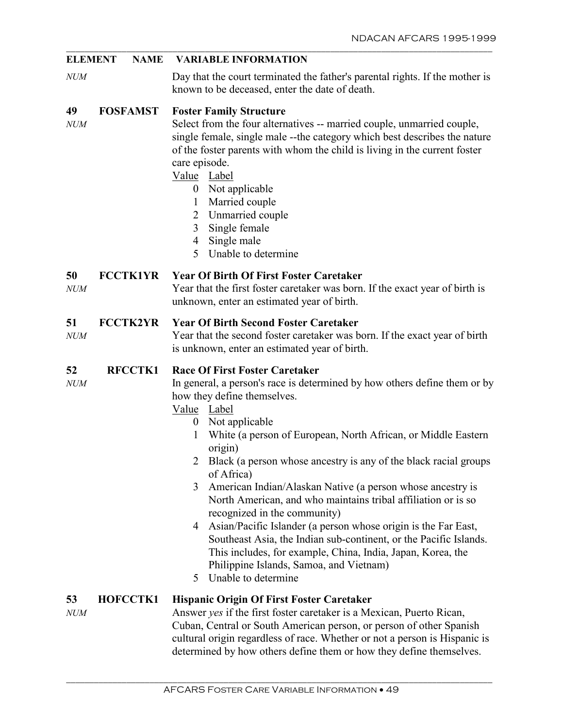| ELEMENT | NAME | VARIABLE INFORMATION |
|---|---|---|

*NUM*

Day that the court terminated the father's parental rights. If the mother is known to be deceased, enter the date of death.

**49 FOSFAMST Foster Family Structure**

*NUM*

Select from the four alternatives -- married couple, unmarried couple, single female, single male --the category which best describes the nature of the foster parents with whom the child is living in the current foster care episode.

| Value | Label |
|---|---|
| 0 | Not applicable |
| 1 | Married couple |
| 2 | Unmarried couple |
| 3 | Single female |
| 4 | Single male |
| 5 | Unable to determine |

**50 FCCTK1YR Year Of Birth Of First Foster Caretaker**

*NUM*

Year that the first foster caretaker was born. If the exact year of birth is unknown, enter an estimated year of birth.

**51 FCCTK2YR Year Of Birth Second Foster Caretaker**

*NUM*

Year that the second foster caretaker was born. If the exact year of birth is unknown, enter an estimated year of birth.

**52 RFCCTK1 Race Of First Foster Caretaker**

*NUM*

In general, a person's race is determined by how others define them or by how they define themselves.

| Value | Label |
|---|---|
| 0 | Not applicable |
| 1 | White (a person of European, North African, or Middle Eastern origin) |
| 2 | Black (a person whose ancestry is any of the black racial groups of Africa) |
| 3 | American Indian/Alaskan Native (a person whose ancestry is North American, and who maintains tribal affiliation or is so recognized in the community) |
| 4 | Asian/Pacific Islander (a person whose origin is the Far East, Southeast Asia, the Indian sub-continent, or the Pacific Islands. This includes, for example, China, India, Japan, Korea, the Philippine Islands, Samoa, and Vietnam) |
| 5 | Unable to determine |

**53 HOFCCTK1 Hispanic Origin Of First Foster Caretaker**

*NUM*

Answer *yes* if the first foster caretaker is a Mexican, Puerto Rican, Cuban, Central or South American person, or person of other Spanish cultural origin regardless of race. Whether or not a person is Hispanic is determined by how others define them or how they define themselves.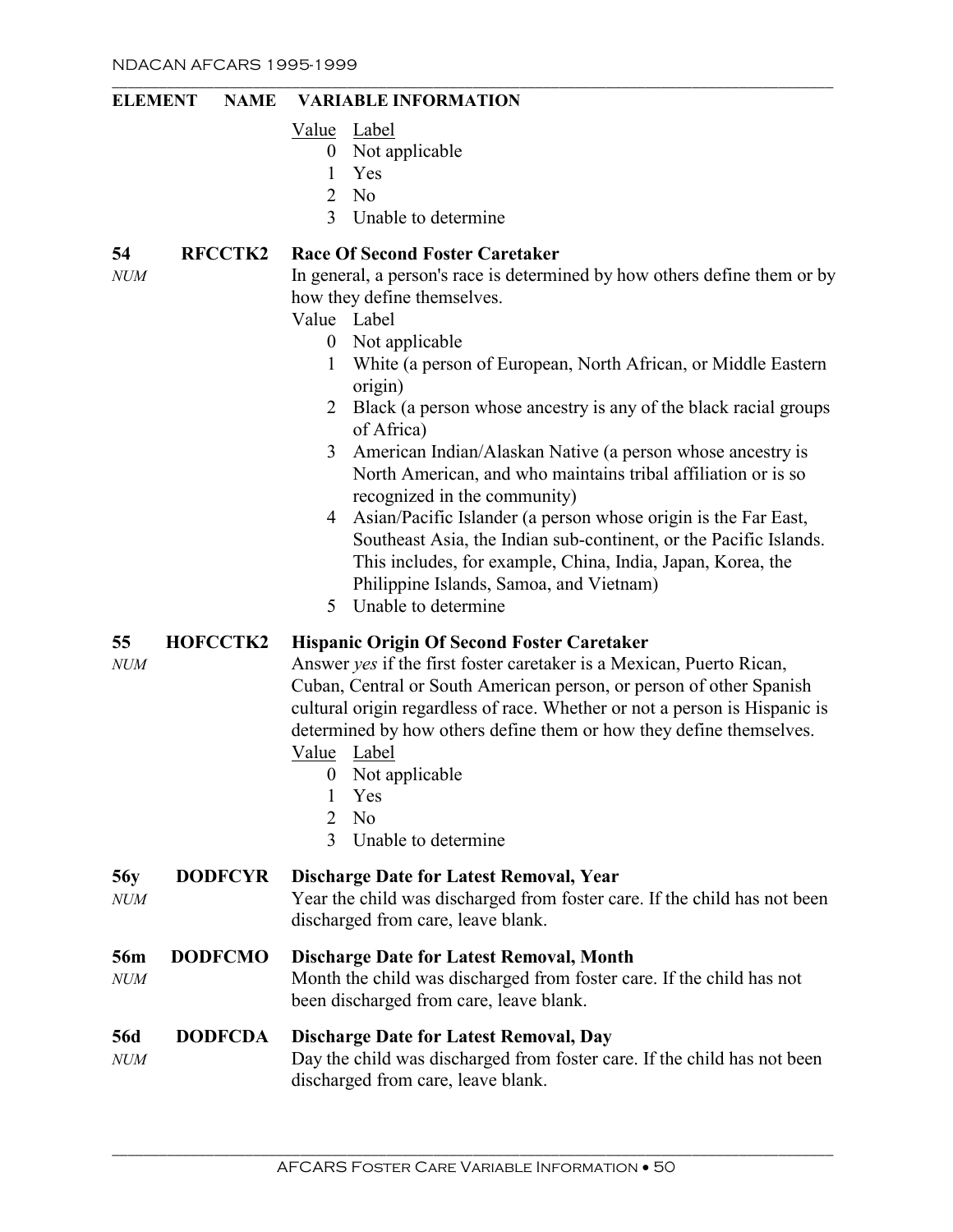**ELEMENT NAME VARIABLE INFORMATION**

| Value | Label |
|---|---|
| 0 | Not applicable |
| 1 | Yes |
| 2 | No |
| 3 | Unable to determine |

**54 RFCCTK2** **Race Of Second Foster Caretaker**

*NUM*

In general, a person's race is determined by how others define them or by how they define themselves.

| Value | Label |
|---|---|
| 0 | Not applicable |
| 1 | White (a person of European, North African, or Middle Eastern origin) |
| 2 | Black (a person whose ancestry is any of the black racial groups of Africa) |
| 3 | American Indian/Alaskan Native (a person whose ancestry is North American, and who maintains tribal affiliation or is so recognized in the community) |
| 4 | Asian/Pacific Islander (a person whose origin is the Far East, Southeast Asia, the Indian sub-continent, or the Pacific Islands. This includes, for example, China, India, Japan, Korea, the Philippine Islands, Samoa, and Vietnam) |
| 5 | Unable to determine |

**55 HOFCCTK2** **Hispanic Origin Of Second Foster Caretaker**

*NUM*

Answer *yes* if the first foster caretaker is a Mexican, Puerto Rican, Cuban, Central or South American person, or person of other Spanish cultural origin regardless of race. Whether or not a person is Hispanic is determined by how others define them or how they define themselves.

| Value | Label |
|---|---|
| 0 | Not applicable |
| 1 | Yes |
| 2 | No |
| 3 | Unable to determine |

**56y DODFCYR** **Discharge Date for Latest Removal, Year**

*NUM*

Year the child was discharged from foster care. If the child has not been discharged from care, leave blank.

**56m DODFCMO** **Discharge Date for Latest Removal, Month**

*NUM*

Month the child was discharged from foster care. If the child has not been discharged from care, leave blank.

**56d DODFCDA** **Discharge Date for Latest Removal, Day**

*NUM*

Day the child was discharged from foster care. If the child has not been discharged from care, leave blank.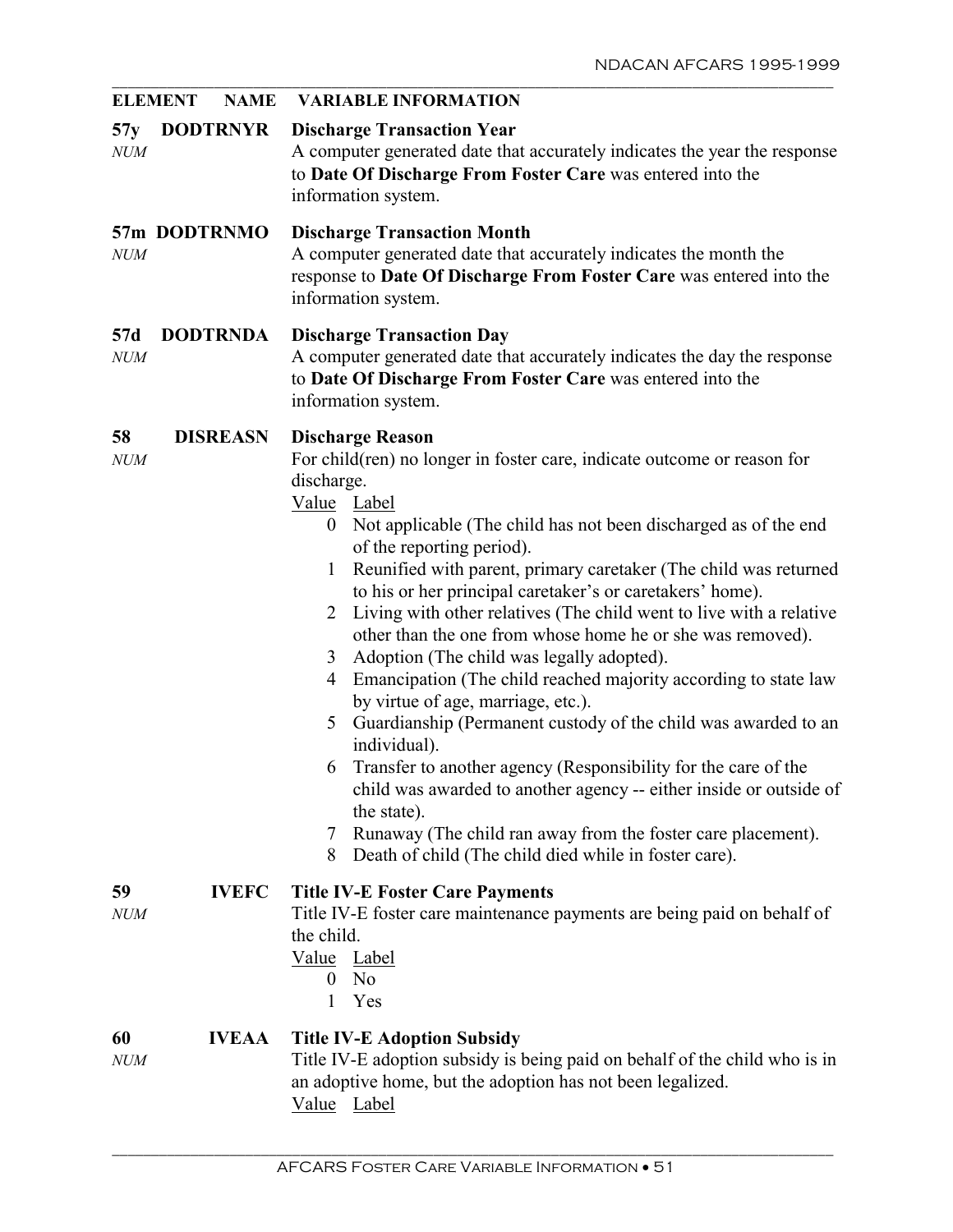| ELEMENT | NAME | VARIABLE INFORMATION |
|---|---|---|

**57y** **DODTRNYR** — **Discharge Transaction Year**
*NUM*
A computer generated date that accurately indicates the year the response to **Date Of Discharge From Foster Care** was entered into the information system.

**57m** **DODTRNMO** — **Discharge Transaction Month**
*NUM*
A computer generated date that accurately indicates the month the response to **Date Of Discharge From Foster Care** was entered into the information system.

**57d** **DODTRNDA** — **Discharge Transaction Day**
*NUM*
A computer generated date that accurately indicates the day the response to **Date Of Discharge From Foster Care** was entered into the information system.

**58** **DISREASN** — **Discharge Reason**
*NUM*
For child(ren) no longer in foster care, indicate outcome or reason for discharge.

| Value | Label |
|---|---|
| 0 | Not applicable (The child has not been discharged as of the end of the reporting period). |
| 1 | Reunified with parent, primary caretaker (The child was returned to his or her principal caretaker's or caretakers' home). |
| 2 | Living with other relatives (The child went to live with a relative other than the one from whose home he or she was removed). |
| 3 | Adoption (The child was legally adopted). |
| 4 | Emancipation (The child reached majority according to state law by virtue of age, marriage, etc.). |
| 5 | Guardianship (Permanent custody of the child was awarded to an individual). |
| 6 | Transfer to another agency (Responsibility for the care of the child was awarded to another agency -- either inside or outside of the state). |
| 7 | Runaway (The child ran away from the foster care placement). |
| 8 | Death of child (The child died while in foster care). |

**59** **IVEFC** — **Title IV-E Foster Care Payments**
*NUM*
Title IV-E foster care maintenance payments are being paid on behalf of the child.

| Value | Label |
|---|---|
| 0 | No |
| 1 | Yes |

**60** **IVEAA** — **Title IV-E Adoption Subsidy**
*NUM*
Title IV-E adoption subsidy is being paid on behalf of the child who is in an adoptive home, but the adoption has not been legalized.

Value Label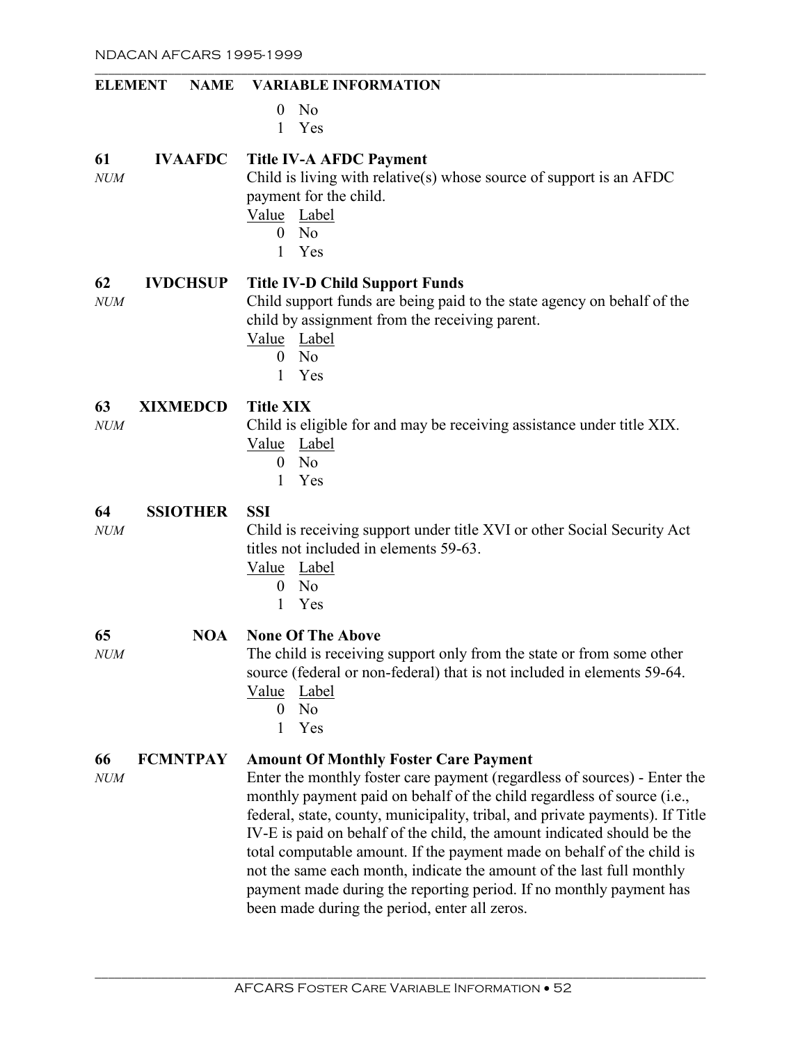| ELEMENT | NAME | VARIABLE INFORMATION |
|---|---|---|
| | | 0 No<br>1 Yes |
| **61**<br>*NUM* | **IVAAFDC** | **Title IV-A AFDC Payment**<br>Child is living with relative(s) whose source of support is an AFDC payment for the child.<br>Value Label<br>0 No<br>1 Yes |
| **62**<br>*NUM* | **IVDCHSUP** | **Title IV-D Child Support Funds**<br>Child support funds are being paid to the state agency on behalf of the child by assignment from the receiving parent.<br>Value Label<br>0 No<br>1 Yes |
| **63**<br>*NUM* | **XIXMEDCD** | **Title XIX**<br>Child is eligible for and may be receiving assistance under title XIX.<br>Value Label<br>0 No<br>1 Yes |
| **64**<br>*NUM* | **SSIOTHER** | **SSI**<br>Child is receiving support under title XVI or other Social Security Act titles not included in elements 59-63.<br>Value Label<br>0 No<br>1 Yes |
| **65**<br>*NUM* | **NOA** | **None Of The Above**<br>The child is receiving support only from the state or from some other source (federal or non-federal) that is not included in elements 59-64.<br>Value Label<br>0 No<br>1 Yes |
| **66**<br>*NUM* | **FCMNTPAY** | **Amount Of Monthly Foster Care Payment**<br>Enter the monthly foster care payment (regardless of sources) - Enter the monthly payment paid on behalf of the child regardless of source (i.e., federal, state, county, municipality, tribal, and private payments). If Title IV-E is paid on behalf of the child, the amount indicated should be the total computable amount. If the payment made on behalf of the child is not the same each month, indicate the amount of the last full monthly payment made during the reporting period. If no monthly payment has been made during the period, enter all zeros. |